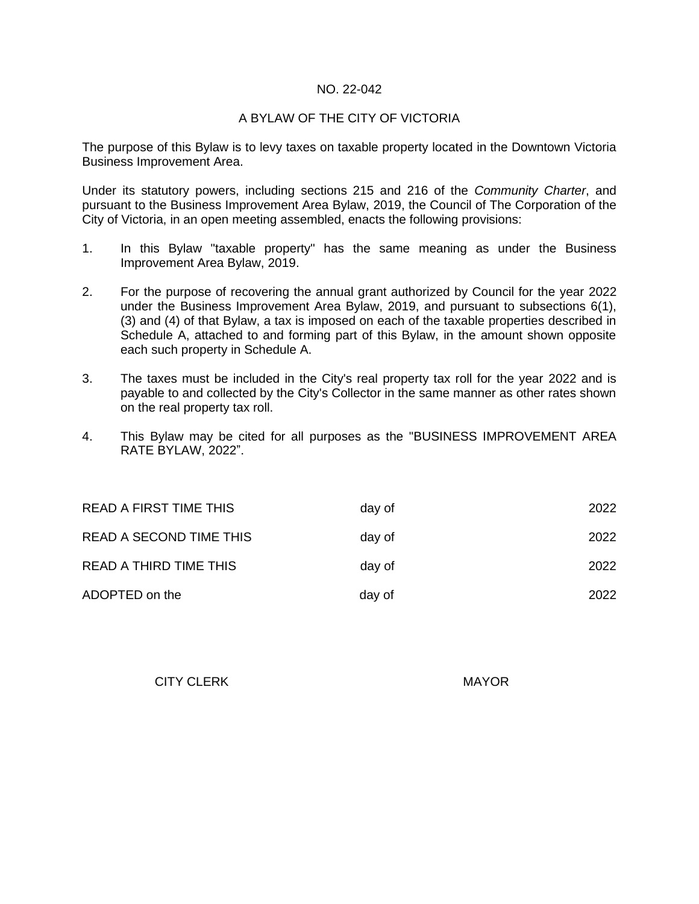NO. 22-042

A BYLAW OF THE CITY OF VICTORIA

The purpose of this Bylaw is to levy taxes on taxable property located in the Downtown Victoria Business Improvement Area.

Under its statutory powers, including sections 215 and 216 of the *Community Charter*, and pursuant to the Business Improvement Area Bylaw, 2019, the Council of The Corporation of the City of Victoria, in an open meeting assembled, enacts the following provisions:

1. In this Bylaw "taxable property" has the same meaning as under the Business Improvement Area Bylaw, 2019.

2. For the purpose of recovering the annual grant authorized by Council for the year 2022 under the Business Improvement Area Bylaw, 2019, and pursuant to subsections 6(1), (3) and (4) of that Bylaw, a tax is imposed on each of the taxable properties described in Schedule A, attached to and forming part of this Bylaw, in the amount shown opposite each such property in Schedule A.

3. The taxes must be included in the City's real property tax roll for the year 2022 and is payable to and collected by the City's Collector in the same manner as other rates shown on the real property tax roll.

4. This Bylaw may be cited for all purposes as the "BUSINESS IMPROVEMENT AREA RATE BYLAW, 2022".

READ A FIRST TIME THIS day of 2022

READ A SECOND TIME THIS day of 2022

READ A THIRD TIME THIS day of 2022

ADOPTED on the day of 2022

CITY CLERK MAYOR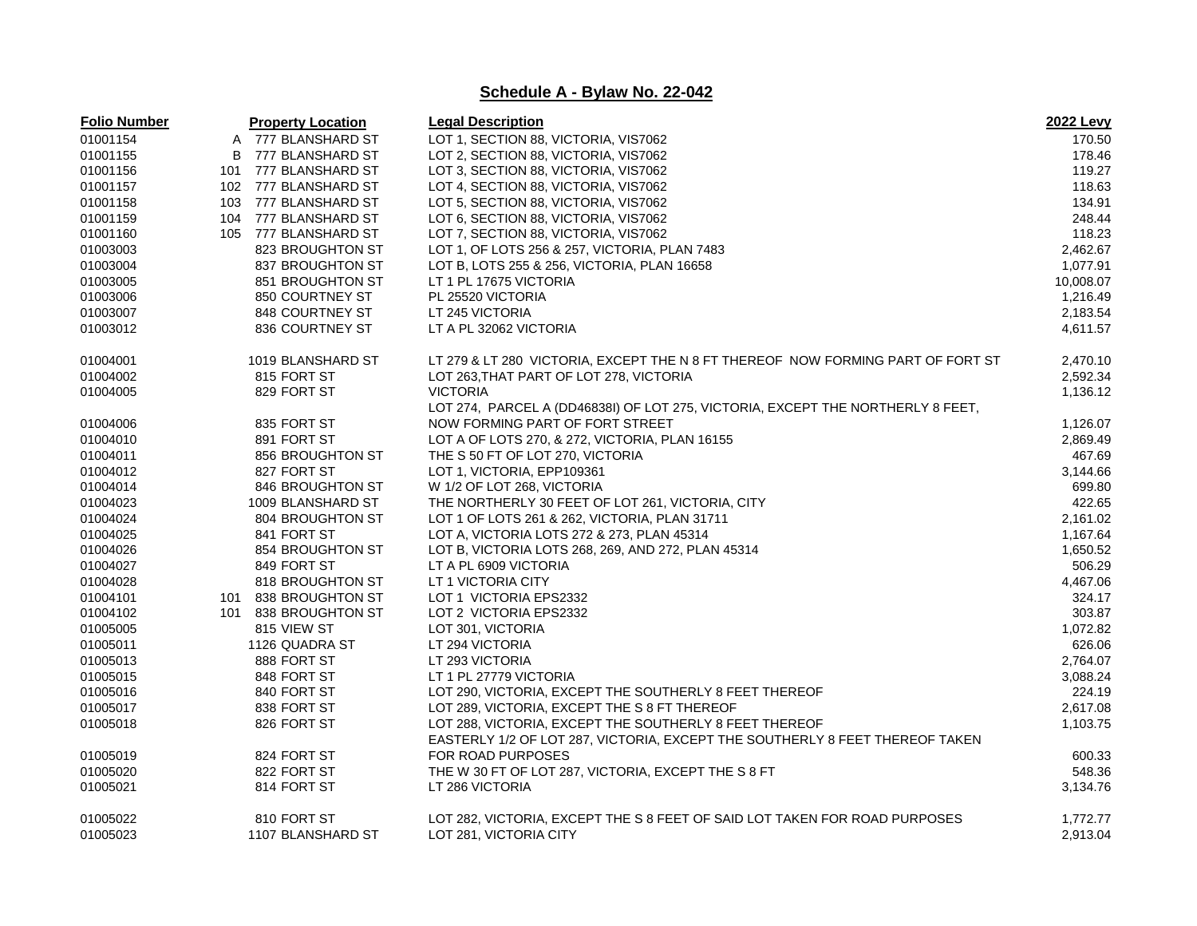## Schedule A - Bylaw No. 22-042

| Folio Number | Property Location | Legal Description | 2022 Levy |
|---|---|---|---|
| 01001154 | A 777 BLANSHARD ST | LOT 1, SECTION 88, VICTORIA, VIS7062 | 170.50 |
| 01001155 | B 777 BLANSHARD ST | LOT 2, SECTION 88, VICTORIA, VIS7062 | 178.46 |
| 01001156 | 101 777 BLANSHARD ST | LOT 3, SECTION 88, VICTORIA, VIS7062 | 119.27 |
| 01001157 | 102 777 BLANSHARD ST | LOT 4, SECTION 88, VICTORIA, VIS7062 | 118.63 |
| 01001158 | 103 777 BLANSHARD ST | LOT 5, SECTION 88, VICTORIA, VIS7062 | 134.91 |
| 01001159 | 104 777 BLANSHARD ST | LOT 6, SECTION 88, VICTORIA, VIS7062 | 248.44 |
| 01001160 | 105 777 BLANSHARD ST | LOT 7, SECTION 88, VICTORIA, VIS7062 | 118.23 |
| 01003003 | 823 BROUGHTON ST | LOT 1, OF LOTS 256 & 257, VICTORIA, PLAN 7483 | 2,462.67 |
| 01003004 | 837 BROUGHTON ST | LOT B, LOTS 255 & 256, VICTORIA, PLAN 16658 | 1,077.91 |
| 01003005 | 851 BROUGHTON ST | LT 1 PL 17675 VICTORIA | 10,008.07 |
| 01003006 | 850 COURTNEY ST | PL 25520 VICTORIA | 1,216.49 |
| 01003007 | 848 COURTNEY ST | LT 245 VICTORIA | 2,183.54 |
| 01003012 | 836 COURTNEY ST | LT A PL 32062 VICTORIA | 4,611.57 |
| 01004001 | 1019 BLANSHARD ST | LT 279 & LT 280 VICTORIA, EXCEPT THE N 8 FT THEREOF NOW FORMING PART OF FORT ST | 2,470.10 |
| 01004002 | 815 FORT ST | LOT 263,THAT PART OF LOT 278, VICTORIA | 2,592.34 |
| 01004005 | 829 FORT ST | VICTORIA | 1,136.12 |
| 01004006 | 835 FORT ST | LOT 274, PARCEL A (DD46838I) OF LOT 275, VICTORIA, EXCEPT THE NORTHERLY 8 FEET, NOW FORMING PART OF FORT STREET | 1,126.07 |
| 01004010 | 891 FORT ST | LOT A OF LOTS 270, & 272, VICTORIA, PLAN 16155 | 2,869.49 |
| 01004011 | 856 BROUGHTON ST | THE S 50 FT OF LOT 270, VICTORIA | 467.69 |
| 01004012 | 827 FORT ST | LOT 1, VICTORIA, EPP109361 | 3,144.66 |
| 01004014 | 846 BROUGHTON ST | W 1/2 OF LOT 268, VICTORIA | 699.80 |
| 01004023 | 1009 BLANSHARD ST | THE NORTHERLY 30 FEET OF LOT 261, VICTORIA, CITY | 422.65 |
| 01004024 | 804 BROUGHTON ST | LOT 1 OF LOTS 261 & 262, VICTORIA, PLAN 31711 | 2,161.02 |
| 01004025 | 841 FORT ST | LOT A, VICTORIA LOTS 272 & 273, PLAN 45314 | 1,167.64 |
| 01004026 | 854 BROUGHTON ST | LOT B, VICTORIA LOTS 268, 269, AND 272, PLAN 45314 | 1,650.52 |
| 01004027 | 849 FORT ST | LT A PL 6909 VICTORIA | 506.29 |
| 01004028 | 818 BROUGHTON ST | LT 1 VICTORIA CITY | 4,467.06 |
| 01004101 | 101 838 BROUGHTON ST | LOT 1 VICTORIA EPS2332 | 324.17 |
| 01004102 | 101 838 BROUGHTON ST | LOT 2 VICTORIA EPS2332 | 303.87 |
| 01005005 | 815 VIEW ST | LOT 301, VICTORIA | 1,072.82 |
| 01005011 | 1126 QUADRA ST | LT 294 VICTORIA | 626.06 |
| 01005013 | 888 FORT ST | LT 293 VICTORIA | 2,764.07 |
| 01005015 | 848 FORT ST | LT 1 PL 27779 VICTORIA | 3,088.24 |
| 01005016 | 840 FORT ST | LOT 290, VICTORIA, EXCEPT THE SOUTHERLY 8 FEET THEREOF | 224.19 |
| 01005017 | 838 FORT ST | LOT 289, VICTORIA, EXCEPT THE S 8 FT THEREOF | 2,617.08 |
| 01005018 | 826 FORT ST | LOT 288, VICTORIA, EXCEPT THE SOUTHERLY 8 FEET THEREOF | 1,103.75 |
| 01005019 | 824 FORT ST | EASTERLY 1/2 OF LOT 287, VICTORIA, EXCEPT THE SOUTHERLY 8 FEET THEREOF TAKEN FOR ROAD PURPOSES | 600.33 |
| 01005020 | 822 FORT ST | THE W 30 FT OF LOT 287, VICTORIA, EXCEPT THE S 8 FT | 548.36 |
| 01005021 | 814 FORT ST | LT 286 VICTORIA | 3,134.76 |
| 01005022 | 810 FORT ST | LOT 282, VICTORIA, EXCEPT THE S 8 FEET OF SAID LOT TAKEN FOR ROAD PURPOSES | 1,772.77 |
| 01005023 | 1107 BLANSHARD ST | LOT 281, VICTORIA CITY | 2,913.04 |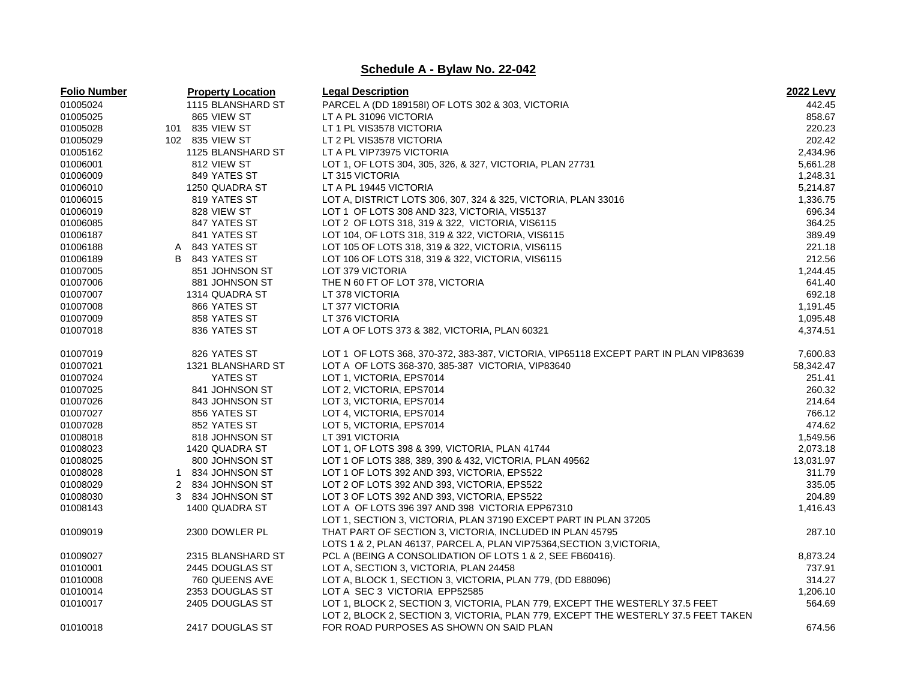## Schedule A - Bylaw No. 22-042

| Folio Number | Property Location | Legal Description | 2022 Levy |
|---|---|---|---|
| 01005024 | 1115 BLANSHARD ST | PARCEL A (DD 189158I) OF LOTS 302 & 303, VICTORIA | 442.45 |
| 01005025 | 865 VIEW ST | LT A PL 31096 VICTORIA | 858.67 |
| 01005028 | 101 835 VIEW ST | LT 1 PL VIS3578 VICTORIA | 220.23 |
| 01005029 | 102 835 VIEW ST | LT 2 PL VIS3578 VICTORIA | 202.42 |
| 01005162 | 1125 BLANSHARD ST | LT A PL VIP73975 VICTORIA | 2,434.96 |
| 01006001 | 812 VIEW ST | LOT 1, OF LOTS 304, 305, 326, & 327, VICTORIA, PLAN 27731 | 5,661.28 |
| 01006009 | 849 YATES ST | LT 315 VICTORIA | 1,248.31 |
| 01006010 | 1250 QUADRA ST | LT A PL 19445 VICTORIA | 5,214.87 |
| 01006015 | 819 YATES ST | LOT A, DISTRICT LOTS 306, 307, 324 & 325, VICTORIA, PLAN 33016 | 1,336.75 |
| 01006019 | 828 VIEW ST | LOT 1 OF LOTS 308 AND 323, VICTORIA, VIS5137 | 696.34 |
| 01006085 | 847 YATES ST | LOT 2 OF LOTS 318, 319 & 322, VICTORIA, VIS6115 | 364.25 |
| 01006187 | 841 YATES ST | LOT 104, OF LOTS 318, 319 & 322, VICTORIA, VIS6115 | 389.49 |
| 01006188 | A 843 YATES ST | LOT 105 OF LOTS 318, 319 & 322, VICTORIA, VIS6115 | 221.18 |
| 01006189 | B 843 YATES ST | LOT 106 OF LOTS 318, 319 & 322, VICTORIA, VIS6115 | 212.56 |
| 01007005 | 851 JOHNSON ST | LOT 379 VICTORIA | 1,244.45 |
| 01007006 | 881 JOHNSON ST | THE N 60 FT OF LOT 378, VICTORIA | 641.40 |
| 01007007 | 1314 QUADRA ST | LT 378 VICTORIA | 692.18 |
| 01007008 | 866 YATES ST | LT 377 VICTORIA | 1,191.45 |
| 01007009 | 858 YATES ST | LT 376 VICTORIA | 1,095.48 |
| 01007018 | 836 YATES ST | LOT A OF LOTS 373 & 382, VICTORIA, PLAN 60321 | 4,374.51 |
| 01007019 | 826 YATES ST | LOT 1 OF LOTS 368, 370-372, 383-387, VICTORIA, VIP65118 EXCEPT PART IN PLAN VIP83639 | 7,600.83 |
| 01007021 | 1321 BLANSHARD ST | LOT A OF LOTS 368-370, 385-387 VICTORIA, VIP83640 | 58,342.47 |
| 01007024 | YATES ST | LOT 1, VICTORIA, EPS7014 | 251.41 |
| 01007025 | 841 JOHNSON ST | LOT 2, VICTORIA, EPS7014 | 260.32 |
| 01007026 | 843 JOHNSON ST | LOT 3, VICTORIA, EPS7014 | 214.64 |
| 01007027 | 856 YATES ST | LOT 4, VICTORIA, EPS7014 | 766.12 |
| 01007028 | 852 YATES ST | LOT 5, VICTORIA, EPS7014 | 474.62 |
| 01008018 | 818 JOHNSON ST | LT 391 VICTORIA | 1,549.56 |
| 01008023 | 1420 QUADRA ST | LOT 1, OF LOTS 398 & 399, VICTORIA, PLAN 41744 | 2,073.18 |
| 01008025 | 800 JOHNSON ST | LOT 1 OF LOTS 388, 389, 390 & 432, VICTORIA, PLAN 49562 | 13,031.97 |
| 01008028 | 1 834 JOHNSON ST | LOT 1 OF LOTS 392 AND 393, VICTORIA, EPS522 | 311.79 |
| 01008029 | 2 834 JOHNSON ST | LOT 2 OF LOTS 392 AND 393, VICTORIA, EPS522 | 335.05 |
| 01008030 | 3 834 JOHNSON ST | LOT 3 OF LOTS 392 AND 393, VICTORIA, EPS522 | 204.89 |
| 01008143 | 1400 QUADRA ST | LOT A OF LOTS 396 397 AND 398 VICTORIA EPP67310 | 1,416.43 |
| 01009019 | 2300 DOWLER PL | LOT 1, SECTION 3, VICTORIA, PLAN 37190 EXCEPT PART IN PLAN 37205 THAT PART OF SECTION 3, VICTORIA, INCLUDED IN PLAN 45795 | 287.10 |
| 01009027 | 2315 BLANSHARD ST | LOTS 1 & 2, PLAN 46137, PARCEL A, PLAN VIP75364,SECTION 3,VICTORIA, PCL A (BEING A CONSOLIDATION OF LOTS 1 & 2, SEE FB60416). | 8,873.24 |
| 01010001 | 2445 DOUGLAS ST | LOT A, SECTION 3, VICTORIA, PLAN 24458 | 737.91 |
| 01010008 | 760 QUEENS AVE | LOT A, BLOCK 1, SECTION 3, VICTORIA, PLAN 779, (DD E88096) | 314.27 |
| 01010014 | 2353 DOUGLAS ST | LOT A SEC 3 VICTORIA EPP52585 | 1,206.10 |
| 01010017 | 2405 DOUGLAS ST | LOT 1, BLOCK 2, SECTION 3, VICTORIA, PLAN 779, EXCEPT THE WESTERLY 37.5 FEET | 564.69 |
| 01010018 | 2417 DOUGLAS ST | LOT 2, BLOCK 2, SECTION 3, VICTORIA, PLAN 779, EXCEPT THE WESTERLY 37.5 FEET TAKEN FOR ROAD PURPOSES AS SHOWN ON SAID PLAN | 674.56 |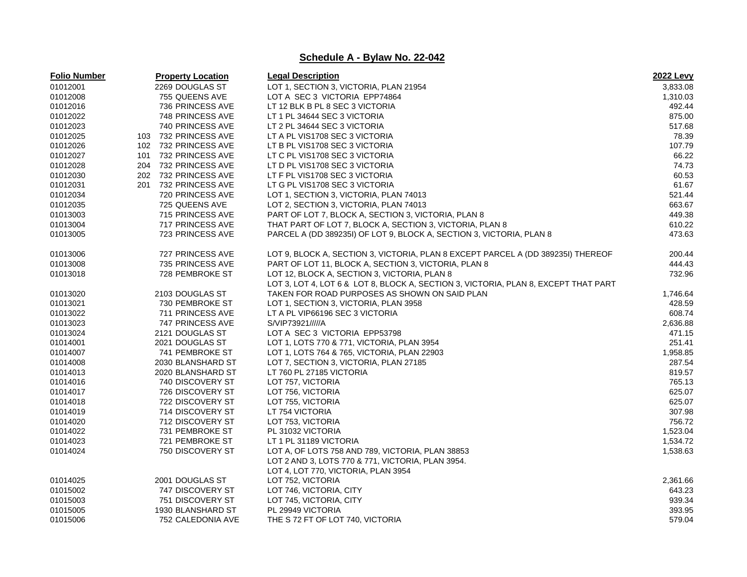## Schedule A - Bylaw No. 22-042

| Folio Number | Property Location | Legal Description | 2022 Levy |
|---|---|---|---|
| 01012001 | 2269 DOUGLAS ST | LOT 1, SECTION 3, VICTORIA, PLAN 21954 | 3,833.08 |
| 01012008 | 755 QUEENS AVE | LOT A SEC 3 VICTORIA EPP74864 | 1,310.03 |
| 01012016 | 736 PRINCESS AVE | LT 12 BLK B PL 8 SEC 3 VICTORIA | 492.44 |
| 01012022 | 748 PRINCESS AVE | LT 1 PL 34644 SEC 3 VICTORIA | 875.00 |
| 01012023 | 740 PRINCESS AVE | LT 2 PL 34644 SEC 3 VICTORIA | 517.68 |
| 01012025 | 103 732 PRINCESS AVE | LT A PL VIS1708 SEC 3 VICTORIA | 78.39 |
| 01012026 | 102 732 PRINCESS AVE | LT B PL VIS1708 SEC 3 VICTORIA | 107.79 |
| 01012027 | 101 732 PRINCESS AVE | LT C PL VIS1708 SEC 3 VICTORIA | 66.22 |
| 01012028 | 204 732 PRINCESS AVE | LT D PL VIS1708 SEC 3 VICTORIA | 74.73 |
| 01012030 | 202 732 PRINCESS AVE | LT F PL VIS1708 SEC 3 VICTORIA | 60.53 |
| 01012031 | 201 732 PRINCESS AVE | LT G PL VIS1708 SEC 3 VICTORIA | 61.67 |
| 01012034 | 720 PRINCESS AVE | LOT 1, SECTION 3, VICTORIA, PLAN 74013 | 521.44 |
| 01012035 | 725 QUEENS AVE | LOT 2, SECTION 3, VICTORIA, PLAN 74013 | 663.67 |
| 01013003 | 715 PRINCESS AVE | PART OF LOT 7, BLOCK A, SECTION 3, VICTORIA, PLAN 8 | 449.38 |
| 01013004 | 717 PRINCESS AVE | THAT PART OF LOT 7, BLOCK A, SECTION 3, VICTORIA, PLAN 8 | 610.22 |
| 01013005 | 723 PRINCESS AVE | PARCEL A (DD 389235I) OF LOT 9, BLOCK A, SECTION 3, VICTORIA, PLAN 8 | 473.63 |
| 01013006 | 727 PRINCESS AVE | LOT 9, BLOCK A, SECTION 3, VICTORIA, PLAN 8 EXCEPT PARCEL A (DD 389235I) THEREOF | 200.44 |
| 01013008 | 735 PRINCESS AVE | PART OF LOT 11, BLOCK A, SECTION 3, VICTORIA, PLAN 8 | 444.43 |
| 01013018 | 728 PEMBROKE ST | LOT 12, BLOCK A, SECTION 3, VICTORIA, PLAN 8 | 732.96 |
| 01013020 | 2103 DOUGLAS ST | LOT 3, LOT 4, LOT 6 & LOT 8, BLOCK A, SECTION 3, VICTORIA, PLAN 8, EXCEPT THAT PART TAKEN FOR ROAD PURPOSES AS SHOWN ON SAID PLAN | 1,746.64 |
| 01013021 | 730 PEMBROKE ST | LOT 1, SECTION 3, VICTORIA, PLAN 3958 | 428.59 |
| 01013022 | 711 PRINCESS AVE | LT A PL VIP66196 SEC 3 VICTORIA | 608.74 |
| 01013023 | 747 PRINCESS AVE | S/VIP73921/////A | 2,636.88 |
| 01013024 | 2121 DOUGLAS ST | LOT A SEC 3 VICTORIA EPP53798 | 471.15 |
| 01014001 | 2021 DOUGLAS ST | LOT 1, LOTS 770 & 771, VICTORIA, PLAN 3954 | 251.41 |
| 01014007 | 741 PEMBROKE ST | LOT 1, LOTS 764 & 765, VICTORIA, PLAN 22903 | 1,958.85 |
| 01014008 | 2030 BLANSHARD ST | LOT 7, SECTION 3, VICTORIA, PLAN 27185 | 287.54 |
| 01014013 | 2020 BLANSHARD ST | LT 760 PL 27185 VICTORIA | 819.57 |
| 01014016 | 740 DISCOVERY ST | LOT 757, VICTORIA | 765.13 |
| 01014017 | 726 DISCOVERY ST | LOT 756, VICTORIA | 625.07 |
| 01014018 | 722 DISCOVERY ST | LOT 755, VICTORIA | 625.07 |
| 01014019 | 714 DISCOVERY ST | LT 754 VICTORIA | 307.98 |
| 01014020 | 712 DISCOVERY ST | LOT 753, VICTORIA | 756.72 |
| 01014022 | 731 PEMBROKE ST | PL 31032 VICTORIA | 1,523.04 |
| 01014023 | 721 PEMBROKE ST | LT 1 PL 31189 VICTORIA | 1,534.72 |
| 01014024 | 750 DISCOVERY ST | LOT A, OF LOTS 758 AND 789, VICTORIA, PLAN 38853 | 1,538.63 |
| 01014025 | 2001 DOUGLAS ST | LOT 2 AND 3, LOTS 770 & 771, VICTORIA, PLAN 3954. LOT 4, LOT 770, VICTORIA, PLAN 3954 LOT 752, VICTORIA | 2,361.66 |
| 01015002 | 747 DISCOVERY ST | LOT 746, VICTORIA, CITY | 643.23 |
| 01015003 | 751 DISCOVERY ST | LOT 745, VICTORIA, CITY | 939.34 |
| 01015005 | 1930 BLANSHARD ST | PL 29949 VICTORIA | 393.95 |
| 01015006 | 752 CALEDONIA AVE | THE S 72 FT OF LOT 740, VICTORIA | 579.04 |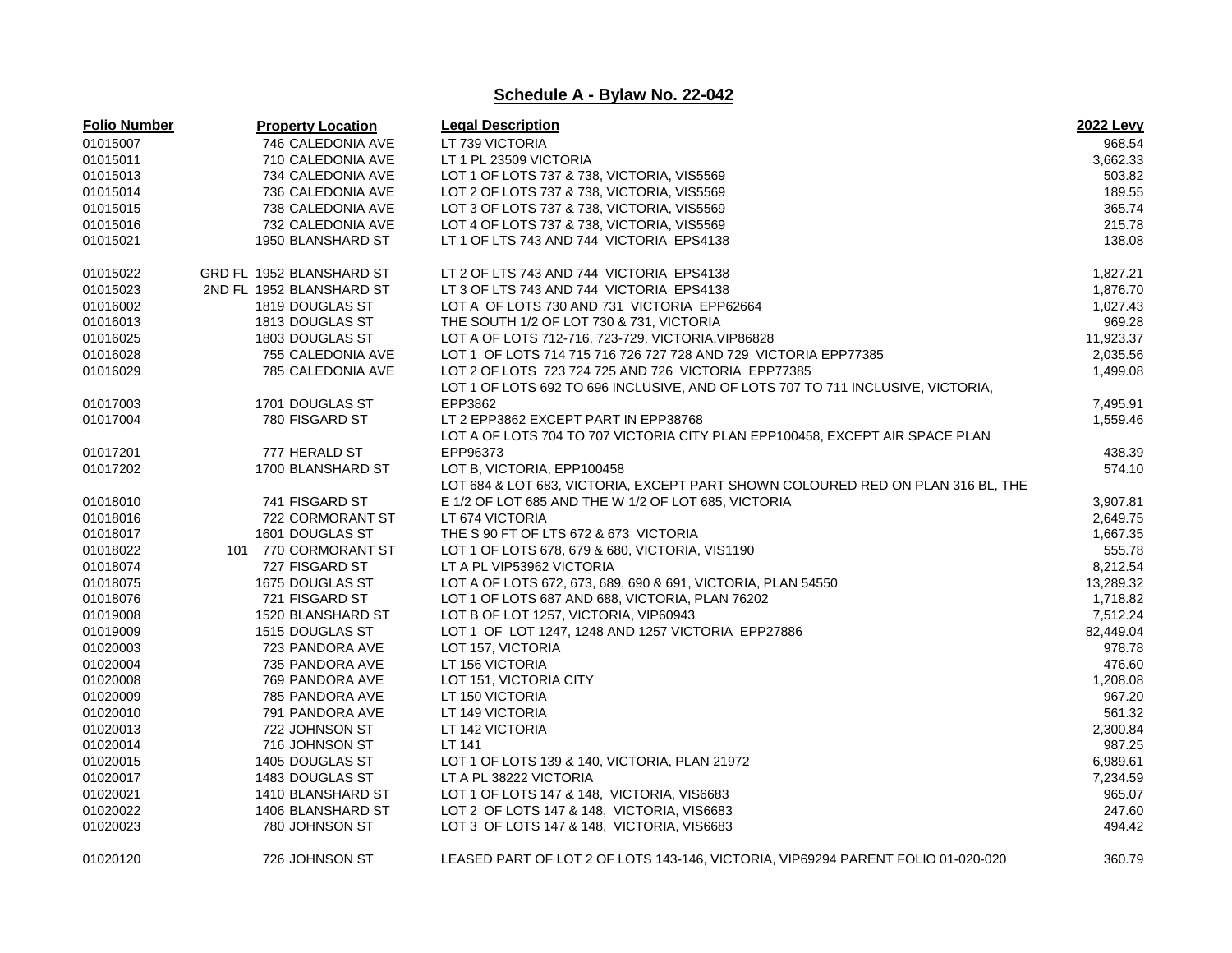## Schedule A - Bylaw No. 22-042

| Folio Number | Property Location | Legal Description | 2022 Levy |
|---|---|---|---|
| 01015007 | 746 CALEDONIA AVE | LT 739 VICTORIA | 968.54 |
| 01015011 | 710 CALEDONIA AVE | LT 1 PL 23509 VICTORIA | 3,662.33 |
| 01015013 | 734 CALEDONIA AVE | LOT 1 OF LOTS 737 & 738, VICTORIA, VIS5569 | 503.82 |
| 01015014 | 736 CALEDONIA AVE | LOT 2 OF LOTS 737 & 738, VICTORIA, VIS5569 | 189.55 |
| 01015015 | 738 CALEDONIA AVE | LOT 3 OF LOTS 737 & 738, VICTORIA, VIS5569 | 365.74 |
| 01015016 | 732 CALEDONIA AVE | LOT 4 OF LOTS 737 & 738, VICTORIA, VIS5569 | 215.78 |
| 01015021 | 1950 BLANSHARD ST | LT 1 OF LTS 743 AND 744 VICTORIA EPS4138 | 138.08 |
| 01015022 | GRD FL 1952 BLANSHARD ST | LT 2 OF LTS 743 AND 744 VICTORIA EPS4138 | 1,827.21 |
| 01015023 | 2ND FL 1952 BLANSHARD ST | LT 3 OF LTS 743 AND 744 VICTORIA EPS4138 | 1,876.70 |
| 01016002 | 1819 DOUGLAS ST | LOT A OF LOTS 730 AND 731 VICTORIA EPP62664 | 1,027.43 |
| 01016013 | 1813 DOUGLAS ST | THE SOUTH 1/2 OF LOT 730 & 731, VICTORIA | 969.28 |
| 01016025 | 1803 DOUGLAS ST | LOT A OF LOTS 712-716, 723-729, VICTORIA,VIP86828 | 11,923.37 |
| 01016028 | 755 CALEDONIA AVE | LOT 1 OF LOTS 714 715 716 726 727 728 AND 729 VICTORIA EPP77385 | 2,035.56 |
| 01016029 | 785 CALEDONIA AVE | LOT 2 OF LOTS 723 724 725 AND 726 VICTORIA EPP77385 | 1,499.08 |
| 01017003 | 1701 DOUGLAS ST | LOT 1 OF LOTS 692 TO 696 INCLUSIVE, AND OF LOTS 707 TO 711 INCLUSIVE, VICTORIA, EPP3862 | 7,495.91 |
| 01017004 | 780 FISGARD ST | LT 2 EPP3862 EXCEPT PART IN EPP38768 | 1,559.46 |
| 01017201 | 777 HERALD ST | LOT A OF LOTS 704 TO 707 VICTORIA CITY PLAN EPP100458, EXCEPT AIR SPACE PLAN EPP96373 | 438.39 |
| 01017202 | 1700 BLANSHARD ST | LOT B, VICTORIA, EPP100458 | 574.10 |
| 01018010 | 741 FISGARD ST | LOT 684 & LOT 683, VICTORIA, EXCEPT PART SHOWN COLOURED RED ON PLAN 316 BL, THE E 1/2 OF LOT 685 AND THE W 1/2 OF LOT 685, VICTORIA | 3,907.81 |
| 01018016 | 722 CORMORANT ST | LT 674 VICTORIA | 2,649.75 |
| 01018017 | 1601 DOUGLAS ST | THE S 90 FT OF LTS 672 & 673 VICTORIA | 1,667.35 |
| 01018022 | 101 770 CORMORANT ST | LOT 1 OF LOTS 678, 679 & 680, VICTORIA, VIS1190 | 555.78 |
| 01018074 | 727 FISGARD ST | LT A PL VIP53962 VICTORIA | 8,212.54 |
| 01018075 | 1675 DOUGLAS ST | LOT A OF LOTS 672, 673, 689, 690 & 691, VICTORIA, PLAN 54550 | 13,289.32 |
| 01018076 | 721 FISGARD ST | LOT 1 OF LOTS 687 AND 688, VICTORIA, PLAN 76202 | 1,718.82 |
| 01019008 | 1520 BLANSHARD ST | LOT B OF LOT 1257, VICTORIA, VIP60943 | 7,512.24 |
| 01019009 | 1515 DOUGLAS ST | LOT 1 OF LOT 1247, 1248 AND 1257 VICTORIA EPP27886 | 82,449.04 |
| 01020003 | 723 PANDORA AVE | LOT 157, VICTORIA | 978.78 |
| 01020004 | 735 PANDORA AVE | LT 156 VICTORIA | 476.60 |
| 01020008 | 769 PANDORA AVE | LOT 151, VICTORIA CITY | 1,208.08 |
| 01020009 | 785 PANDORA AVE | LT 150 VICTORIA | 967.20 |
| 01020010 | 791 PANDORA AVE | LT 149 VICTORIA | 561.32 |
| 01020013 | 722 JOHNSON ST | LT 142 VICTORIA | 2,300.84 |
| 01020014 | 716 JOHNSON ST | LT 141 | 987.25 |
| 01020015 | 1405 DOUGLAS ST | LOT 1 OF LOTS 139 & 140, VICTORIA, PLAN 21972 | 6,989.61 |
| 01020017 | 1483 DOUGLAS ST | LT A PL 38222 VICTORIA | 7,234.59 |
| 01020021 | 1410 BLANSHARD ST | LOT 1 OF LOTS 147 & 148, VICTORIA, VIS6683 | 965.07 |
| 01020022 | 1406 BLANSHARD ST | LOT 2 OF LOTS 147 & 148, VICTORIA, VIS6683 | 247.60 |
| 01020023 | 780 JOHNSON ST | LOT 3 OF LOTS 147 & 148, VICTORIA, VIS6683 | 494.42 |
| 01020120 | 726 JOHNSON ST | LEASED PART OF LOT 2 OF LOTS 143-146, VICTORIA, VIP69294 PARENT FOLIO 01-020-020 | 360.79 |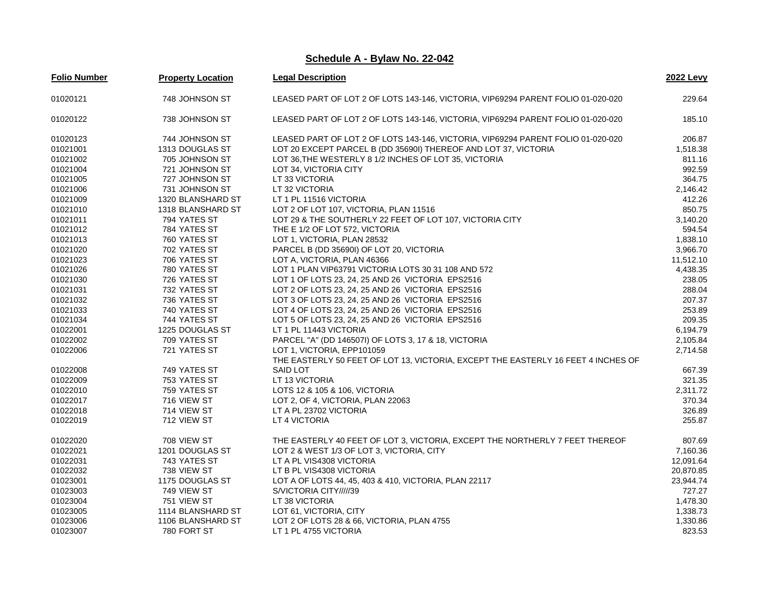## Schedule A - Bylaw No. 22-042

| Folio Number | Property Location | Legal Description | 2022 Levy |
|---|---|---|---|
| 01020121 | 748 JOHNSON ST | LEASED PART OF LOT 2 OF LOTS 143-146, VICTORIA, VIP69294 PARENT FOLIO 01-020-020 | 229.64 |
| 01020122 | 738 JOHNSON ST | LEASED PART OF LOT 2 OF LOTS 143-146, VICTORIA, VIP69294 PARENT FOLIO 01-020-020 | 185.10 |
| 01020123 | 744 JOHNSON ST | LEASED PART OF LOT 2 OF LOTS 143-146, VICTORIA, VIP69294 PARENT FOLIO 01-020-020 | 206.87 |
| 01021001 | 1313 DOUGLAS ST | LOT 20 EXCEPT PARCEL B (DD 35690I) THEREOF AND LOT 37, VICTORIA | 1,518.38 |
| 01021002 | 705 JOHNSON ST | LOT 36,THE WESTERLY 8 1/2 INCHES OF LOT 35, VICTORIA | 811.16 |
| 01021004 | 721 JOHNSON ST | LOT 34, VICTORIA CITY | 992.59 |
| 01021005 | 727 JOHNSON ST | LT 33 VICTORIA | 364.75 |
| 01021006 | 731 JOHNSON ST | LT 32 VICTORIA | 2,146.42 |
| 01021009 | 1320 BLANSHARD ST | LT 1 PL 11516 VICTORIA | 412.26 |
| 01021010 | 1318 BLANSHARD ST | LOT 2 OF LOT 107, VICTORIA, PLAN 11516 | 850.75 |
| 01021011 | 794 YATES ST | LOT 29 & THE SOUTHERLY 22 FEET OF LOT 107, VICTORIA CITY | 3,140.20 |
| 01021012 | 784 YATES ST | THE E 1/2 OF LOT 572, VICTORIA | 594.54 |
| 01021013 | 760 YATES ST | LOT 1, VICTORIA, PLAN 28532 | 1,838.10 |
| 01021020 | 702 YATES ST | PARCEL B (DD 35690I) OF LOT 20, VICTORIA | 3,966.70 |
| 01021023 | 706 YATES ST | LOT A, VICTORIA, PLAN 46366 | 11,512.10 |
| 01021026 | 780 YATES ST | LOT 1 PLAN VIP63791 VICTORIA LOTS 30 31 108 AND 572 | 4,438.35 |
| 01021030 | 726 YATES ST | LOT 1 OF LOTS 23, 24, 25 AND 26 VICTORIA EPS2516 | 238.05 |
| 01021031 | 732 YATES ST | LOT 2 OF LOTS 23, 24, 25 AND 26 VICTORIA EPS2516 | 288.04 |
| 01021032 | 736 YATES ST | LOT 3 OF LOTS 23, 24, 25 AND 26 VICTORIA EPS2516 | 207.37 |
| 01021033 | 740 YATES ST | LOT 4 OF LOTS 23, 24, 25 AND 26 VICTORIA EPS2516 | 253.89 |
| 01021034 | 744 YATES ST | LOT 5 OF LOTS 23, 24, 25 AND 26 VICTORIA EPS2516 | 209.35 |
| 01022001 | 1225 DOUGLAS ST | LT 1 PL 11443 VICTORIA | 6,194.79 |
| 01022002 | 709 YATES ST | PARCEL "A" (DD 146507I) OF LOTS 3, 17 & 18, VICTORIA | 2,105.84 |
| 01022006 | 721 YATES ST | LOT 1, VICTORIA, EPP101059 | 2,714.58 |
| 01022008 | 749 YATES ST | THE EASTERLY 50 FEET OF LOT 13, VICTORIA, EXCEPT THE EASTERLY 16 FEET 4 INCHES OF SAID LOT | 667.39 |
| 01022009 | 753 YATES ST | LT 13 VICTORIA | 321.35 |
| 01022010 | 759 YATES ST | LOTS 12 & 105 & 106, VICTORIA | 2,311.72 |
| 01022017 | 716 VIEW ST | LOT 2, OF 4, VICTORIA, PLAN 22063 | 370.34 |
| 01022018 | 714 VIEW ST | LT A PL 23702 VICTORIA | 326.89 |
| 01022019 | 712 VIEW ST | LT 4 VICTORIA | 255.87 |
| 01022020 | 708 VIEW ST | THE EASTERLY 40 FEET OF LOT 3, VICTORIA, EXCEPT THE NORTHERLY 7 FEET THEREOF | 807.69 |
| 01022021 | 1201 DOUGLAS ST | LOT 2 & WEST 1/3 OF LOT 3, VICTORIA, CITY | 7,160.36 |
| 01022031 | 743 YATES ST | LT A PL VIS4308 VICTORIA | 12,091.64 |
| 01022032 | 738 VIEW ST | LT B PL VIS4308 VICTORIA | 20,870.85 |
| 01023001 | 1175 DOUGLAS ST | LOT A OF LOTS 44, 45, 403 & 410, VICTORIA, PLAN 22117 | 23,944.74 |
| 01023003 | 749 VIEW ST | S/VICTORIA CITY/////39 | 727.27 |
| 01023004 | 751 VIEW ST | LT 38 VICTORIA | 1,478.30 |
| 01023005 | 1114 BLANSHARD ST | LOT 61, VICTORIA, CITY | 1,338.73 |
| 01023006 | 1106 BLANSHARD ST | LOT 2 OF LOTS 28 & 66, VICTORIA, PLAN 4755 | 1,330.86 |
| 01023007 | 780 FORT ST | LT 1 PL 4755 VICTORIA | 823.53 |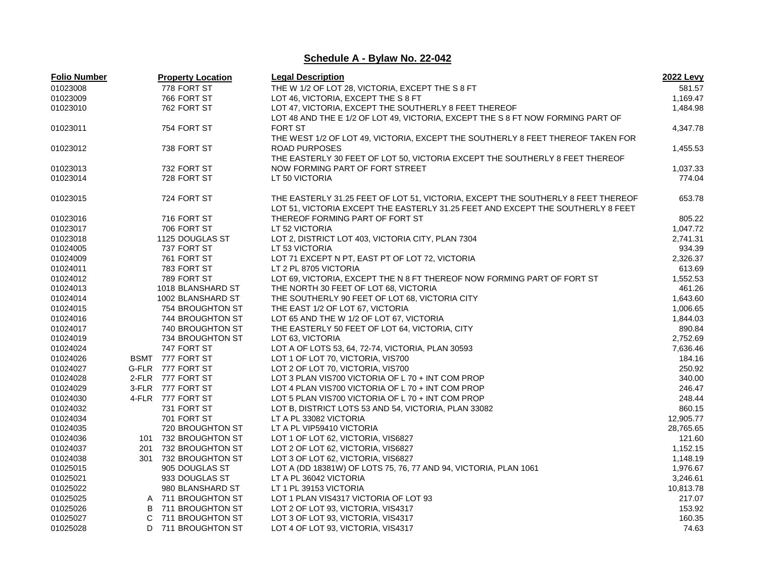## Schedule A - Bylaw No. 22-042

| Folio Number | Property Location | Legal Description | 2022 Levy |
|---|---|---|---|
| 01023008 | 778 FORT ST | THE W 1/2 OF LOT 28, VICTORIA, EXCEPT THE S 8 FT | 581.57 |
| 01023009 | 766 FORT ST | LOT 46, VICTORIA, EXCEPT THE S 8 FT | 1,169.47 |
| 01023010 | 762 FORT ST | LOT 47, VICTORIA, EXCEPT THE SOUTHERLY 8 FEET THEREOF | 1,484.98 |
| 01023011 | 754 FORT ST | LOT 48 AND THE E 1/2 OF LOT 49, VICTORIA, EXCEPT THE S 8 FT NOW FORMING PART OF FORT ST | 4,347.78 |
| 01023012 | 738 FORT ST | THE WEST 1/2 OF LOT 49, VICTORIA, EXCEPT THE SOUTHERLY 8 FEET THEREOF TAKEN FOR ROAD PURPOSES | 1,455.53 |
| 01023013 | 732 FORT ST | THE EASTERLY 30 FEET OF LOT 50, VICTORIA EXCEPT THE SOUTHERLY 8 FEET THEREOF NOW FORMING PART OF FORT STREET | 1,037.33 |
| 01023014 | 728 FORT ST | LT 50 VICTORIA | 774.04 |
| 01023015 | 724 FORT ST | THE EASTERLY 31.25 FEET OF LOT 51, VICTORIA, EXCEPT THE SOUTHERLY 8 FEET THEREOF | 653.78 |
| 01023016 | 716 FORT ST | LOT 51, VICTORIA EXCEPT THE EASTERLY 31.25 FEET AND EXCEPT THE SOUTHERLY 8 FEET THEREOF FORMING PART OF FORT ST | 805.22 |
| 01023017 | 706 FORT ST | LT 52 VICTORIA | 1,047.72 |
| 01023018 | 1125 DOUGLAS ST | LOT 2, DISTRICT LOT 403, VICTORIA CITY, PLAN 7304 | 2,741.31 |
| 01024005 | 737 FORT ST | LT 53 VICTORIA | 934.39 |
| 01024009 | 761 FORT ST | LOT 71 EXCEPT N PT, EAST PT OF LOT 72, VICTORIA | 2,326.37 |
| 01024011 | 783 FORT ST | LT 2 PL 8705 VICTORIA | 613.69 |
| 01024012 | 789 FORT ST | LOT 69, VICTORIA, EXCEPT THE N 8 FT THEREOF NOW FORMING PART OF FORT ST | 1,552.53 |
| 01024013 | 1018 BLANSHARD ST | THE NORTH 30 FEET OF LOT 68, VICTORIA | 461.26 |
| 01024014 | 1002 BLANSHARD ST | THE SOUTHERLY 90 FEET OF LOT 68, VICTORIA CITY | 1,643.60 |
| 01024015 | 754 BROUGHTON ST | THE EAST 1/2 OF LOT 67, VICTORIA | 1,006.65 |
| 01024016 | 744 BROUGHTON ST | LOT 65 AND THE W 1/2 OF LOT 67, VICTORIA | 1,844.03 |
| 01024017 | 740 BROUGHTON ST | THE EASTERLY 50 FEET OF LOT 64, VICTORIA, CITY | 890.84 |
| 01024019 | 734 BROUGHTON ST | LOT 63, VICTORIA | 2,752.69 |
| 01024024 | 747 FORT ST | LOT A OF LOTS 53, 64, 72-74, VICTORIA, PLAN 30593 | 7,636.46 |
| 01024026 | BSMT 777 FORT ST | LOT 1 OF LOT 70, VICTORIA, VIS700 | 184.16 |
| 01024027 | G-FLR 777 FORT ST | LOT 2 OF LOT 70, VICTORIA, VIS700 | 250.92 |
| 01024028 | 2-FLR 777 FORT ST | LOT 3 PLAN VIS700 VICTORIA OF L 70 + INT COM PROP | 340.00 |
| 01024029 | 3-FLR 777 FORT ST | LOT 4 PLAN VIS700 VICTORIA OF L 70 + INT COM PROP | 246.47 |
| 01024030 | 4-FLR 777 FORT ST | LOT 5 PLAN VIS700 VICTORIA OF L 70 + INT COM PROP | 248.44 |
| 01024032 | 731 FORT ST | LOT B, DISTRICT LOTS 53 AND 54, VICTORIA, PLAN 33082 | 860.15 |
| 01024034 | 701 FORT ST | LT A PL 33082 VICTORIA | 12,905.77 |
| 01024035 | 720 BROUGHTON ST | LT A PL VIP59410 VICTORIA | 28,765.65 |
| 01024036 | 101 732 BROUGHTON ST | LOT 1 OF LOT 62, VICTORIA, VIS6827 | 121.60 |
| 01024037 | 201 732 BROUGHTON ST | LOT 2 OF LOT 62, VICTORIA, VIS6827 | 1,152.15 |
| 01024038 | 301 732 BROUGHTON ST | LOT 3 OF LOT 62, VICTORIA, VIS6827 | 1,148.19 |
| 01025015 | 905 DOUGLAS ST | LOT A (DD 18381W) OF LOTS 75, 76, 77 AND 94, VICTORIA, PLAN 1061 | 1,976.67 |
| 01025021 | 933 DOUGLAS ST | LT A PL 36042 VICTORIA | 3,246.61 |
| 01025022 | 980 BLANSHARD ST | LT 1 PL 39153 VICTORIA | 10,813.78 |
| 01025025 | A 711 BROUGHTON ST | LOT 1 PLAN VIS4317 VICTORIA OF LOT 93 | 217.07 |
| 01025026 | B 711 BROUGHTON ST | LOT 2 OF LOT 93, VICTORIA, VIS4317 | 153.92 |
| 01025027 | C 711 BROUGHTON ST | LOT 3 OF LOT 93, VICTORIA, VIS4317 | 160.35 |
| 01025028 | D 711 BROUGHTON ST | LOT 4 OF LOT 93, VICTORIA, VIS4317 | 74.63 |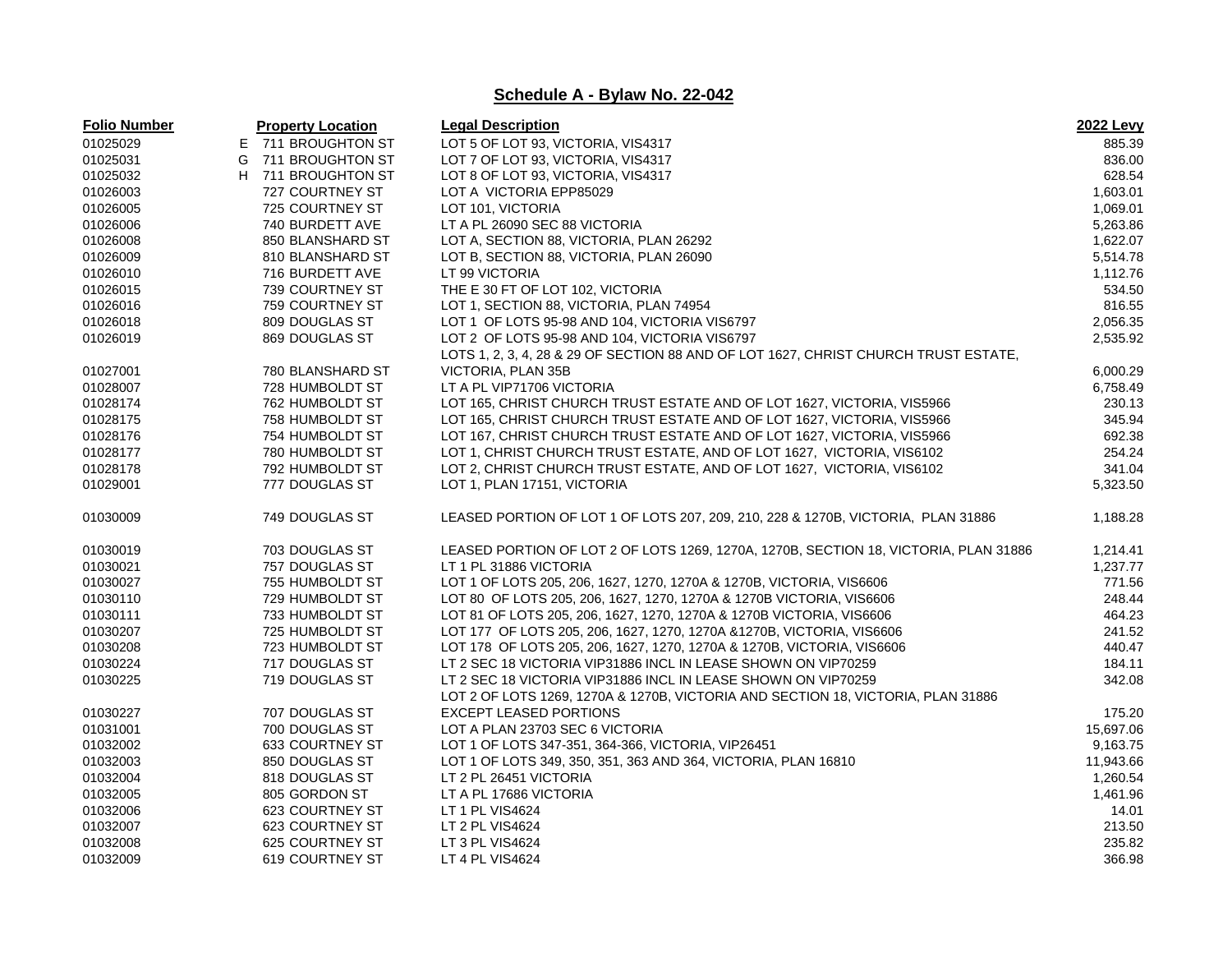## Schedule A - Bylaw No. 22-042

| Folio Number | Property Location | Legal Description | 2022 Levy |
|---|---|---|---|
| 01025029 | E 711 BROUGHTON ST | LOT 5 OF LOT 93, VICTORIA, VIS4317 | 885.39 |
| 01025031 | G 711 BROUGHTON ST | LOT 7 OF LOT 93, VICTORIA, VIS4317 | 836.00 |
| 01025032 | H 711 BROUGHTON ST | LOT 8 OF LOT 93, VICTORIA, VIS4317 | 628.54 |
| 01026003 | 727 COURTNEY ST | LOT A VICTORIA EPP85029 | 1,603.01 |
| 01026005 | 725 COURTNEY ST | LOT 101, VICTORIA | 1,069.01 |
| 01026006 | 740 BURDETT AVE | LT A PL 26090 SEC 88 VICTORIA | 5,263.86 |
| 01026008 | 850 BLANSHARD ST | LOT A, SECTION 88, VICTORIA, PLAN 26292 | 1,622.07 |
| 01026009 | 810 BLANSHARD ST | LOT B, SECTION 88, VICTORIA, PLAN 26090 | 5,514.78 |
| 01026010 | 716 BURDETT AVE | LT 99 VICTORIA | 1,112.76 |
| 01026015 | 739 COURTNEY ST | THE E 30 FT OF LOT 102, VICTORIA | 534.50 |
| 01026016 | 759 COURTNEY ST | LOT 1, SECTION 88, VICTORIA, PLAN 74954 | 816.55 |
| 01026018 | 809 DOUGLAS ST | LOT 1 OF LOTS 95-98 AND 104, VICTORIA VIS6797 | 2,056.35 |
| 01026019 | 869 DOUGLAS ST | LOT 2 OF LOTS 95-98 AND 104, VICTORIA VIS6797 | 2,535.92 |
| 01027001 | 780 BLANSHARD ST | LOTS 1, 2, 3, 4, 28 & 29 OF SECTION 88 AND OF LOT 1627, CHRIST CHURCH TRUST ESTATE, VICTORIA, PLAN 35B | 6,000.29 |
| 01028007 | 728 HUMBOLDT ST | LT A PL VIP71706 VICTORIA | 6,758.49 |
| 01028174 | 762 HUMBOLDT ST | LOT 165, CHRIST CHURCH TRUST ESTATE AND OF LOT 1627, VICTORIA, VIS5966 | 230.13 |
| 01028175 | 758 HUMBOLDT ST | LOT 165, CHRIST CHURCH TRUST ESTATE AND OF LOT 1627, VICTORIA, VIS5966 | 345.94 |
| 01028176 | 754 HUMBOLDT ST | LOT 167, CHRIST CHURCH TRUST ESTATE AND OF LOT 1627, VICTORIA, VIS5966 | 692.38 |
| 01028177 | 780 HUMBOLDT ST | LOT 1, CHRIST CHURCH TRUST ESTATE, AND OF LOT 1627, VICTORIA, VIS6102 | 254.24 |
| 01028178 | 792 HUMBOLDT ST | LOT 2, CHRIST CHURCH TRUST ESTATE, AND OF LOT 1627, VICTORIA, VIS6102 | 341.04 |
| 01029001 | 777 DOUGLAS ST | LOT 1, PLAN 17151, VICTORIA | 5,323.50 |
| 01030009 | 749 DOUGLAS ST | LEASED PORTION OF LOT 1 OF LOTS 207, 209, 210, 228 & 1270B, VICTORIA, PLAN 31886 | 1,188.28 |
| 01030019 | 703 DOUGLAS ST | LEASED PORTION OF LOT 2 OF LOTS 1269, 1270A, 1270B, SECTION 18, VICTORIA, PLAN 31886 | 1,214.41 |
| 01030021 | 757 DOUGLAS ST | LT 1 PL 31886 VICTORIA | 1,237.77 |
| 01030027 | 755 HUMBOLDT ST | LOT 1 OF LOTS 205, 206, 1627, 1270, 1270A & 1270B, VICTORIA, VIS6606 | 771.56 |
| 01030110 | 729 HUMBOLDT ST | LOT 80 OF LOTS 205, 206, 1627, 1270, 1270A & 1270B VICTORIA, VIS6606 | 248.44 |
| 01030111 | 733 HUMBOLDT ST | LOT 81 OF LOTS 205, 206, 1627, 1270, 1270A & 1270B VICTORIA, VIS6606 | 464.23 |
| 01030207 | 725 HUMBOLDT ST | LOT 177 OF LOTS 205, 206, 1627, 1270, 1270A &1270B, VICTORIA, VIS6606 | 241.52 |
| 01030208 | 723 HUMBOLDT ST | LOT 178 OF LOTS 205, 206, 1627, 1270, 1270A & 1270B, VICTORIA, VIS6606 | 440.47 |
| 01030224 | 717 DOUGLAS ST | LT 2 SEC 18 VICTORIA VIP31886 INCL IN LEASE SHOWN ON VIP70259 | 184.11 |
| 01030225 | 719 DOUGLAS ST | LT 2 SEC 18 VICTORIA VIP31886 INCL IN LEASE SHOWN ON VIP70259 | 342.08 |
| 01030227 | 707 DOUGLAS ST | LOT 2 OF LOTS 1269, 1270A & 1270B, VICTORIA AND SECTION 18, VICTORIA, PLAN 31886 EXCEPT LEASED PORTIONS | 175.20 |
| 01031001 | 700 DOUGLAS ST | LOT A PLAN 23703 SEC 6 VICTORIA | 15,697.06 |
| 01032002 | 633 COURTNEY ST | LOT 1 OF LOTS 347-351, 364-366, VICTORIA, VIP26451 | 9,163.75 |
| 01032003 | 850 DOUGLAS ST | LOT 1 OF LOTS 349, 350, 351, 363 AND 364, VICTORIA, PLAN 16810 | 11,943.66 |
| 01032004 | 818 DOUGLAS ST | LT 2 PL 26451 VICTORIA | 1,260.54 |
| 01032005 | 805 GORDON ST | LT A PL 17686 VICTORIA | 1,461.96 |
| 01032006 | 623 COURTNEY ST | LT 1 PL VIS4624 | 14.01 |
| 01032007 | 623 COURTNEY ST | LT 2 PL VIS4624 | 213.50 |
| 01032008 | 625 COURTNEY ST | LT 3 PL VIS4624 | 235.82 |
| 01032009 | 619 COURTNEY ST | LT 4 PL VIS4624 | 366.98 |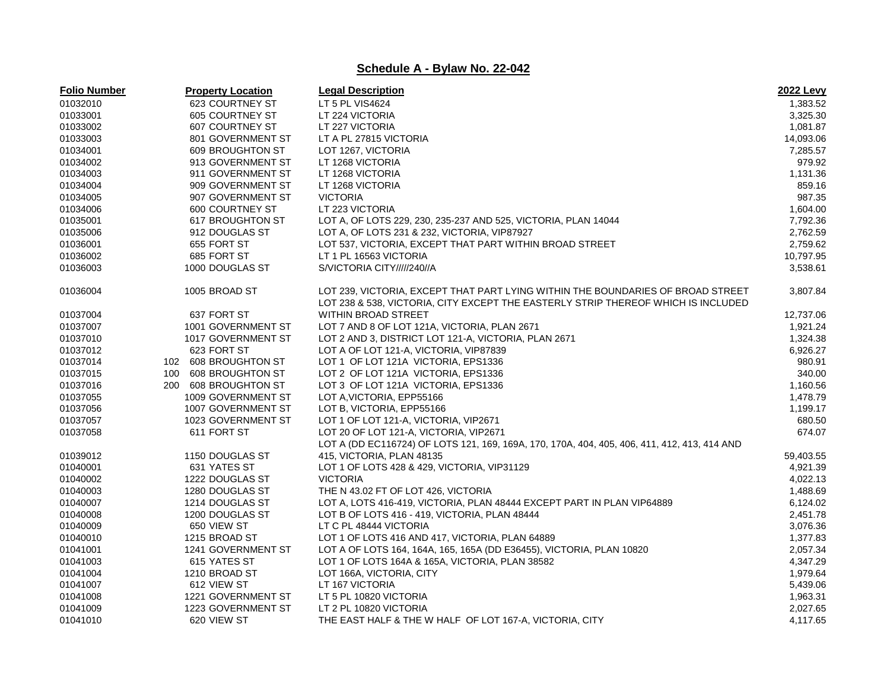## Schedule A - Bylaw No. 22-042

| Folio Number | Property Location | Legal Description | 2022 Levy |
|---|---|---|---|
| 01032010 | 623 COURTNEY ST | LT 5 PL VIS4624 | 1,383.52 |
| 01033001 | 605 COURTNEY ST | LT 224 VICTORIA | 3,325.30 |
| 01033002 | 607 COURTNEY ST | LT 227 VICTORIA | 1,081.87 |
| 01033003 | 801 GOVERNMENT ST | LT A PL 27815 VICTORIA | 14,093.06 |
| 01034001 | 609 BROUGHTON ST | LOT 1267, VICTORIA | 7,285.57 |
| 01034002 | 913 GOVERNMENT ST | LT 1268 VICTORIA | 979.92 |
| 01034003 | 911 GOVERNMENT ST | LT 1268 VICTORIA | 1,131.36 |
| 01034004 | 909 GOVERNMENT ST | LT 1268 VICTORIA | 859.16 |
| 01034005 | 907 GOVERNMENT ST | VICTORIA | 987.35 |
| 01034006 | 600 COURTNEY ST | LT 223 VICTORIA | 1,604.00 |
| 01035001 | 617 BROUGHTON ST | LOT A, OF LOTS 229, 230, 235-237 AND 525, VICTORIA, PLAN 14044 | 7,792.36 |
| 01035006 | 912 DOUGLAS ST | LOT A, OF LOTS 231 & 232, VICTORIA, VIP87927 | 2,762.59 |
| 01036001 | 655 FORT ST | LOT 537, VICTORIA, EXCEPT THAT PART WITHIN BROAD STREET | 2,759.62 |
| 01036002 | 685 FORT ST | LT 1 PL 16563 VICTORIA | 10,797.95 |
| 01036003 | 1000 DOUGLAS ST | S/VICTORIA CITY/////240//A | 3,538.61 |
| 01036004 | 1005 BROAD ST | LOT 239, VICTORIA, EXCEPT THAT PART LYING WITHIN THE BOUNDARIES OF BROAD STREET | 3,807.84 |
| 01037004 | 637 FORT ST | LOT 238 & 538, VICTORIA, CITY EXCEPT THE EASTERLY STRIP THEREOF WHICH IS INCLUDED WITHIN BROAD STREET | 12,737.06 |
| 01037007 | 1001 GOVERNMENT ST | LOT 7 AND 8 OF LOT 121A, VICTORIA, PLAN 2671 | 1,921.24 |
| 01037010 | 1017 GOVERNMENT ST | LOT 2 AND 3, DISTRICT LOT 121-A, VICTORIA, PLAN 2671 | 1,324.38 |
| 01037012 | 623 FORT ST | LOT A OF LOT 121-A, VICTORIA, VIP87839 | 6,926.27 |
| 01037014 | 102 608 BROUGHTON ST | LOT 1 OF LOT 121A VICTORIA, EPS1336 | 980.91 |
| 01037015 | 100 608 BROUGHTON ST | LOT 2 OF LOT 121A VICTORIA, EPS1336 | 340.00 |
| 01037016 | 200 608 BROUGHTON ST | LOT 3 OF LOT 121A VICTORIA, EPS1336 | 1,160.56 |
| 01037055 | 1009 GOVERNMENT ST | LOT A,VICTORIA, EPP55166 | 1,478.79 |
| 01037056 | 1007 GOVERNMENT ST | LOT B, VICTORIA, EPP55166 | 1,199.17 |
| 01037057 | 1023 GOVERNMENT ST | LOT 1 OF LOT 121-A, VICTORIA, VIP2671 | 680.50 |
| 01037058 | 611 FORT ST | LOT 20 OF LOT 121-A, VICTORIA, VIP2671 | 674.07 |
| 01039012 | 1150 DOUGLAS ST | LOT A (DD EC116724) OF LOTS 121, 169, 169A, 170, 170A, 404, 405, 406, 411, 412, 413, 414 AND 415, VICTORIA, PLAN 48135 | 59,403.55 |
| 01040001 | 631 YATES ST | LOT 1 OF LOTS 428 & 429, VICTORIA, VIP31129 | 4,921.39 |
| 01040002 | 1222 DOUGLAS ST | VICTORIA | 4,022.13 |
| 01040003 | 1280 DOUGLAS ST | THE N 43.02 FT OF LOT 426, VICTORIA | 1,488.69 |
| 01040007 | 1214 DOUGLAS ST | LOT A, LOTS 416-419, VICTORIA, PLAN 48444 EXCEPT PART IN PLAN VIP64889 | 6,124.02 |
| 01040008 | 1200 DOUGLAS ST | LOT B OF LOTS 416 - 419, VICTORIA, PLAN 48444 | 2,451.78 |
| 01040009 | 650 VIEW ST | LT C PL 48444 VICTORIA | 3,076.36 |
| 01040010 | 1215 BROAD ST | LOT 1 OF LOTS 416 AND 417, VICTORIA, PLAN 64889 | 1,377.83 |
| 01041001 | 1241 GOVERNMENT ST | LOT A OF LOTS 164, 164A, 165, 165A (DD E36455), VICTORIA, PLAN 10820 | 2,057.34 |
| 01041003 | 615 YATES ST | LOT 1 OF LOTS 164A & 165A, VICTORIA, PLAN 38582 | 4,347.29 |
| 01041004 | 1210 BROAD ST | LOT 166A, VICTORIA, CITY | 1,979.64 |
| 01041007 | 612 VIEW ST | LT 167 VICTORIA | 5,439.06 |
| 01041008 | 1221 GOVERNMENT ST | LT 5 PL 10820 VICTORIA | 1,963.31 |
| 01041009 | 1223 GOVERNMENT ST | LT 2 PL 10820 VICTORIA | 2,027.65 |
| 01041010 | 620 VIEW ST | THE EAST HALF & THE W HALF OF LOT 167-A, VICTORIA, CITY | 4,117.65 |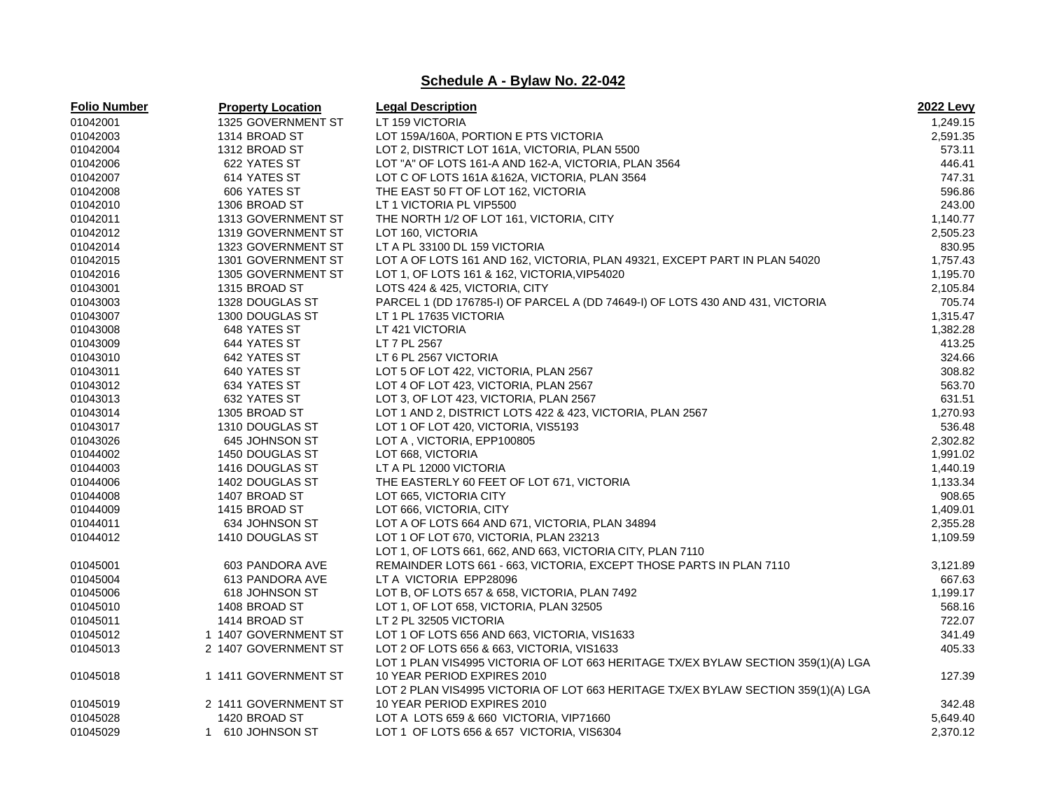## Schedule A - Bylaw No. 22-042

| Folio Number | Property Location | Legal Description | 2022 Levy |
|---|---|---|---|
| 01042001 | 1325 GOVERNMENT ST | LT 159 VICTORIA | 1,249.15 |
| 01042003 | 1314 BROAD ST | LOT 159A/160A, PORTION E PTS VICTORIA | 2,591.35 |
| 01042004 | 1312 BROAD ST | LOT 2, DISTRICT LOT 161A, VICTORIA, PLAN 5500 | 573.11 |
| 01042006 | 622 YATES ST | LOT "A" OF LOTS 161-A AND 162-A, VICTORIA, PLAN 3564 | 446.41 |
| 01042007 | 614 YATES ST | LOT C OF LOTS 161A &162A, VICTORIA, PLAN 3564 | 747.31 |
| 01042008 | 606 YATES ST | THE EAST 50 FT OF LOT 162, VICTORIA | 596.86 |
| 01042010 | 1306 BROAD ST | LT 1 VICTORIA PL VIP5500 | 243.00 |
| 01042011 | 1313 GOVERNMENT ST | THE NORTH 1/2 OF LOT 161, VICTORIA, CITY | 1,140.77 |
| 01042012 | 1319 GOVERNMENT ST | LOT 160, VICTORIA | 2,505.23 |
| 01042014 | 1323 GOVERNMENT ST | LT A PL 33100 DL 159 VICTORIA | 830.95 |
| 01042015 | 1301 GOVERNMENT ST | LOT A OF LOTS 161 AND 162, VICTORIA, PLAN 49321, EXCEPT PART IN PLAN 54020 | 1,757.43 |
| 01042016 | 1305 GOVERNMENT ST | LOT 1, OF LOTS 161 & 162, VICTORIA,VIP54020 | 1,195.70 |
| 01043001 | 1315 BROAD ST | LOTS 424 & 425, VICTORIA, CITY | 2,105.84 |
| 01043003 | 1328 DOUGLAS ST | PARCEL 1 (DD 176785-I) OF PARCEL A (DD 74649-I) OF LOTS 430 AND 431, VICTORIA | 705.74 |
| 01043007 | 1300 DOUGLAS ST | LT 1 PL 17635 VICTORIA | 1,315.47 |
| 01043008 | 648 YATES ST | LT 421 VICTORIA | 1,382.28 |
| 01043009 | 644 YATES ST | LT 7 PL 2567 | 413.25 |
| 01043010 | 642 YATES ST | LT 6 PL 2567 VICTORIA | 324.66 |
| 01043011 | 640 YATES ST | LOT 5 OF LOT 422, VICTORIA, PLAN 2567 | 308.82 |
| 01043012 | 634 YATES ST | LOT 4 OF LOT 423, VICTORIA, PLAN 2567 | 563.70 |
| 01043013 | 632 YATES ST | LOT 3, OF LOT 423, VICTORIA, PLAN 2567 | 631.51 |
| 01043014 | 1305 BROAD ST | LOT 1 AND 2, DISTRICT LOTS 422 & 423, VICTORIA, PLAN 2567 | 1,270.93 |
| 01043017 | 1310 DOUGLAS ST | LOT 1 OF LOT 420, VICTORIA, VIS5193 | 536.48 |
| 01043026 | 645 JOHNSON ST | LOT A , VICTORIA, EPP100805 | 2,302.82 |
| 01044002 | 1450 DOUGLAS ST | LOT 668, VICTORIA | 1,991.02 |
| 01044003 | 1416 DOUGLAS ST | LT A PL 12000 VICTORIA | 1,440.19 |
| 01044006 | 1402 DOUGLAS ST | THE EASTERLY 60 FEET OF LOT 671, VICTORIA | 1,133.34 |
| 01044008 | 1407 BROAD ST | LOT 665, VICTORIA CITY | 908.65 |
| 01044009 | 1415 BROAD ST | LOT 666, VICTORIA, CITY | 1,409.01 |
| 01044011 | 634 JOHNSON ST | LOT A OF LOTS 664 AND 671, VICTORIA, PLAN 34894 | 2,355.28 |
| 01044012 | 1410 DOUGLAS ST | LOT 1 OF LOT 670, VICTORIA, PLAN 23213 | 1,109.59 |
| 01045001 | 603 PANDORA AVE | LOT 1, OF LOTS 661, 662, AND 663, VICTORIA CITY, PLAN 7110 REMAINDER LOTS 661 - 663, VICTORIA, EXCEPT THOSE PARTS IN PLAN 7110 | 3,121.89 |
| 01045004 | 613 PANDORA AVE | LT A VICTORIA EPP28096 | 667.63 |
| 01045006 | 618 JOHNSON ST | LOT B, OF LOTS 657 & 658, VICTORIA, PLAN 7492 | 1,199.17 |
| 01045010 | 1408 BROAD ST | LOT 1, OF LOT 658, VICTORIA, PLAN 32505 | 568.16 |
| 01045011 | 1414 BROAD ST | LT 2 PL 32505 VICTORIA | 722.07 |
| 01045012 | 1 1407 GOVERNMENT ST | LOT 1 OF LOTS 656 AND 663, VICTORIA, VIS1633 | 341.49 |
| 01045013 | 2 1407 GOVERNMENT ST | LOT 2 OF LOTS 656 & 663, VICTORIA, VIS1633 | 405.33 |
| 01045018 | 1 1411 GOVERNMENT ST | LOT 1 PLAN VIS4995 VICTORIA OF LOT 663 HERITAGE TX/EX BYLAW SECTION 359(1)(A) LGA 10 YEAR PERIOD EXPIRES 2010 | 127.39 |
| 01045019 | 2 1411 GOVERNMENT ST | LOT 2 PLAN VIS4995 VICTORIA OF LOT 663 HERITAGE TX/EX BYLAW SECTION 359(1)(A) LGA 10 YEAR PERIOD EXPIRES 2010 | 342.48 |
| 01045028 | 1420 BROAD ST | LOT A LOTS 659 & 660 VICTORIA, VIP71660 | 5,649.40 |
| 01045029 | 1 610 JOHNSON ST | LOT 1 OF LOTS 656 & 657 VICTORIA, VIS6304 | 2,370.12 |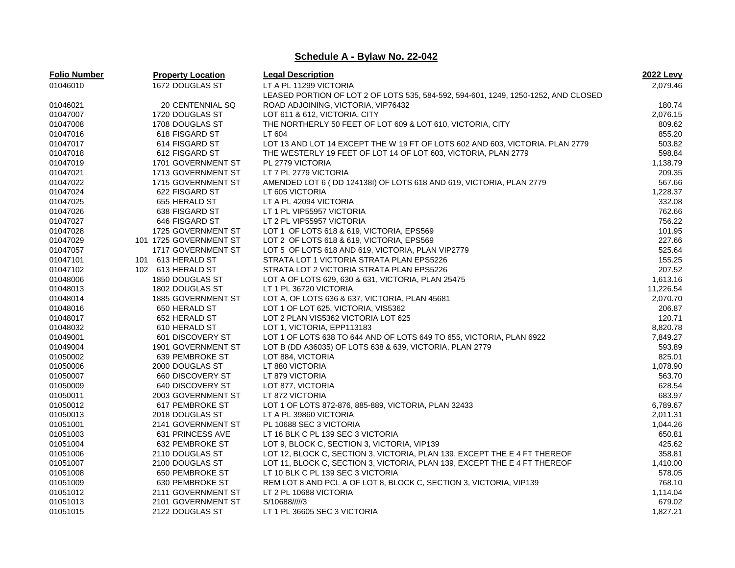## Schedule A - Bylaw No. 22-042

| Folio Number | Property Location | Legal Description | 2022 Levy |
|---|---|---|---|
| 01046010 | 1672 DOUGLAS ST | LT A PL 11299 VICTORIA | 2,079.46 |
| 01046021 | 20 CENTENNIAL SQ | LEASED PORTION OF LOT 2 OF LOTS 535, 584-592, 594-601, 1249, 1250-1252, AND CLOSED ROAD ADJOINING, VICTORIA, VIP76432 | 180.74 |
| 01047007 | 1720 DOUGLAS ST | LOT 611 & 612, VICTORIA, CITY | 2,076.15 |
| 01047008 | 1708 DOUGLAS ST | THE NORTHERLY 50 FEET OF LOT 609 & LOT 610, VICTORIA, CITY | 809.62 |
| 01047016 | 618 FISGARD ST | LT 604 | 855.20 |
| 01047017 | 614 FISGARD ST | LOT 13 AND LOT 14 EXCEPT THE W 19 FT OF LOTS 602 AND 603, VICTORIA. PLAN 2779 | 503.82 |
| 01047018 | 612 FISGARD ST | THE WESTERLY 19 FEET OF LOT 14 OF LOT 603, VICTORIA, PLAN 2779 | 598.84 |
| 01047019 | 1701 GOVERNMENT ST | PL 2779 VICTORIA | 1,138.79 |
| 01047021 | 1713 GOVERNMENT ST | LT 7 PL 2779 VICTORIA | 209.35 |
| 01047022 | 1715 GOVERNMENT ST | AMENDED LOT 6 ( DD 124138I) OF LOTS 618 AND 619, VICTORIA, PLAN 2779 | 567.66 |
| 01047024 | 622 FISGARD ST | LT 605 VICTORIA | 1,228.37 |
| 01047025 | 655 HERALD ST | LT A PL 42094 VICTORIA | 332.08 |
| 01047026 | 638 FISGARD ST | LT 1 PL VIP55957 VICTORIA | 762.66 |
| 01047027 | 646 FISGARD ST | LT 2 PL VIP55957 VICTORIA | 756.22 |
| 01047028 | 1725 GOVERNMENT ST | LOT 1 OF LOTS 618 & 619, VICTORIA, EPS569 | 101.95 |
| 01047029 | 101 1725 GOVERNMENT ST | LOT 2 OF LOTS 618 & 619, VICTORIA, EPS569 | 227.66 |
| 01047057 | 1717 GOVERNMENT ST | LOT 5 OF LOTS 618 AND 619, VICTORIA, PLAN VIP2779 | 525.64 |
| 01047101 | 101 613 HERALD ST | STRATA LOT 1 VICTORIA STRATA PLAN EPS5226 | 155.25 |
| 01047102 | 102 613 HERALD ST | STRATA LOT 2 VICTORIA STRATA PLAN EPS5226 | 207.52 |
| 01048006 | 1850 DOUGLAS ST | LOT A OF LOTS 629, 630 & 631, VICTORIA, PLAN 25475 | 1,613.16 |
| 01048013 | 1802 DOUGLAS ST | LT 1 PL 36720 VICTORIA | 11,226.54 |
| 01048014 | 1885 GOVERNMENT ST | LOT A, OF LOTS 636 & 637, VICTORIA, PLAN 45681 | 2,070.70 |
| 01048016 | 650 HERALD ST | LOT 1 OF LOT 625, VICTORIA, VIS5362 | 206.87 |
| 01048017 | 652 HERALD ST | LOT 2 PLAN VIS5362 VICTORIA LOT 625 | 120.71 |
| 01048032 | 610 HERALD ST | LOT 1, VICTORIA, EPP113183 | 8,820.78 |
| 01049001 | 601 DISCOVERY ST | LOT 1 OF LOTS 638 TO 644 AND OF LOTS 649 TO 655, VICTORIA, PLAN 6922 | 7,849.27 |
| 01049004 | 1901 GOVERNMENT ST | LOT B (DD A36035) OF LOTS 638 & 639, VICTORIA, PLAN 2779 | 593.89 |
| 01050002 | 639 PEMBROKE ST | LOT 884, VICTORIA | 825.01 |
| 01050006 | 2000 DOUGLAS ST | LT 880 VICTORIA | 1,078.90 |
| 01050007 | 660 DISCOVERY ST | LT 879 VICTORIA | 563.70 |
| 01050009 | 640 DISCOVERY ST | LOT 877, VICTORIA | 628.54 |
| 01050011 | 2003 GOVERNMENT ST | LT 872 VICTORIA | 683.97 |
| 01050012 | 617 PEMBROKE ST | LOT 1 OF LOTS 872-876, 885-889, VICTORIA, PLAN 32433 | 6,789.67 |
| 01050013 | 2018 DOUGLAS ST | LT A PL 39860 VICTORIA | 2,011.31 |
| 01051001 | 2141 GOVERNMENT ST | PL 10688 SEC 3 VICTORIA | 1,044.26 |
| 01051003 | 631 PRINCESS AVE | LT 16 BLK C PL 139 SEC 3 VICTORIA | 650.81 |
| 01051004 | 632 PEMBROKE ST | LOT 9, BLOCK C, SECTION 3, VICTORIA, VIP139 | 425.62 |
| 01051006 | 2110 DOUGLAS ST | LOT 12, BLOCK C, SECTION 3, VICTORIA, PLAN 139, EXCEPT THE E 4 FT THEREOF | 358.81 |
| 01051007 | 2100 DOUGLAS ST | LOT 11, BLOCK C, SECTION 3, VICTORIA, PLAN 139, EXCEPT THE E 4 FT THEREOF | 1,410.00 |
| 01051008 | 650 PEMBROKE ST | LT 10 BLK C PL 139 SEC 3 VICTORIA | 578.05 |
| 01051009 | 630 PEMBROKE ST | REM LOT 8 AND PCL A OF LOT 8, BLOCK C, SECTION 3, VICTORIA, VIP139 | 768.10 |
| 01051012 | 2111 GOVERNMENT ST | LT 2 PL 10688 VICTORIA | 1,114.04 |
| 01051013 | 2101 GOVERNMENT ST | S/10688/////3 | 679.02 |
| 01051015 | 2122 DOUGLAS ST | LT 1 PL 36605 SEC 3 VICTORIA | 1,827.21 |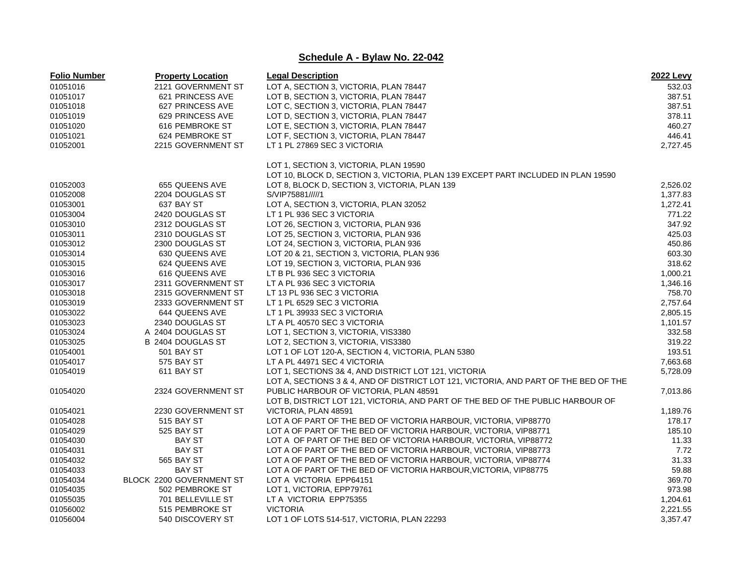## Schedule A - Bylaw No. 22-042

| Folio Number | Property Location | Legal Description | 2022 Levy |
|---|---|---|---|
| 01051016 | 2121 GOVERNMENT ST | LOT A, SECTION 3, VICTORIA, PLAN 78447 | 532.03 |
| 01051017 | 621 PRINCESS AVE | LOT B, SECTION 3, VICTORIA, PLAN 78447 | 387.51 |
| 01051018 | 627 PRINCESS AVE | LOT C, SECTION 3, VICTORIA, PLAN 78447 | 387.51 |
| 01051019 | 629 PRINCESS AVE | LOT D, SECTION 3, VICTORIA, PLAN 78447 | 378.11 |
| 01051020 | 616 PEMBROKE ST | LOT E, SECTION 3, VICTORIA, PLAN 78447 | 460.27 |
| 01051021 | 624 PEMBROKE ST | LOT F, SECTION 3, VICTORIA, PLAN 78447 | 446.41 |
| 01052001 | 2215 GOVERNMENT ST | LT 1 PL 27869 SEC 3 VICTORIA | 2,727.45 |
| 01052003 | 655 QUEENS AVE | LOT 1, SECTION 3, VICTORIA, PLAN 19590 LOT 10, BLOCK D, SECTION 3, VICTORIA, PLAN 139 EXCEPT PART INCLUDED IN PLAN 19590 LOT 8, BLOCK D, SECTION 3, VICTORIA, PLAN 139 | 2,526.02 |
| 01052008 | 2204 DOUGLAS ST | S/VIP75881/////1 | 1,377.83 |
| 01053001 | 637 BAY ST | LOT A, SECTION 3, VICTORIA, PLAN 32052 | 1,272.41 |
| 01053004 | 2420 DOUGLAS ST | LT 1 PL 936 SEC 3 VICTORIA | 771.22 |
| 01053010 | 2312 DOUGLAS ST | LOT 26, SECTION 3, VICTORIA, PLAN 936 | 347.92 |
| 01053011 | 2310 DOUGLAS ST | LOT 25, SECTION 3, VICTORIA, PLAN 936 | 425.03 |
| 01053012 | 2300 DOUGLAS ST | LOT 24, SECTION 3, VICTORIA, PLAN 936 | 450.86 |
| 01053014 | 630 QUEENS AVE | LOT 20 & 21, SECTION 3, VICTORIA, PLAN 936 | 603.30 |
| 01053015 | 624 QUEENS AVE | LOT 19, SECTION 3, VICTORIA, PLAN 936 | 318.62 |
| 01053016 | 616 QUEENS AVE | LT B PL 936 SEC 3 VICTORIA | 1,000.21 |
| 01053017 | 2311 GOVERNMENT ST | LT A PL 936 SEC 3 VICTORIA | 1,346.16 |
| 01053018 | 2315 GOVERNMENT ST | LT 13 PL 936 SEC 3 VICTORIA | 758.70 |
| 01053019 | 2333 GOVERNMENT ST | LT 1 PL 6529 SEC 3 VICTORIA | 2,757.64 |
| 01053022 | 644 QUEENS AVE | LT 1 PL 39933 SEC 3 VICTORIA | 2,805.15 |
| 01053023 | 2340 DOUGLAS ST | LT A PL 40570 SEC 3 VICTORIA | 1,101.57 |
| 01053024 | A 2404 DOUGLAS ST | LOT 1, SECTION 3, VICTORIA, VIS3380 | 332.58 |
| 01053025 | B 2404 DOUGLAS ST | LOT 2, SECTION 3, VICTORIA, VIS3380 | 319.22 |
| 01054001 | 501 BAY ST | LOT 1 OF LOT 120-A, SECTION 4, VICTORIA, PLAN 5380 | 193.51 |
| 01054017 | 575 BAY ST | LT A PL 44971 SEC 4 VICTORIA | 7,663.68 |
| 01054019 | 611 BAY ST | LOT 1, SECTIONS 3& 4, AND DISTRICT LOT 121, VICTORIA | 5,728.09 |
| 01054020 | 2324 GOVERNMENT ST | LOT A, SECTIONS 3 & 4, AND OF DISTRICT LOT 121, VICTORIA, AND PART OF THE BED OF THE PUBLIC HARBOUR OF VICTORIA, PLAN 48591 | 7,013.86 |
| 01054021 | 2230 GOVERNMENT ST | LOT B, DISTRICT LOT 121, VICTORIA, AND PART OF THE BED OF THE PUBLIC HARBOUR OF VICTORIA, PLAN 48591 | 1,189.76 |
| 01054028 | 515 BAY ST | LOT A OF PART OF THE BED OF VICTORIA HARBOUR, VICTORIA, VIP88770 | 178.17 |
| 01054029 | 525 BAY ST | LOT A OF PART OF THE BED OF VICTORIA HARBOUR, VICTORIA, VIP88771 | 185.10 |
| 01054030 | BAY ST | LOT A OF PART OF THE BED OF VICTORIA HARBOUR, VICTORIA, VIP88772 | 11.33 |
| 01054031 | BAY ST | LOT A OF PART OF THE BED OF VICTORIA HARBOUR, VICTORIA, VIP88773 | 7.72 |
| 01054032 | 565 BAY ST | LOT A OF PART OF THE BED OF VICTORIA HARBOUR, VICTORIA, VIP88774 | 31.33 |
| 01054033 | BAY ST | LOT A OF PART OF THE BED OF VICTORIA HARBOUR,VICTORIA, VIP88775 | 59.88 |
| 01054034 | BLOCK 2200 GOVERNMENT ST | LOT A VICTORIA EPP64151 | 369.70 |
| 01054035 | 502 PEMBROKE ST | LOT 1, VICTORIA, EPP79761 | 973.98 |
| 01055035 | 701 BELLEVILLE ST | LT A VICTORIA EPP75355 | 1,204.61 |
| 01056002 | 515 PEMBROKE ST | VICTORIA | 2,221.55 |
| 01056004 | 540 DISCOVERY ST | LOT 1 OF LOTS 514-517, VICTORIA, PLAN 22293 | 3,357.47 |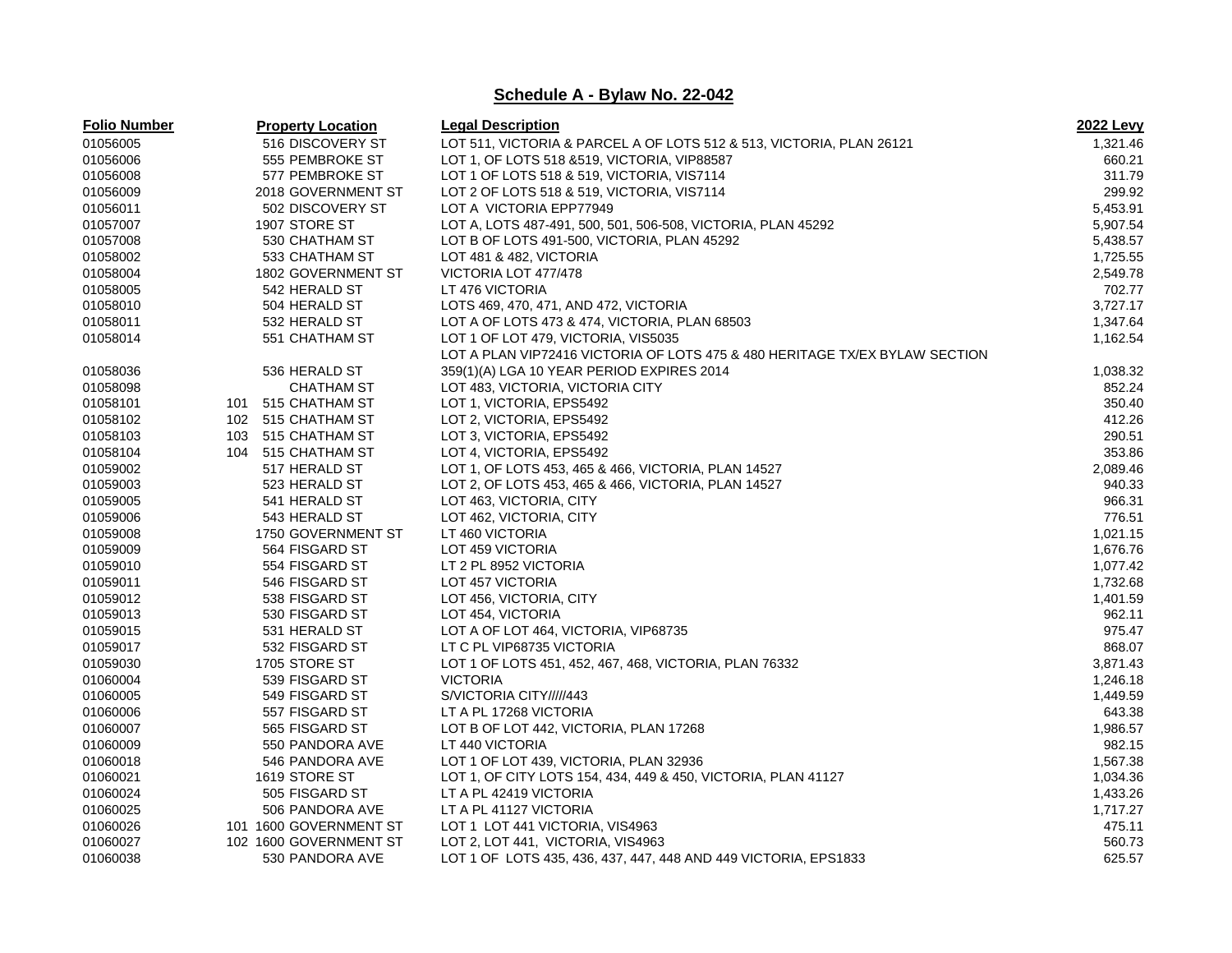## Schedule A - Bylaw No. 22-042

| Folio Number | Property Location | Legal Description | 2022 Levy |
|---|---|---|---|
| 01056005 | 516 DISCOVERY ST | LOT 511, VICTORIA & PARCEL A OF LOTS 512 & 513, VICTORIA, PLAN 26121 | 1,321.46 |
| 01056006 | 555 PEMBROKE ST | LOT 1, OF LOTS 518 &519, VICTORIA, VIP88587 | 660.21 |
| 01056008 | 577 PEMBROKE ST | LOT 1 OF LOTS 518 & 519, VICTORIA, VIS7114 | 311.79 |
| 01056009 | 2018 GOVERNMENT ST | LOT 2 OF LOTS 518 & 519, VICTORIA, VIS7114 | 299.92 |
| 01056011 | 502 DISCOVERY ST | LOT A VICTORIA EPP77949 | 5,453.91 |
| 01057007 | 1907 STORE ST | LOT A, LOTS 487-491, 500, 501, 506-508, VICTORIA, PLAN 45292 | 5,907.54 |
| 01057008 | 530 CHATHAM ST | LOT B OF LOTS 491-500, VICTORIA, PLAN 45292 | 5,438.57 |
| 01058002 | 533 CHATHAM ST | LOT 481 & 482, VICTORIA | 1,725.55 |
| 01058004 | 1802 GOVERNMENT ST | VICTORIA LOT 477/478 | 2,549.78 |
| 01058005 | 542 HERALD ST | LT 476 VICTORIA | 702.77 |
| 01058010 | 504 HERALD ST | LOTS 469, 470, 471, AND 472, VICTORIA | 3,727.17 |
| 01058011 | 532 HERALD ST | LOT A OF LOTS 473 & 474, VICTORIA, PLAN 68503 | 1,347.64 |
| 01058014 | 551 CHATHAM ST | LOT 1 OF LOT 479, VICTORIA, VIS5035 | 1,162.54 |
| 01058036 | 536 HERALD ST | LOT A PLAN VIP72416 VICTORIA OF LOTS 475 & 480 HERITAGE TX/EX BYLAW SECTION 359(1)(A) LGA 10 YEAR PERIOD EXPIRES 2014 | 1,038.32 |
| 01058098 | CHATHAM ST | LOT 483, VICTORIA, VICTORIA CITY | 852.24 |
| 01058101 | 101 515 CHATHAM ST | LOT 1, VICTORIA, EPS5492 | 350.40 |
| 01058102 | 102 515 CHATHAM ST | LOT 2, VICTORIA, EPS5492 | 412.26 |
| 01058103 | 103 515 CHATHAM ST | LOT 3, VICTORIA, EPS5492 | 290.51 |
| 01058104 | 104 515 CHATHAM ST | LOT 4, VICTORIA, EPS5492 | 353.86 |
| 01059002 | 517 HERALD ST | LOT 1, OF LOTS 453, 465 & 466, VICTORIA, PLAN 14527 | 2,089.46 |
| 01059003 | 523 HERALD ST | LOT 2, OF LOTS 453, 465 & 466, VICTORIA, PLAN 14527 | 940.33 |
| 01059005 | 541 HERALD ST | LOT 463, VICTORIA, CITY | 966.31 |
| 01059006 | 543 HERALD ST | LOT 462, VICTORIA, CITY | 776.51 |
| 01059008 | 1750 GOVERNMENT ST | LT 460 VICTORIA | 1,021.15 |
| 01059009 | 564 FISGARD ST | LOT 459 VICTORIA | 1,676.76 |
| 01059010 | 554 FISGARD ST | LT 2 PL 8952 VICTORIA | 1,077.42 |
| 01059011 | 546 FISGARD ST | LOT 457 VICTORIA | 1,732.68 |
| 01059012 | 538 FISGARD ST | LOT 456, VICTORIA, CITY | 1,401.59 |
| 01059013 | 530 FISGARD ST | LOT 454, VICTORIA | 962.11 |
| 01059015 | 531 HERALD ST | LOT A OF LOT 464, VICTORIA, VIP68735 | 975.47 |
| 01059017 | 532 FISGARD ST | LT C PL VIP68735 VICTORIA | 868.07 |
| 01059030 | 1705 STORE ST | LOT 1 OF LOTS 451, 452, 467, 468, VICTORIA, PLAN 76332 | 3,871.43 |
| 01060004 | 539 FISGARD ST | VICTORIA | 1,246.18 |
| 01060005 | 549 FISGARD ST | S/VICTORIA CITY/////443 | 1,449.59 |
| 01060006 | 557 FISGARD ST | LT A PL 17268 VICTORIA | 643.38 |
| 01060007 | 565 FISGARD ST | LOT B OF LOT 442, VICTORIA, PLAN 17268 | 1,986.57 |
| 01060009 | 550 PANDORA AVE | LT 440 VICTORIA | 982.15 |
| 01060018 | 546 PANDORA AVE | LOT 1 OF LOT 439, VICTORIA, PLAN 32936 | 1,567.38 |
| 01060021 | 1619 STORE ST | LOT 1, OF CITY LOTS 154, 434, 449 & 450, VICTORIA, PLAN 41127 | 1,034.36 |
| 01060024 | 505 FISGARD ST | LT A PL 42419 VICTORIA | 1,433.26 |
| 01060025 | 506 PANDORA AVE | LT A PL 41127 VICTORIA | 1,717.27 |
| 01060026 | 101 1600 GOVERNMENT ST | LOT 1 LOT 441 VICTORIA, VIS4963 | 475.11 |
| 01060027 | 102 1600 GOVERNMENT ST | LOT 2, LOT 441, VICTORIA, VIS4963 | 560.73 |
| 01060038 | 530 PANDORA AVE | LOT 1 OF LOTS 435, 436, 437, 447, 448 AND 449 VICTORIA, EPS1833 | 625.57 |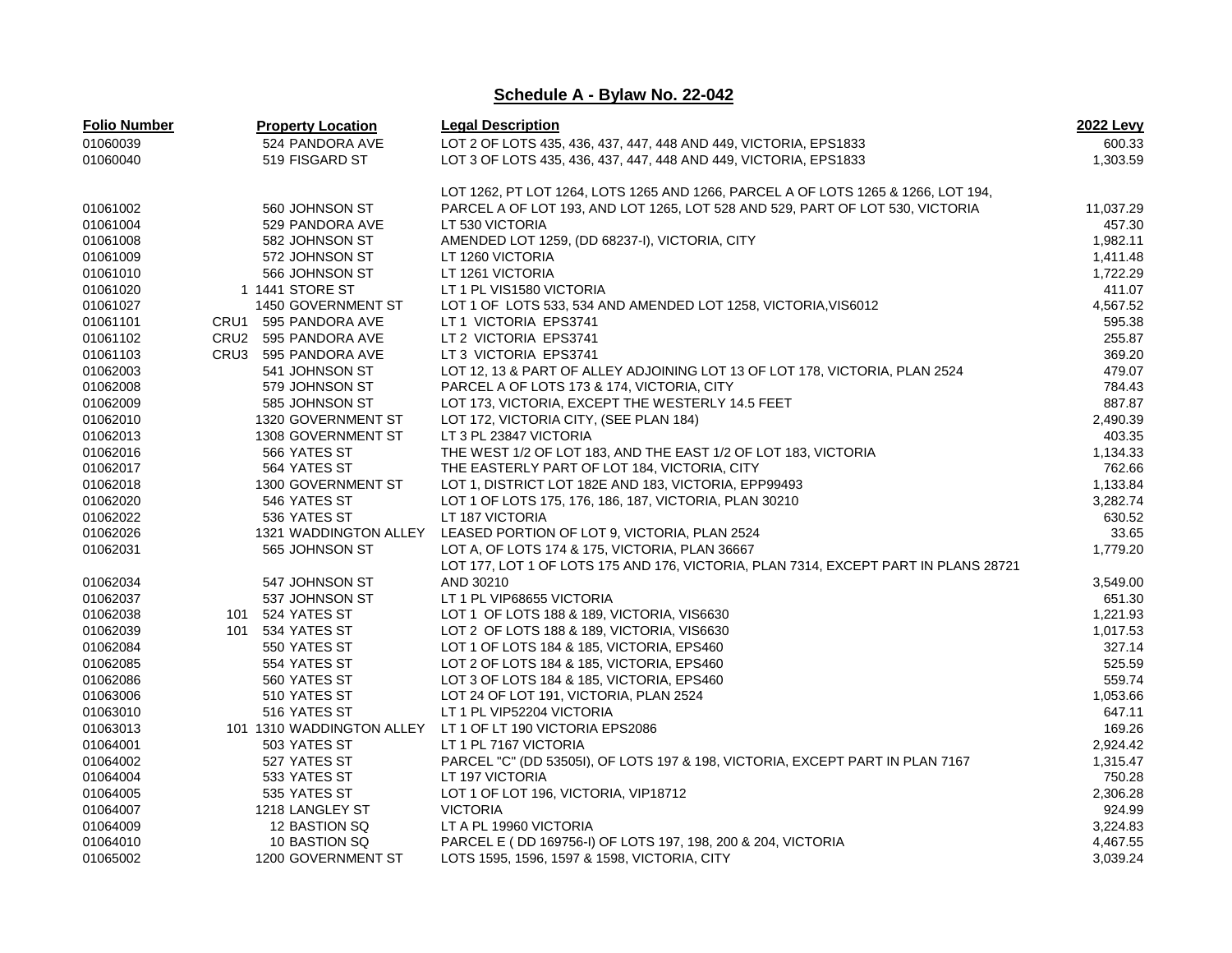## Schedule A - Bylaw No. 22-042

| Folio Number | Property Location | Legal Description | 2022 Levy |
|---|---|---|---|
| 01060039 | 524 PANDORA AVE | LOT 2 OF LOTS 435, 436, 437, 447, 448 AND 449, VICTORIA, EPS1833 | 600.33 |
| 01060040 | 519 FISGARD ST | LOT 3 OF LOTS 435, 436, 437, 447, 448 AND 449, VICTORIA, EPS1833 | 1,303.59 |
| 01061002 | 560 JOHNSON ST | LOT 1262, PT LOT 1264, LOTS 1265 AND 1266, PARCEL A OF LOTS 1265 & 1266, LOT 194, PARCEL A OF LOT 193, AND LOT 1265, LOT 528 AND 529, PART OF LOT 530, VICTORIA | 11,037.29 |
| 01061004 | 529 PANDORA AVE | LT 530 VICTORIA | 457.30 |
| 01061008 | 582 JOHNSON ST | AMENDED LOT 1259, (DD 68237-I), VICTORIA, CITY | 1,982.11 |
| 01061009 | 572 JOHNSON ST | LT 1260 VICTORIA | 1,411.48 |
| 01061010 | 566 JOHNSON ST | LT 1261 VICTORIA | 1,722.29 |
| 01061020 | 1 1441 STORE ST | LT 1 PL VIS1580 VICTORIA | 411.07 |
| 01061027 | 1450 GOVERNMENT ST | LOT 1 OF LOTS 533, 534 AND AMENDED LOT 1258, VICTORIA,VIS6012 | 4,567.52 |
| 01061101 | CRU1 595 PANDORA AVE | LT 1 VICTORIA EPS3741 | 595.38 |
| 01061102 | CRU2 595 PANDORA AVE | LT 2 VICTORIA EPS3741 | 255.87 |
| 01061103 | CRU3 595 PANDORA AVE | LT 3 VICTORIA EPS3741 | 369.20 |
| 01062003 | 541 JOHNSON ST | LOT 12, 13 & PART OF ALLEY ADJOINING LOT 13 OF LOT 178, VICTORIA, PLAN 2524 | 479.07 |
| 01062008 | 579 JOHNSON ST | PARCEL A OF LOTS 173 & 174, VICTORIA, CITY | 784.43 |
| 01062009 | 585 JOHNSON ST | LOT 173, VICTORIA, EXCEPT THE WESTERLY 14.5 FEET | 887.87 |
| 01062010 | 1320 GOVERNMENT ST | LOT 172, VICTORIA CITY, (SEE PLAN 184) | 2,490.39 |
| 01062013 | 1308 GOVERNMENT ST | LT 3 PL 23847 VICTORIA | 403.35 |
| 01062016 | 566 YATES ST | THE WEST 1/2 OF LOT 183, AND THE EAST 1/2 OF LOT 183, VICTORIA | 1,134.33 |
| 01062017 | 564 YATES ST | THE EASTERLY PART OF LOT 184, VICTORIA, CITY | 762.66 |
| 01062018 | 1300 GOVERNMENT ST | LOT 1, DISTRICT LOT 182E AND 183, VICTORIA, EPP99493 | 1,133.84 |
| 01062020 | 546 YATES ST | LOT 1 OF LOTS 175, 176, 186, 187, VICTORIA, PLAN 30210 | 3,282.74 |
| 01062022 | 536 YATES ST | LT 187 VICTORIA | 630.52 |
| 01062026 | 1321 WADDINGTON ALLEY | LEASED PORTION OF LOT 9, VICTORIA, PLAN 2524 | 33.65 |
| 01062031 | 565 JOHNSON ST | LOT A, OF LOTS 174 & 175, VICTORIA, PLAN 36667 | 1,779.20 |
| 01062034 | 547 JOHNSON ST | LOT 177, LOT 1 OF LOTS 175 AND 176, VICTORIA, PLAN 7314, EXCEPT PART IN PLANS 28721 AND 30210 | 3,549.00 |
| 01062037 | 537 JOHNSON ST | LT 1 PL VIP68655 VICTORIA | 651.30 |
| 01062038 | 101 524 YATES ST | LOT 1 OF LOTS 188 & 189, VICTORIA, VIS6630 | 1,221.93 |
| 01062039 | 101 534 YATES ST | LOT 2 OF LOTS 188 & 189, VICTORIA, VIS6630 | 1,017.53 |
| 01062084 | 550 YATES ST | LOT 1 OF LOTS 184 & 185, VICTORIA, EPS460 | 327.14 |
| 01062085 | 554 YATES ST | LOT 2 OF LOTS 184 & 185, VICTORIA, EPS460 | 525.59 |
| 01062086 | 560 YATES ST | LOT 3 OF LOTS 184 & 185, VICTORIA, EPS460 | 559.74 |
| 01063006 | 510 YATES ST | LOT 24 OF LOT 191, VICTORIA, PLAN 2524 | 1,053.66 |
| 01063010 | 516 YATES ST | LT 1 PL VIP52204 VICTORIA | 647.11 |
| 01063013 | 101 1310 WADDINGTON ALLEY | LT 1 OF LT 190 VICTORIA EPS2086 | 169.26 |
| 01064001 | 503 YATES ST | LT 1 PL 7167 VICTORIA | 2,924.42 |
| 01064002 | 527 YATES ST | PARCEL "C" (DD 53505I), OF LOTS 197 & 198, VICTORIA, EXCEPT PART IN PLAN 7167 | 1,315.47 |
| 01064004 | 533 YATES ST | LT 197 VICTORIA | 750.28 |
| 01064005 | 535 YATES ST | LOT 1 OF LOT 196, VICTORIA, VIP18712 | 2,306.28 |
| 01064007 | 1218 LANGLEY ST | VICTORIA | 924.99 |
| 01064009 | 12 BASTION SQ | LT A PL 19960 VICTORIA | 3,224.83 |
| 01064010 | 10 BASTION SQ | PARCEL E ( DD 169756-I) OF LOTS 197, 198, 200 & 204, VICTORIA | 4,467.55 |
| 01065002 | 1200 GOVERNMENT ST | LOTS 1595, 1596, 1597 & 1598, VICTORIA, CITY | 3,039.24 |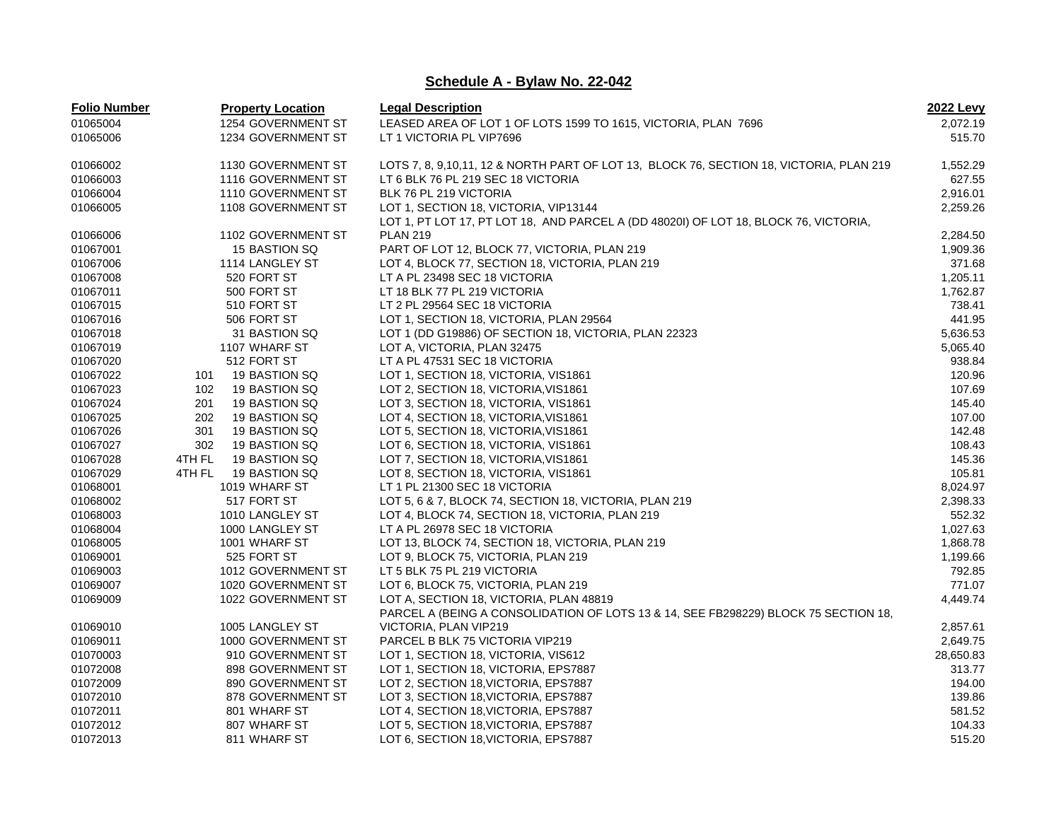## Schedule A - Bylaw No. 22-042

| Folio Number | | Property Location | Legal Description | 2022 Levy |
|---|---|---|---|---|
| 01065004 | | 1254 GOVERNMENT ST | LEASED AREA OF LOT 1 OF LOTS 1599 TO 1615, VICTORIA, PLAN 7696 | 2,072.19 |
| 01065006 | | 1234 GOVERNMENT ST | LT 1 VICTORIA PL VIP7696 | 515.70 |
| 01066002 | | 1130 GOVERNMENT ST | LOTS 7, 8, 9,10,11, 12 & NORTH PART OF LOT 13, BLOCK 76, SECTION 18, VICTORIA, PLAN 219 | 1,552.29 |
| 01066003 | | 1116 GOVERNMENT ST | LT 6 BLK 76 PL 219 SEC 18 VICTORIA | 627.55 |
| 01066004 | | 1110 GOVERNMENT ST | BLK 76 PL 219 VICTORIA | 2,916.01 |
| 01066005 | | 1108 GOVERNMENT ST | LOT 1, SECTION 18, VICTORIA, VIP13144 | 2,259.26 |
| 01066006 | | 1102 GOVERNMENT ST | LOT 1, PT LOT 17, PT LOT 18, AND PARCEL A (DD 48020I) OF LOT 18, BLOCK 76, VICTORIA, PLAN 219 | 2,284.50 |
| 01067001 | | 15 BASTION SQ | PART OF LOT 12, BLOCK 77, VICTORIA, PLAN 219 | 1,909.36 |
| 01067006 | | 1114 LANGLEY ST | LOT 4, BLOCK 77, SECTION 18, VICTORIA, PLAN 219 | 371.68 |
| 01067008 | | 520 FORT ST | LT A PL 23498 SEC 18 VICTORIA | 1,205.11 |
| 01067011 | | 500 FORT ST | LT 18 BLK 77 PL 219 VICTORIA | 1,762.87 |
| 01067015 | | 510 FORT ST | LT 2 PL 29564 SEC 18 VICTORIA | 738.41 |
| 01067016 | | 506 FORT ST | LOT 1, SECTION 18, VICTORIA, PLAN 29564 | 441.95 |
| 01067018 | | 31 BASTION SQ | LOT 1 (DD G19886) OF SECTION 18, VICTORIA, PLAN 22323 | 5,636.53 |
| 01067019 | | 1107 WHARF ST | LOT A, VICTORIA, PLAN 32475 | 5,065.40 |
| 01067020 | | 512 FORT ST | LT A PL 47531 SEC 18 VICTORIA | 938.84 |
| 01067022 | 101 | 19 BASTION SQ | LOT 1, SECTION 18, VICTORIA, VIS1861 | 120.96 |
| 01067023 | 102 | 19 BASTION SQ | LOT 2, SECTION 18, VICTORIA,VIS1861 | 107.69 |
| 01067024 | 201 | 19 BASTION SQ | LOT 3, SECTION 18, VICTORIA, VIS1861 | 145.40 |
| 01067025 | 202 | 19 BASTION SQ | LOT 4, SECTION 18, VICTORIA,VIS1861 | 107.00 |
| 01067026 | 301 | 19 BASTION SQ | LOT 5, SECTION 18, VICTORIA,VIS1861 | 142.48 |
| 01067027 | 302 | 19 BASTION SQ | LOT 6, SECTION 18, VICTORIA, VIS1861 | 108.43 |
| 01067028 | 4TH FL | 19 BASTION SQ | LOT 7, SECTION 18, VICTORIA,VIS1861 | 145.36 |
| 01067029 | 4TH FL | 19 BASTION SQ | LOT 8, SECTION 18, VICTORIA, VIS1861 | 105.81 |
| 01068001 | | 1019 WHARF ST | LT 1 PL 21300 SEC 18 VICTORIA | 8,024.97 |
| 01068002 | | 517 FORT ST | LOT 5, 6 & 7, BLOCK 74, SECTION 18, VICTORIA, PLAN 219 | 2,398.33 |
| 01068003 | | 1010 LANGLEY ST | LOT 4, BLOCK 74, SECTION 18, VICTORIA, PLAN 219 | 552.32 |
| 01068004 | | 1000 LANGLEY ST | LT A PL 26978 SEC 18 VICTORIA | 1,027.63 |
| 01068005 | | 1001 WHARF ST | LOT 13, BLOCK 74, SECTION 18, VICTORIA, PLAN 219 | 1,868.78 |
| 01069001 | | 525 FORT ST | LOT 9, BLOCK 75, VICTORIA, PLAN 219 | 1,199.66 |
| 01069003 | | 1012 GOVERNMENT ST | LT 5 BLK 75 PL 219 VICTORIA | 792.85 |
| 01069007 | | 1020 GOVERNMENT ST | LOT 6, BLOCK 75, VICTORIA, PLAN 219 | 771.07 |
| 01069009 | | 1022 GOVERNMENT ST | LOT A, SECTION 18, VICTORIA, PLAN 48819 | 4,449.74 |
| 01069010 | | 1005 LANGLEY ST | PARCEL A (BEING A CONSOLIDATION OF LOTS 13 & 14, SEE FB298229) BLOCK 75 SECTION 18, VICTORIA, PLAN VIP219 | 2,857.61 |
| 01069011 | | 1000 GOVERNMENT ST | PARCEL B BLK 75 VICTORIA VIP219 | 2,649.75 |
| 01070003 | | 910 GOVERNMENT ST | LOT 1, SECTION 18, VICTORIA, VIS612 | 28,650.83 |
| 01072008 | | 898 GOVERNMENT ST | LOT 1, SECTION 18, VICTORIA, EPS7887 | 313.77 |
| 01072009 | | 890 GOVERNMENT ST | LOT 2, SECTION 18,VICTORIA, EPS7887 | 194.00 |
| 01072010 | | 878 GOVERNMENT ST | LOT 3, SECTION 18,VICTORIA, EPS7887 | 139.86 |
| 01072011 | | 801 WHARF ST | LOT 4, SECTION 18,VICTORIA, EPS7887 | 581.52 |
| 01072012 | | 807 WHARF ST | LOT 5, SECTION 18,VICTORIA, EPS7887 | 104.33 |
| 01072013 | | 811 WHARF ST | LOT 6, SECTION 18,VICTORIA, EPS7887 | 515.20 |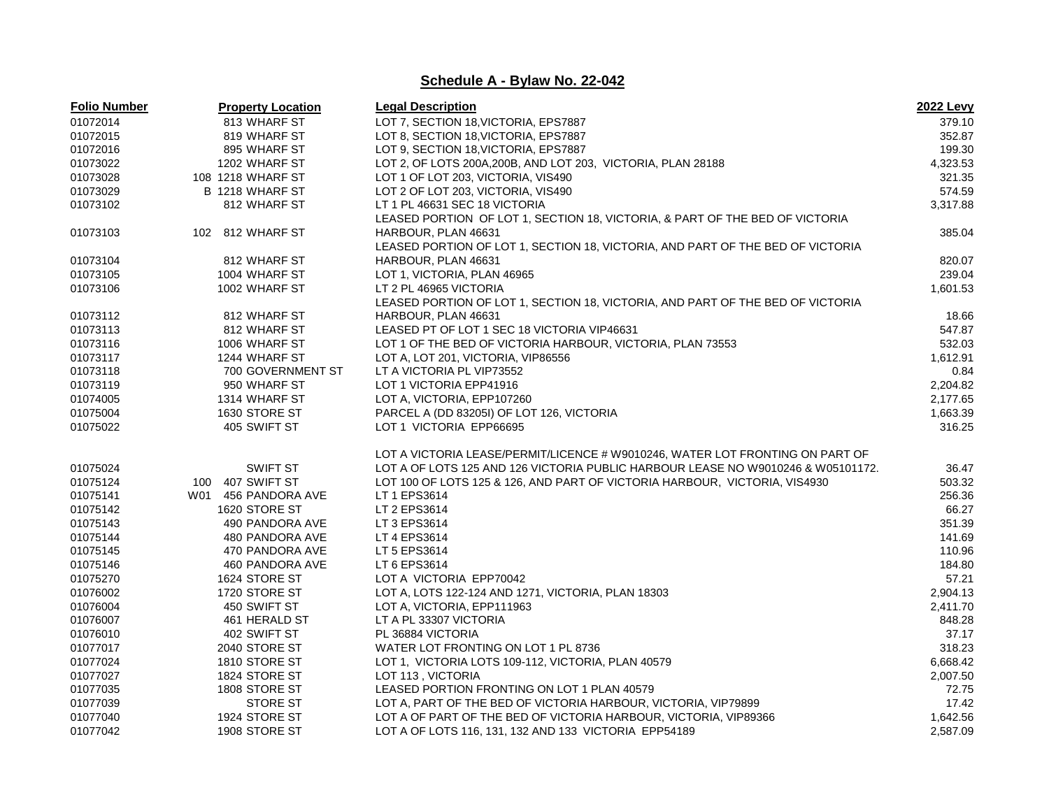## Schedule A - Bylaw No. 22-042

| Folio Number | Property Location | Legal Description | 2022 Levy |
|---|---|---|---|
| 01072014 | 813 WHARF ST | LOT 7, SECTION 18,VICTORIA, EPS7887 | 379.10 |
| 01072015 | 819 WHARF ST | LOT 8, SECTION 18,VICTORIA, EPS7887 | 352.87 |
| 01072016 | 895 WHARF ST | LOT 9, SECTION 18,VICTORIA, EPS7887 | 199.30 |
| 01073022 | 1202 WHARF ST | LOT 2, OF LOTS 200A,200B, AND LOT 203, VICTORIA, PLAN 28188 | 4,323.53 |
| 01073028 | 108 1218 WHARF ST | LOT 1 OF LOT 203, VICTORIA, VIS490 | 321.35 |
| 01073029 | B 1218 WHARF ST | LOT 2 OF LOT 203, VICTORIA, VIS490 | 574.59 |
| 01073102 | 812 WHARF ST | LT 1 PL 46631 SEC 18 VICTORIA | 3,317.88 |
| 01073103 | 102 812 WHARF ST | LEASED PORTION OF LOT 1, SECTION 18, VICTORIA, & PART OF THE BED OF VICTORIA HARBOUR, PLAN 46631 | 385.04 |
| 01073104 | 812 WHARF ST | LEASED PORTION OF LOT 1, SECTION 18, VICTORIA, AND PART OF THE BED OF VICTORIA HARBOUR, PLAN 46631 | 820.07 |
| 01073105 | 1004 WHARF ST | LOT 1, VICTORIA, PLAN 46965 | 239.04 |
| 01073106 | 1002 WHARF ST | LT 2 PL 46965 VICTORIA | 1,601.53 |
| 01073112 | 812 WHARF ST | LEASED PORTION OF LOT 1, SECTION 18, VICTORIA, AND PART OF THE BED OF VICTORIA HARBOUR, PLAN 46631 | 18.66 |
| 01073113 | 812 WHARF ST | LEASED PT OF LOT 1 SEC 18 VICTORIA VIP46631 | 547.87 |
| 01073116 | 1006 WHARF ST | LOT 1 OF THE BED OF VICTORIA HARBOUR, VICTORIA, PLAN 73553 | 532.03 |
| 01073117 | 1244 WHARF ST | LOT A, LOT 201, VICTORIA, VIP86556 | 1,612.91 |
| 01073118 | 700 GOVERNMENT ST | LT A VICTORIA PL VIP73552 | 0.84 |
| 01073119 | 950 WHARF ST | LOT 1 VICTORIA EPP41916 | 2,204.82 |
| 01074005 | 1314 WHARF ST | LOT A, VICTORIA, EPP107260 | 2,177.65 |
| 01075004 | 1630 STORE ST | PARCEL A (DD 83205I) OF LOT 126, VICTORIA | 1,663.39 |
| 01075022 | 405 SWIFT ST | LOT 1 VICTORIA EPP66695 | 316.25 |
| 01075024 | SWIFT ST | LOT A VICTORIA LEASE/PERMIT/LICENCE # W9010246, WATER LOT FRONTING ON PART OF LOT A OF LOTS 125 AND 126 VICTORIA PUBLIC HARBOUR LEASE NO W9010246 & W05101172. | 36.47 |
| 01075124 | 100 407 SWIFT ST | LOT 100 OF LOTS 125 & 126, AND PART OF VICTORIA HARBOUR, VICTORIA, VIS4930 | 503.32 |
| 01075141 | W01 456 PANDORA AVE | LT 1 EPS3614 | 256.36 |
| 01075142 | 1620 STORE ST | LT 2 EPS3614 | 66.27 |
| 01075143 | 490 PANDORA AVE | LT 3 EPS3614 | 351.39 |
| 01075144 | 480 PANDORA AVE | LT 4 EPS3614 | 141.69 |
| 01075145 | 470 PANDORA AVE | LT 5 EPS3614 | 110.96 |
| 01075146 | 460 PANDORA AVE | LT 6 EPS3614 | 184.80 |
| 01075270 | 1624 STORE ST | LOT A VICTORIA EPP70042 | 57.21 |
| 01076002 | 1720 STORE ST | LOT A, LOTS 122-124 AND 1271, VICTORIA, PLAN 18303 | 2,904.13 |
| 01076004 | 450 SWIFT ST | LOT A, VICTORIA, EPP111963 | 2,411.70 |
| 01076007 | 461 HERALD ST | LT A PL 33307 VICTORIA | 848.28 |
| 01076010 | 402 SWIFT ST | PL 36884 VICTORIA | 37.17 |
| 01077017 | 2040 STORE ST | WATER LOT FRONTING ON LOT 1 PL 8736 | 318.23 |
| 01077024 | 1810 STORE ST | LOT 1, VICTORIA LOTS 109-112, VICTORIA, PLAN 40579 | 6,668.42 |
| 01077027 | 1824 STORE ST | LOT 113 , VICTORIA | 2,007.50 |
| 01077035 | 1808 STORE ST | LEASED PORTION FRONTING ON LOT 1 PLAN 40579 | 72.75 |
| 01077039 | STORE ST | LOT A, PART OF THE BED OF VICTORIA HARBOUR, VICTORIA, VIP79899 | 17.42 |
| 01077040 | 1924 STORE ST | LOT A OF PART OF THE BED OF VICTORIA HARBOUR, VICTORIA, VIP89366 | 1,642.56 |
| 01077042 | 1908 STORE ST | LOT A OF LOTS 116, 131, 132 AND 133 VICTORIA EPP54189 | 2,587.09 |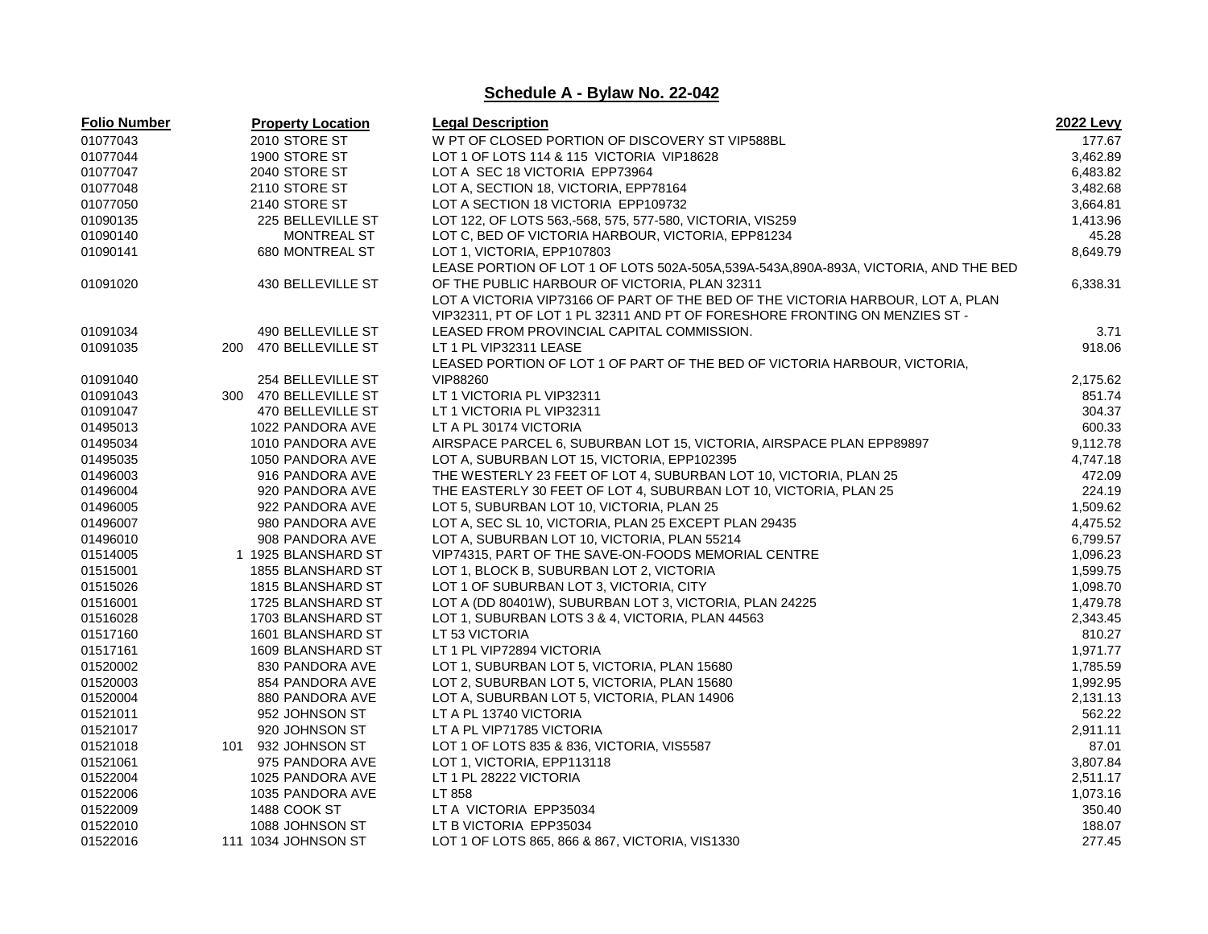## Schedule A - Bylaw No. 22-042

| Folio Number | Property Location | Legal Description | 2022 Levy |
|---|---|---|---|
| 01077043 | 2010 STORE ST | W PT OF CLOSED PORTION OF DISCOVERY ST VIP588BL | 177.67 |
| 01077044 | 1900 STORE ST | LOT 1 OF LOTS 114 & 115 VICTORIA VIP18628 | 3,462.89 |
| 01077047 | 2040 STORE ST | LOT A SEC 18 VICTORIA EPP73964 | 6,483.82 |
| 01077048 | 2110 STORE ST | LOT A, SECTION 18, VICTORIA, EPP78164 | 3,482.68 |
| 01077050 | 2140 STORE ST | LOT A SECTION 18 VICTORIA EPP109732 | 3,664.81 |
| 01090135 | 225 BELLEVILLE ST | LOT 122, OF LOTS 563,-568, 575, 577-580, VICTORIA, VIS259 | 1,413.96 |
| 01090140 | MONTREAL ST | LOT C, BED OF VICTORIA HARBOUR, VICTORIA, EPP81234 | 45.28 |
| 01090141 | 680 MONTREAL ST | LOT 1, VICTORIA, EPP107803 | 8,649.79 |
| 01091020 | 430 BELLEVILLE ST | LEASE PORTION OF LOT 1 OF LOTS 502A-505A,539A-543A,890A-893A, VICTORIA, AND THE BED OF THE PUBLIC HARBOUR OF VICTORIA, PLAN 32311 | 6,338.31 |
| 01091034 | 490 BELLEVILLE ST | LOT A VICTORIA VIP73166 OF PART OF THE BED OF THE VICTORIA HARBOUR, LOT A, PLAN VIP32311, PT OF LOT 1 PL 32311 AND PT OF FORESHORE FRONTING ON MENZIES ST - LEASED FROM PROVINCIAL CAPITAL COMMISSION. | 3.71 |
| 01091035 | 200 470 BELLEVILLE ST | LT 1 PL VIP32311 LEASE | 918.06 |
| 01091040 | 254 BELLEVILLE ST | LEASED PORTION OF LOT 1 OF PART OF THE BED OF VICTORIA HARBOUR, VICTORIA, VIP88260 | 2,175.62 |
| 01091043 | 300 470 BELLEVILLE ST | LT 1 VICTORIA PL VIP32311 | 851.74 |
| 01091047 | 470 BELLEVILLE ST | LT 1 VICTORIA PL VIP32311 | 304.37 |
| 01495013 | 1022 PANDORA AVE | LT A PL 30174 VICTORIA | 600.33 |
| 01495034 | 1010 PANDORA AVE | AIRSPACE PARCEL 6, SUBURBAN LOT 15, VICTORIA, AIRSPACE PLAN EPP89897 | 9,112.78 |
| 01495035 | 1050 PANDORA AVE | LOT A, SUBURBAN LOT 15, VICTORIA, EPP102395 | 4,747.18 |
| 01496003 | 916 PANDORA AVE | THE WESTERLY 23 FEET OF LOT 4, SUBURBAN LOT 10, VICTORIA, PLAN 25 | 472.09 |
| 01496004 | 920 PANDORA AVE | THE EASTERLY 30 FEET OF LOT 4, SUBURBAN LOT 10, VICTORIA, PLAN 25 | 224.19 |
| 01496005 | 922 PANDORA AVE | LOT 5, SUBURBAN LOT 10, VICTORIA, PLAN 25 | 1,509.62 |
| 01496007 | 980 PANDORA AVE | LOT A, SEC SL 10, VICTORIA, PLAN 25 EXCEPT PLAN 29435 | 4,475.52 |
| 01496010 | 908 PANDORA AVE | LOT A, SUBURBAN LOT 10, VICTORIA, PLAN 55214 | 6,799.57 |
| 01514005 | 1 1925 BLANSHARD ST | VIP74315, PART OF THE SAVE-ON-FOODS MEMORIAL CENTRE | 1,096.23 |
| 01515001 | 1855 BLANSHARD ST | LOT 1, BLOCK B, SUBURBAN LOT 2, VICTORIA | 1,599.75 |
| 01515026 | 1815 BLANSHARD ST | LOT 1 OF SUBURBAN LOT 3, VICTORIA, CITY | 1,098.70 |
| 01516001 | 1725 BLANSHARD ST | LOT A (DD 80401W), SUBURBAN LOT 3, VICTORIA, PLAN 24225 | 1,479.78 |
| 01516028 | 1703 BLANSHARD ST | LOT 1, SUBURBAN LOTS 3 & 4, VICTORIA, PLAN 44563 | 2,343.45 |
| 01517160 | 1601 BLANSHARD ST | LT 53 VICTORIA | 810.27 |
| 01517161 | 1609 BLANSHARD ST | LT 1 PL VIP72894 VICTORIA | 1,971.77 |
| 01520002 | 830 PANDORA AVE | LOT 1, SUBURBAN LOT 5, VICTORIA, PLAN 15680 | 1,785.59 |
| 01520003 | 854 PANDORA AVE | LOT 2, SUBURBAN LOT 5, VICTORIA, PLAN 15680 | 1,992.95 |
| 01520004 | 880 PANDORA AVE | LOT A, SUBURBAN LOT 5, VICTORIA, PLAN 14906 | 2,131.13 |
| 01521011 | 952 JOHNSON ST | LT A PL 13740 VICTORIA | 562.22 |
| 01521017 | 920 JOHNSON ST | LT A PL VIP71785 VICTORIA | 2,911.11 |
| 01521018 | 101 932 JOHNSON ST | LOT 1 OF LOTS 835 & 836, VICTORIA, VIS5587 | 87.01 |
| 01521061 | 975 PANDORA AVE | LOT 1, VICTORIA, EPP113118 | 3,807.84 |
| 01522004 | 1025 PANDORA AVE | LT 1 PL 28222 VICTORIA | 2,511.17 |
| 01522006 | 1035 PANDORA AVE | LT 858 | 1,073.16 |
| 01522009 | 1488 COOK ST | LT A VICTORIA EPP35034 | 350.40 |
| 01522010 | 1088 JOHNSON ST | LT B VICTORIA EPP35034 | 188.07 |
| 01522016 | 111 1034 JOHNSON ST | LOT 1 OF LOTS 865, 866 & 867, VICTORIA, VIS1330 | 277.45 |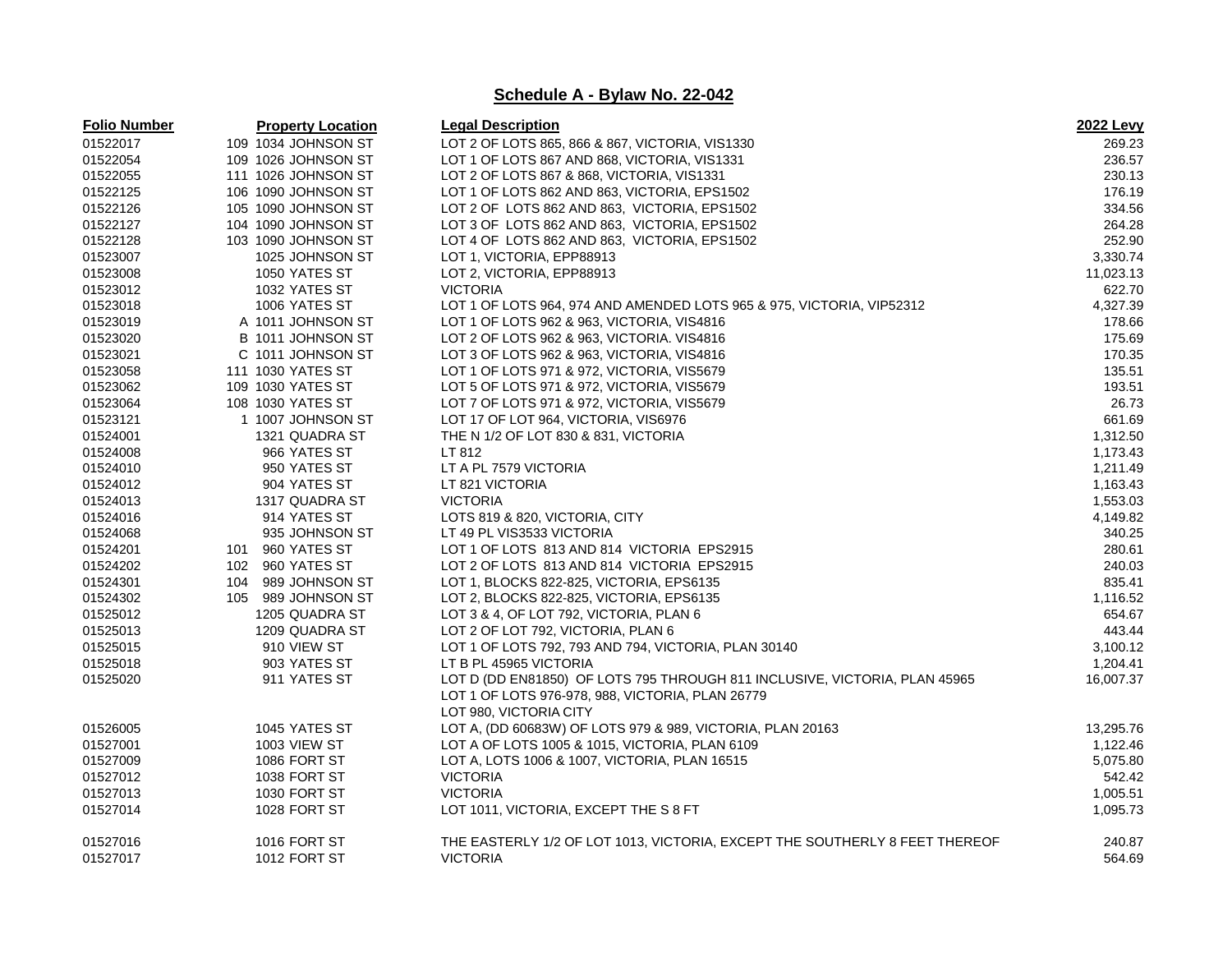## Schedule A - Bylaw No. 22-042

| Folio Number | Property Location | Legal Description | 2022 Levy |
|---|---|---|---|
| 01522017 | 109 1034 JOHNSON ST | LOT 2 OF LOTS 865, 866 & 867, VICTORIA, VIS1330 | 269.23 |
| 01522054 | 109 1026 JOHNSON ST | LOT 1 OF LOTS 867 AND 868, VICTORIA, VIS1331 | 236.57 |
| 01522055 | 111 1026 JOHNSON ST | LOT 2 OF LOTS 867 & 868, VICTORIA, VIS1331 | 230.13 |
| 01522125 | 106 1090 JOHNSON ST | LOT 1 OF LOTS 862 AND 863, VICTORIA, EPS1502 | 176.19 |
| 01522126 | 105 1090 JOHNSON ST | LOT 2 OF LOTS 862 AND 863, VICTORIA, EPS1502 | 334.56 |
| 01522127 | 104 1090 JOHNSON ST | LOT 3 OF LOTS 862 AND 863, VICTORIA, EPS1502 | 264.28 |
| 01522128 | 103 1090 JOHNSON ST | LOT 4 OF LOTS 862 AND 863, VICTORIA, EPS1502 | 252.90 |
| 01523007 | 1025 JOHNSON ST | LOT 1, VICTORIA, EPP88913 | 3,330.74 |
| 01523008 | 1050 YATES ST | LOT 2, VICTORIA, EPP88913 | 11,023.13 |
| 01523012 | 1032 YATES ST | VICTORIA | 622.70 |
| 01523018 | 1006 YATES ST | LOT 1 OF LOTS 964, 974 AND AMENDED LOTS 965 & 975, VICTORIA, VIP52312 | 4,327.39 |
| 01523019 | A 1011 JOHNSON ST | LOT 1 OF LOTS 962 & 963, VICTORIA, VIS4816 | 178.66 |
| 01523020 | B 1011 JOHNSON ST | LOT 2 OF LOTS 962 & 963, VICTORIA. VIS4816 | 175.69 |
| 01523021 | C 1011 JOHNSON ST | LOT 3 OF LOTS 962 & 963, VICTORIA, VIS4816 | 170.35 |
| 01523058 | 111 1030 YATES ST | LOT 1 OF LOTS 971 & 972, VICTORIA, VIS5679 | 135.51 |
| 01523062 | 109 1030 YATES ST | LOT 5 OF LOTS 971 & 972, VICTORIA, VIS5679 | 193.51 |
| 01523064 | 108 1030 YATES ST | LOT 7 OF LOTS 971 & 972, VICTORIA, VIS5679 | 26.73 |
| 01523121 | 1 1007 JOHNSON ST | LOT 17 OF LOT 964, VICTORIA, VIS6976 | 661.69 |
| 01524001 | 1321 QUADRA ST | THE N 1/2 OF LOT 830 & 831, VICTORIA | 1,312.50 |
| 01524008 | 966 YATES ST | LT 812 | 1,173.43 |
| 01524010 | 950 YATES ST | LT A PL 7579 VICTORIA | 1,211.49 |
| 01524012 | 904 YATES ST | LT 821 VICTORIA | 1,163.43 |
| 01524013 | 1317 QUADRA ST | VICTORIA | 1,553.03 |
| 01524016 | 914 YATES ST | LOTS 819 & 820, VICTORIA, CITY | 4,149.82 |
| 01524068 | 935 JOHNSON ST | LT 49 PL VIS3533 VICTORIA | 340.25 |
| 01524201 | 101 960 YATES ST | LOT 1 OF LOTS 813 AND 814 VICTORIA EPS2915 | 280.61 |
| 01524202 | 102 960 YATES ST | LOT 2 OF LOTS 813 AND 814 VICTORIA EPS2915 | 240.03 |
| 01524301 | 104 989 JOHNSON ST | LOT 1, BLOCKS 822-825, VICTORIA, EPS6135 | 835.41 |
| 01524302 | 105 989 JOHNSON ST | LOT 2, BLOCKS 822-825, VICTORIA, EPS6135 | 1,116.52 |
| 01525012 | 1205 QUADRA ST | LOT 3 & 4, OF LOT 792, VICTORIA, PLAN 6 | 654.67 |
| 01525013 | 1209 QUADRA ST | LOT 2 OF LOT 792, VICTORIA, PLAN 6 | 443.44 |
| 01525015 | 910 VIEW ST | LOT 1 OF LOTS 792, 793 AND 794, VICTORIA, PLAN 30140 | 3,100.12 |
| 01525018 | 903 YATES ST | LT B PL 45965 VICTORIA | 1,204.41 |
| 01525020 | 911 YATES ST | LOT D (DD EN81850) OF LOTS 795 THROUGH 811 INCLUSIVE, VICTORIA, PLAN 45965 | 16,007.37 |
| | | LOT 1 OF LOTS 976-978, 988, VICTORIA, PLAN 26779 | |
| | | LOT 980, VICTORIA CITY | |
| 01526005 | 1045 YATES ST | LOT A, (DD 60683W) OF LOTS 979 & 989, VICTORIA, PLAN 20163 | 13,295.76 |
| 01527001 | 1003 VIEW ST | LOT A OF LOTS 1005 & 1015, VICTORIA, PLAN 6109 | 1,122.46 |
| 01527009 | 1086 FORT ST | LOT A, LOTS 1006 & 1007, VICTORIA, PLAN 16515 | 5,075.80 |
| 01527012 | 1038 FORT ST | VICTORIA | 542.42 |
| 01527013 | 1030 FORT ST | VICTORIA | 1,005.51 |
| 01527014 | 1028 FORT ST | LOT 1011, VICTORIA, EXCEPT THE S 8 FT | 1,095.73 |
| 01527016 | 1016 FORT ST | THE EASTERLY 1/2 OF LOT 1013, VICTORIA, EXCEPT THE SOUTHERLY 8 FEET THEREOF | 240.87 |
| 01527017 | 1012 FORT ST | VICTORIA | 564.69 |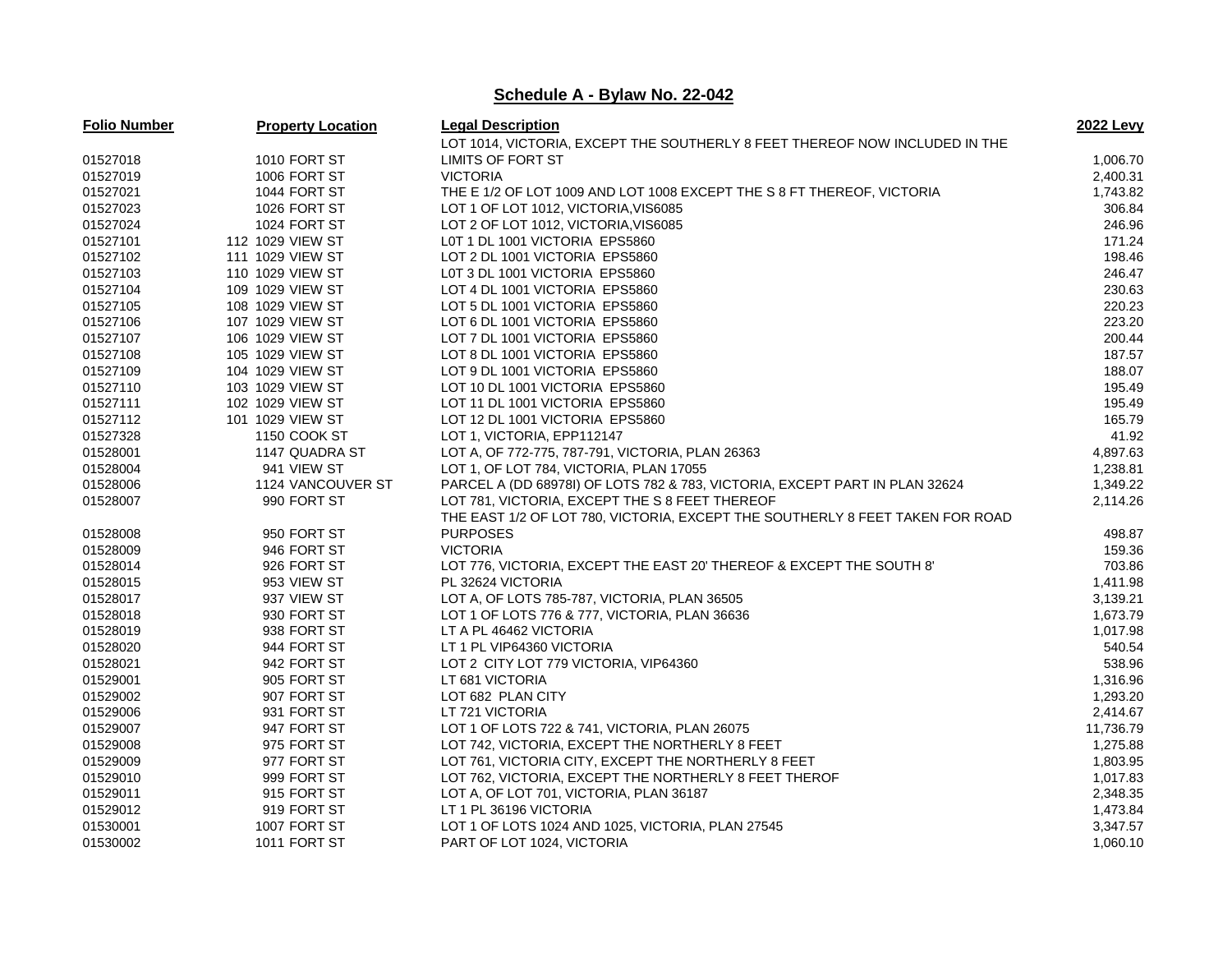## Schedule A - Bylaw No. 22-042

| Folio Number | Property Location | Legal Description | 2022 Levy |
|---|---|---|---|
| 01527018 | 1010 FORT ST | LOT 1014, VICTORIA, EXCEPT THE SOUTHERLY 8 FEET THEREOF NOW INCLUDED IN THE LIMITS OF FORT ST | 1,006.70 |
| 01527019 | 1006 FORT ST | VICTORIA | 2,400.31 |
| 01527021 | 1044 FORT ST | THE E 1/2 OF LOT 1009 AND LOT 1008 EXCEPT THE S 8 FT THEREOF, VICTORIA | 1,743.82 |
| 01527023 | 1026 FORT ST | LOT 1 OF LOT 1012, VICTORIA,VIS6085 | 306.84 |
| 01527024 | 1024 FORT ST | LOT 2 OF LOT 1012, VICTORIA,VIS6085 | 246.96 |
| 01527101 | 112 1029 VIEW ST | L0T 1 DL 1001 VICTORIA EPS5860 | 171.24 |
| 01527102 | 111 1029 VIEW ST | LOT 2 DL 1001 VICTORIA EPS5860 | 198.46 |
| 01527103 | 110 1029 VIEW ST | L0T 3 DL 1001 VICTORIA EPS5860 | 246.47 |
| 01527104 | 109 1029 VIEW ST | LOT 4 DL 1001 VICTORIA EPS5860 | 230.63 |
| 01527105 | 108 1029 VIEW ST | LOT 5 DL 1001 VICTORIA EPS5860 | 220.23 |
| 01527106 | 107 1029 VIEW ST | LOT 6 DL 1001 VICTORIA EPS5860 | 223.20 |
| 01527107 | 106 1029 VIEW ST | LOT 7 DL 1001 VICTORIA EPS5860 | 200.44 |
| 01527108 | 105 1029 VIEW ST | LOT 8 DL 1001 VICTORIA EPS5860 | 187.57 |
| 01527109 | 104 1029 VIEW ST | LOT 9 DL 1001 VICTORIA EPS5860 | 188.07 |
| 01527110 | 103 1029 VIEW ST | LOT 10 DL 1001 VICTORIA EPS5860 | 195.49 |
| 01527111 | 102 1029 VIEW ST | LOT 11 DL 1001 VICTORIA EPS5860 | 195.49 |
| 01527112 | 101 1029 VIEW ST | LOT 12 DL 1001 VICTORIA EPS5860 | 165.79 |
| 01527328 | 1150 COOK ST | LOT 1, VICTORIA, EPP112147 | 41.92 |
| 01528001 | 1147 QUADRA ST | LOT A, OF 772-775, 787-791, VICTORIA, PLAN 26363 | 4,897.63 |
| 01528004 | 941 VIEW ST | LOT 1, OF LOT 784, VICTORIA, PLAN 17055 | 1,238.81 |
| 01528006 | 1124 VANCOUVER ST | PARCEL A (DD 68978I) OF LOTS 782 & 783, VICTORIA, EXCEPT PART IN PLAN 32624 | 1,349.22 |
| 01528007 | 990 FORT ST | LOT 781, VICTORIA, EXCEPT THE S 8 FEET THEREOF | 2,114.26 |
| 01528008 | 950 FORT ST | THE EAST 1/2 OF LOT 780, VICTORIA, EXCEPT THE SOUTHERLY 8 FEET TAKEN FOR ROAD PURPOSES | 498.87 |
| 01528009 | 946 FORT ST | VICTORIA | 159.36 |
| 01528014 | 926 FORT ST | LOT 776, VICTORIA, EXCEPT THE EAST 20' THEREOF & EXCEPT THE SOUTH 8' | 703.86 |
| 01528015 | 953 VIEW ST | PL 32624 VICTORIA | 1,411.98 |
| 01528017 | 937 VIEW ST | LOT A, OF LOTS 785-787, VICTORIA, PLAN 36505 | 3,139.21 |
| 01528018 | 930 FORT ST | LOT 1 OF LOTS 776 & 777, VICTORIA, PLAN 36636 | 1,673.79 |
| 01528019 | 938 FORT ST | LT A PL 46462 VICTORIA | 1,017.98 |
| 01528020 | 944 FORT ST | LT 1 PL VIP64360 VICTORIA | 540.54 |
| 01528021 | 942 FORT ST | LOT 2 CITY LOT 779 VICTORIA, VIP64360 | 538.96 |
| 01529001 | 905 FORT ST | LT 681 VICTORIA | 1,316.96 |
| 01529002 | 907 FORT ST | LOT 682 PLAN CITY | 1,293.20 |
| 01529006 | 931 FORT ST | LT 721 VICTORIA | 2,414.67 |
| 01529007 | 947 FORT ST | LOT 1 OF LOTS 722 & 741, VICTORIA, PLAN 26075 | 11,736.79 |
| 01529008 | 975 FORT ST | LOT 742, VICTORIA, EXCEPT THE NORTHERLY 8 FEET | 1,275.88 |
| 01529009 | 977 FORT ST | LOT 761, VICTORIA CITY, EXCEPT THE NORTHERLY 8 FEET | 1,803.95 |
| 01529010 | 999 FORT ST | LOT 762, VICTORIA, EXCEPT THE NORTHERLY 8 FEET THEROF | 1,017.83 |
| 01529011 | 915 FORT ST | LOT A, OF LOT 701, VICTORIA, PLAN 36187 | 2,348.35 |
| 01529012 | 919 FORT ST | LT 1 PL 36196 VICTORIA | 1,473.84 |
| 01530001 | 1007 FORT ST | LOT 1 OF LOTS 1024 AND 1025, VICTORIA, PLAN 27545 | 3,347.57 |
| 01530002 | 1011 FORT ST | PART OF LOT 1024, VICTORIA | 1,060.10 |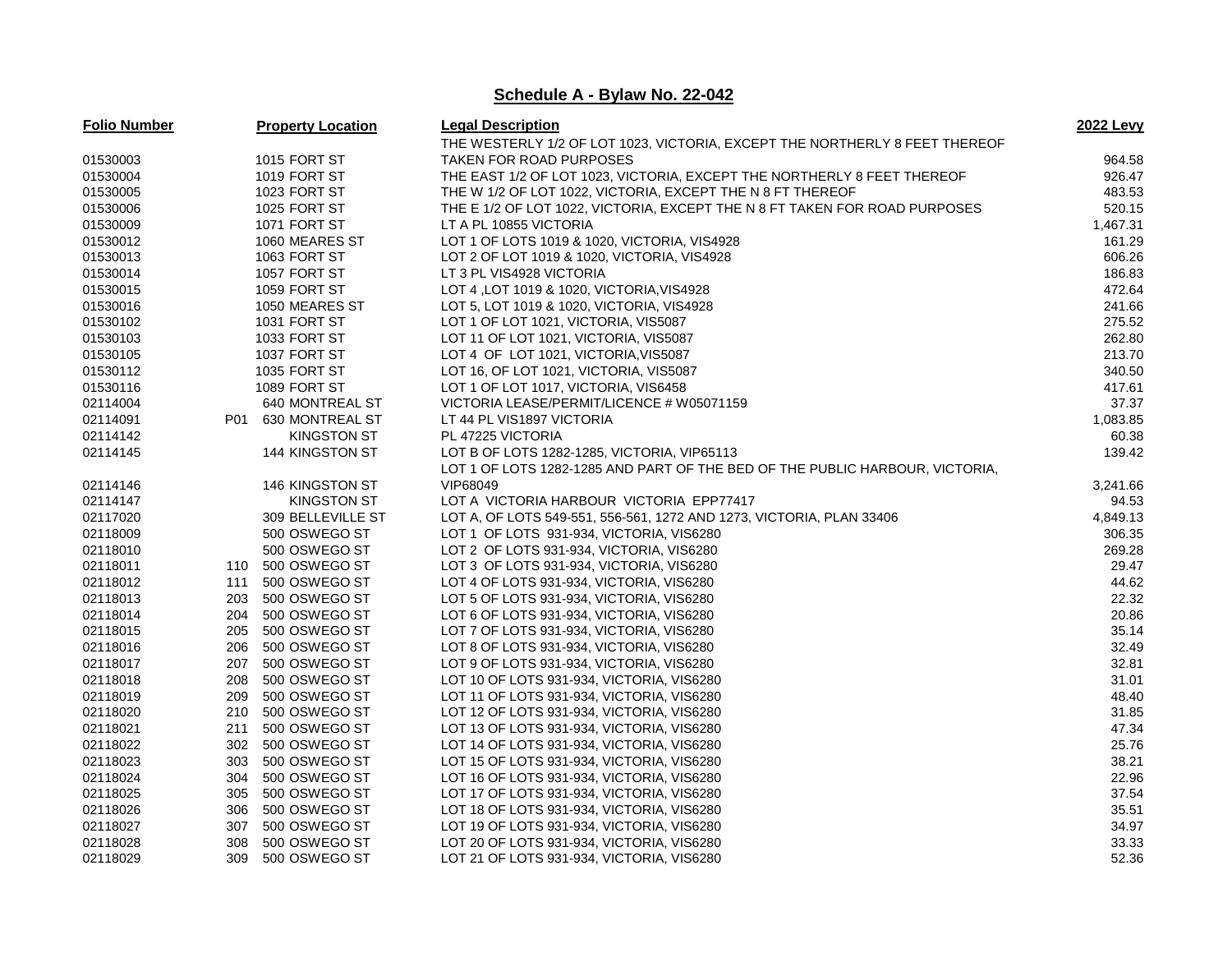## Schedule A - Bylaw No. 22-042

| Folio Number | | Property Location | Legal Description | 2022 Levy |
|---|---|---|---|---|
| 01530003 | | 1015 FORT ST | THE WESTERLY 1/2 OF LOT 1023, VICTORIA, EXCEPT THE NORTHERLY 8 FEET THEREOF TAKEN FOR ROAD PURPOSES | 964.58 |
| 01530004 | | 1019 FORT ST | THE EAST 1/2 OF LOT 1023, VICTORIA, EXCEPT THE NORTHERLY 8 FEET THEREOF | 926.47 |
| 01530005 | | 1023 FORT ST | THE W 1/2 OF LOT 1022, VICTORIA, EXCEPT THE N 8 FT THEREOF | 483.53 |
| 01530006 | | 1025 FORT ST | THE E 1/2 OF LOT 1022, VICTORIA, EXCEPT THE N 8 FT TAKEN FOR ROAD PURPOSES | 520.15 |
| 01530009 | | 1071 FORT ST | LT A PL 10855 VICTORIA | 1,467.31 |
| 01530012 | | 1060 MEARES ST | LOT 1 OF LOTS 1019 & 1020, VICTORIA, VIS4928 | 161.29 |
| 01530013 | | 1063 FORT ST | LOT 2 OF LOT 1019 & 1020, VICTORIA, VIS4928 | 606.26 |
| 01530014 | | 1057 FORT ST | LT 3 PL VIS4928 VICTORIA | 186.83 |
| 01530015 | | 1059 FORT ST | LOT 4 ,LOT 1019 & 1020, VICTORIA,VIS4928 | 472.64 |
| 01530016 | | 1050 MEARES ST | LOT 5, LOT 1019 & 1020, VICTORIA, VIS4928 | 241.66 |
| 01530102 | | 1031 FORT ST | LOT 1 OF LOT 1021, VICTORIA, VIS5087 | 275.52 |
| 01530103 | | 1033 FORT ST | LOT 11 OF LOT 1021, VICTORIA, VIS5087 | 262.80 |
| 01530105 | | 1037 FORT ST | LOT 4 OF LOT 1021, VICTORIA,VIS5087 | 213.70 |
| 01530112 | | 1035 FORT ST | LOT 16, OF LOT 1021, VICTORIA, VIS5087 | 340.50 |
| 01530116 | | 1089 FORT ST | LOT 1 OF LOT 1017, VICTORIA, VIS6458 | 417.61 |
| 02114004 | | 640 MONTREAL ST | VICTORIA LEASE/PERMIT/LICENCE # W05071159 | 37.37 |
| 02114091 | P01 | 630 MONTREAL ST | LT 44 PL VIS1897 VICTORIA | 1,083.85 |
| 02114142 | | KINGSTON ST | PL 47225 VICTORIA | 60.38 |
| 02114145 | | 144 KINGSTON ST | LOT B OF LOTS 1282-1285, VICTORIA, VIP65113 | 139.42 |
| 02114146 | | 146 KINGSTON ST | LOT 1 OF LOTS 1282-1285 AND PART OF THE BED OF THE PUBLIC HARBOUR, VICTORIA, VIP68049 | 3,241.66 |
| 02114147 | | KINGSTON ST | LOT A VICTORIA HARBOUR VICTORIA EPP77417 | 94.53 |
| 02117020 | | 309 BELLEVILLE ST | LOT A, OF LOTS 549-551, 556-561, 1272 AND 1273, VICTORIA, PLAN 33406 | 4,849.13 |
| 02118009 | | 500 OSWEGO ST | LOT 1 OF LOTS 931-934, VICTORIA, VIS6280 | 306.35 |
| 02118010 | | 500 OSWEGO ST | LOT 2 OF LOTS 931-934, VICTORIA, VIS6280 | 269.28 |
| 02118011 | 110 | 500 OSWEGO ST | LOT 3 OF LOTS 931-934, VICTORIA, VIS6280 | 29.47 |
| 02118012 | 111 | 500 OSWEGO ST | LOT 4 OF LOTS 931-934, VICTORIA, VIS6280 | 44.62 |
| 02118013 | 203 | 500 OSWEGO ST | LOT 5 OF LOTS 931-934, VICTORIA, VIS6280 | 22.32 |
| 02118014 | 204 | 500 OSWEGO ST | LOT 6 OF LOTS 931-934, VICTORIA, VIS6280 | 20.86 |
| 02118015 | 205 | 500 OSWEGO ST | LOT 7 OF LOTS 931-934, VICTORIA, VIS6280 | 35.14 |
| 02118016 | 206 | 500 OSWEGO ST | LOT 8 OF LOTS 931-934, VICTORIA, VIS6280 | 32.49 |
| 02118017 | 207 | 500 OSWEGO ST | LOT 9 OF LOTS 931-934, VICTORIA, VIS6280 | 32.81 |
| 02118018 | 208 | 500 OSWEGO ST | LOT 10 OF LOTS 931-934, VICTORIA, VIS6280 | 31.01 |
| 02118019 | 209 | 500 OSWEGO ST | LOT 11 OF LOTS 931-934, VICTORIA, VIS6280 | 48.40 |
| 02118020 | 210 | 500 OSWEGO ST | LOT 12 OF LOTS 931-934, VICTORIA, VIS6280 | 31.85 |
| 02118021 | 211 | 500 OSWEGO ST | LOT 13 OF LOTS 931-934, VICTORIA, VIS6280 | 47.34 |
| 02118022 | 302 | 500 OSWEGO ST | LOT 14 OF LOTS 931-934, VICTORIA, VIS6280 | 25.76 |
| 02118023 | 303 | 500 OSWEGO ST | LOT 15 OF LOTS 931-934, VICTORIA, VIS6280 | 38.21 |
| 02118024 | 304 | 500 OSWEGO ST | LOT 16 OF LOTS 931-934, VICTORIA, VIS6280 | 22.96 |
| 02118025 | 305 | 500 OSWEGO ST | LOT 17 OF LOTS 931-934, VICTORIA, VIS6280 | 37.54 |
| 02118026 | 306 | 500 OSWEGO ST | LOT 18 OF LOTS 931-934, VICTORIA, VIS6280 | 35.51 |
| 02118027 | 307 | 500 OSWEGO ST | LOT 19 OF LOTS 931-934, VICTORIA, VIS6280 | 34.97 |
| 02118028 | 308 | 500 OSWEGO ST | LOT 20 OF LOTS 931-934, VICTORIA, VIS6280 | 33.33 |
| 02118029 | 309 | 500 OSWEGO ST | LOT 21 OF LOTS 931-934, VICTORIA, VIS6280 | 52.36 |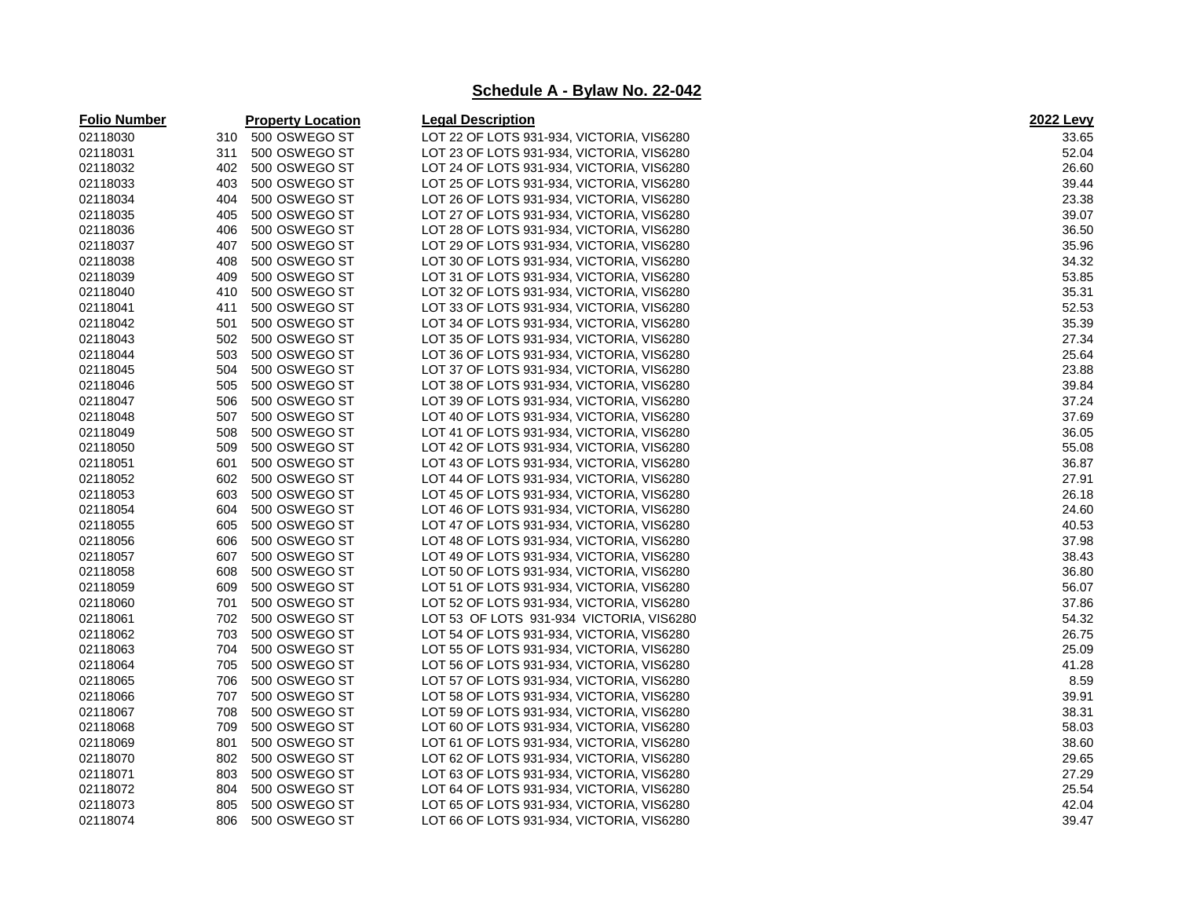## Schedule A - Bylaw No. 22-042

| Folio Number | Property Location | Legal Description | 2022 Levy |
|---|---|---|---|
| 02118030 | 310 500 OSWEGO ST | LOT 22 OF LOTS 931-934, VICTORIA, VIS6280 | 33.65 |
| 02118031 | 311 500 OSWEGO ST | LOT 23 OF LOTS 931-934, VICTORIA, VIS6280 | 52.04 |
| 02118032 | 402 500 OSWEGO ST | LOT 24 OF LOTS 931-934, VICTORIA, VIS6280 | 26.60 |
| 02118033 | 403 500 OSWEGO ST | LOT 25 OF LOTS 931-934, VICTORIA, VIS6280 | 39.44 |
| 02118034 | 404 500 OSWEGO ST | LOT 26 OF LOTS 931-934, VICTORIA, VIS6280 | 23.38 |
| 02118035 | 405 500 OSWEGO ST | LOT 27 OF LOTS 931-934, VICTORIA, VIS6280 | 39.07 |
| 02118036 | 406 500 OSWEGO ST | LOT 28 OF LOTS 931-934, VICTORIA, VIS6280 | 36.50 |
| 02118037 | 407 500 OSWEGO ST | LOT 29 OF LOTS 931-934, VICTORIA, VIS6280 | 35.96 |
| 02118038 | 408 500 OSWEGO ST | LOT 30 OF LOTS 931-934, VICTORIA, VIS6280 | 34.32 |
| 02118039 | 409 500 OSWEGO ST | LOT 31 OF LOTS 931-934, VICTORIA, VIS6280 | 53.85 |
| 02118040 | 410 500 OSWEGO ST | LOT 32 OF LOTS 931-934, VICTORIA, VIS6280 | 35.31 |
| 02118041 | 411 500 OSWEGO ST | LOT 33 OF LOTS 931-934, VICTORIA, VIS6280 | 52.53 |
| 02118042 | 501 500 OSWEGO ST | LOT 34 OF LOTS 931-934, VICTORIA, VIS6280 | 35.39 |
| 02118043 | 502 500 OSWEGO ST | LOT 35 OF LOTS 931-934, VICTORIA, VIS6280 | 27.34 |
| 02118044 | 503 500 OSWEGO ST | LOT 36 OF LOTS 931-934, VICTORIA, VIS6280 | 25.64 |
| 02118045 | 504 500 OSWEGO ST | LOT 37 OF LOTS 931-934, VICTORIA, VIS6280 | 23.88 |
| 02118046 | 505 500 OSWEGO ST | LOT 38 OF LOTS 931-934, VICTORIA, VIS6280 | 39.84 |
| 02118047 | 506 500 OSWEGO ST | LOT 39 OF LOTS 931-934, VICTORIA, VIS6280 | 37.24 |
| 02118048 | 507 500 OSWEGO ST | LOT 40 OF LOTS 931-934, VICTORIA, VIS6280 | 37.69 |
| 02118049 | 508 500 OSWEGO ST | LOT 41 OF LOTS 931-934, VICTORIA, VIS6280 | 36.05 |
| 02118050 | 509 500 OSWEGO ST | LOT 42 OF LOTS 931-934, VICTORIA, VIS6280 | 55.08 |
| 02118051 | 601 500 OSWEGO ST | LOT 43 OF LOTS 931-934, VICTORIA, VIS6280 | 36.87 |
| 02118052 | 602 500 OSWEGO ST | LOT 44 OF LOTS 931-934, VICTORIA, VIS6280 | 27.91 |
| 02118053 | 603 500 OSWEGO ST | LOT 45 OF LOTS 931-934, VICTORIA, VIS6280 | 26.18 |
| 02118054 | 604 500 OSWEGO ST | LOT 46 OF LOTS 931-934, VICTORIA, VIS6280 | 24.60 |
| 02118055 | 605 500 OSWEGO ST | LOT 47 OF LOTS 931-934, VICTORIA, VIS6280 | 40.53 |
| 02118056 | 606 500 OSWEGO ST | LOT 48 OF LOTS 931-934, VICTORIA, VIS6280 | 37.98 |
| 02118057 | 607 500 OSWEGO ST | LOT 49 OF LOTS 931-934, VICTORIA, VIS6280 | 38.43 |
| 02118058 | 608 500 OSWEGO ST | LOT 50 OF LOTS 931-934, VICTORIA, VIS6280 | 36.80 |
| 02118059 | 609 500 OSWEGO ST | LOT 51 OF LOTS 931-934, VICTORIA, VIS6280 | 56.07 |
| 02118060 | 701 500 OSWEGO ST | LOT 52 OF LOTS 931-934, VICTORIA, VIS6280 | 37.86 |
| 02118061 | 702 500 OSWEGO ST | LOT 53 OF LOTS 931-934 VICTORIA, VIS6280 | 54.32 |
| 02118062 | 703 500 OSWEGO ST | LOT 54 OF LOTS 931-934, VICTORIA, VIS6280 | 26.75 |
| 02118063 | 704 500 OSWEGO ST | LOT 55 OF LOTS 931-934, VICTORIA, VIS6280 | 25.09 |
| 02118064 | 705 500 OSWEGO ST | LOT 56 OF LOTS 931-934, VICTORIA, VIS6280 | 41.28 |
| 02118065 | 706 500 OSWEGO ST | LOT 57 OF LOTS 931-934, VICTORIA, VIS6280 | 8.59 |
| 02118066 | 707 500 OSWEGO ST | LOT 58 OF LOTS 931-934, VICTORIA, VIS6280 | 39.91 |
| 02118067 | 708 500 OSWEGO ST | LOT 59 OF LOTS 931-934, VICTORIA, VIS6280 | 38.31 |
| 02118068 | 709 500 OSWEGO ST | LOT 60 OF LOTS 931-934, VICTORIA, VIS6280 | 58.03 |
| 02118069 | 801 500 OSWEGO ST | LOT 61 OF LOTS 931-934, VICTORIA, VIS6280 | 38.60 |
| 02118070 | 802 500 OSWEGO ST | LOT 62 OF LOTS 931-934, VICTORIA, VIS6280 | 29.65 |
| 02118071 | 803 500 OSWEGO ST | LOT 63 OF LOTS 931-934, VICTORIA, VIS6280 | 27.29 |
| 02118072 | 804 500 OSWEGO ST | LOT 64 OF LOTS 931-934, VICTORIA, VIS6280 | 25.54 |
| 02118073 | 805 500 OSWEGO ST | LOT 65 OF LOTS 931-934, VICTORIA, VIS6280 | 42.04 |
| 02118074 | 806 500 OSWEGO ST | LOT 66 OF LOTS 931-934, VICTORIA, VIS6280 | 39.47 |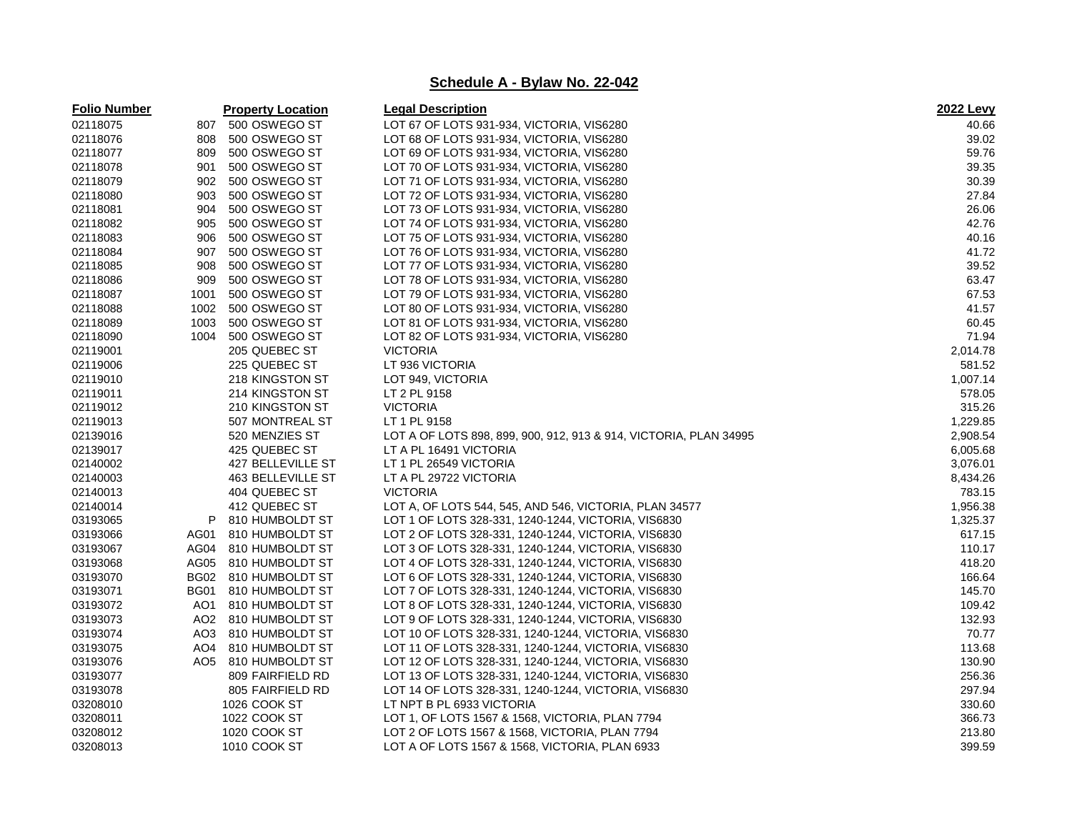## Schedule A - Bylaw No. 22-042

| Folio Number | | Property Location | Legal Description | 2022 Levy |
|---|---|---|---|---|
| 02118075 | 807 | 500 OSWEGO ST | LOT 67 OF LOTS 931-934, VICTORIA, VIS6280 | 40.66 |
| 02118076 | 808 | 500 OSWEGO ST | LOT 68 OF LOTS 931-934, VICTORIA, VIS6280 | 39.02 |
| 02118077 | 809 | 500 OSWEGO ST | LOT 69 OF LOTS 931-934, VICTORIA, VIS6280 | 59.76 |
| 02118078 | 901 | 500 OSWEGO ST | LOT 70 OF LOTS 931-934, VICTORIA, VIS6280 | 39.35 |
| 02118079 | 902 | 500 OSWEGO ST | LOT 71 OF LOTS 931-934, VICTORIA, VIS6280 | 30.39 |
| 02118080 | 903 | 500 OSWEGO ST | LOT 72 OF LOTS 931-934, VICTORIA, VIS6280 | 27.84 |
| 02118081 | 904 | 500 OSWEGO ST | LOT 73 OF LOTS 931-934, VICTORIA, VIS6280 | 26.06 |
| 02118082 | 905 | 500 OSWEGO ST | LOT 74 OF LOTS 931-934, VICTORIA, VIS6280 | 42.76 |
| 02118083 | 906 | 500 OSWEGO ST | LOT 75 OF LOTS 931-934, VICTORIA, VIS6280 | 40.16 |
| 02118084 | 907 | 500 OSWEGO ST | LOT 76 OF LOTS 931-934, VICTORIA, VIS6280 | 41.72 |
| 02118085 | 908 | 500 OSWEGO ST | LOT 77 OF LOTS 931-934, VICTORIA, VIS6280 | 39.52 |
| 02118086 | 909 | 500 OSWEGO ST | LOT 78 OF LOTS 931-934, VICTORIA, VIS6280 | 63.47 |
| 02118087 | 1001 | 500 OSWEGO ST | LOT 79 OF LOTS 931-934, VICTORIA, VIS6280 | 67.53 |
| 02118088 | 1002 | 500 OSWEGO ST | LOT 80 OF LOTS 931-934, VICTORIA, VIS6280 | 41.57 |
| 02118089 | 1003 | 500 OSWEGO ST | LOT 81 OF LOTS 931-934, VICTORIA, VIS6280 | 60.45 |
| 02118090 | 1004 | 500 OSWEGO ST | LOT 82 OF LOTS 931-934, VICTORIA, VIS6280 | 71.94 |
| 02119001 | | 205 QUEBEC ST | VICTORIA | 2,014.78 |
| 02119006 | | 225 QUEBEC ST | LT 936 VICTORIA | 581.52 |
| 02119010 | | 218 KINGSTON ST | LOT 949, VICTORIA | 1,007.14 |
| 02119011 | | 214 KINGSTON ST | LT 2 PL 9158 | 578.05 |
| 02119012 | | 210 KINGSTON ST | VICTORIA | 315.26 |
| 02119013 | | 507 MONTREAL ST | LT 1 PL 9158 | 1,229.85 |
| 02139016 | | 520 MENZIES ST | LOT A OF LOTS 898, 899, 900, 912, 913 & 914, VICTORIA, PLAN 34995 | 2,908.54 |
| 02139017 | | 425 QUEBEC ST | LT A PL 16491 VICTORIA | 6,005.68 |
| 02140002 | | 427 BELLEVILLE ST | LT 1 PL 26549 VICTORIA | 3,076.01 |
| 02140003 | | 463 BELLEVILLE ST | LT A PL 29722 VICTORIA | 8,434.26 |
| 02140013 | | 404 QUEBEC ST | VICTORIA | 783.15 |
| 02140014 | | 412 QUEBEC ST | LOT A, OF LOTS 544, 545, AND 546, VICTORIA, PLAN 34577 | 1,956.38 |
| 03193065 | P | 810 HUMBOLDT ST | LOT 1 OF LOTS 328-331, 1240-1244, VICTORIA, VIS6830 | 1,325.37 |
| 03193066 | AG01 | 810 HUMBOLDT ST | LOT 2 OF LOTS 328-331, 1240-1244, VICTORIA, VIS6830 | 617.15 |
| 03193067 | AG04 | 810 HUMBOLDT ST | LOT 3 OF LOTS 328-331, 1240-1244, VICTORIA, VIS6830 | 110.17 |
| 03193068 | AG05 | 810 HUMBOLDT ST | LOT 4 OF LOTS 328-331, 1240-1244, VICTORIA, VIS6830 | 418.20 |
| 03193070 | BG02 | 810 HUMBOLDT ST | LOT 6 OF LOTS 328-331, 1240-1244, VICTORIA, VIS6830 | 166.64 |
| 03193071 | BG01 | 810 HUMBOLDT ST | LOT 7 OF LOTS 328-331, 1240-1244, VICTORIA, VIS6830 | 145.70 |
| 03193072 | AO1 | 810 HUMBOLDT ST | LOT 8 OF LOTS 328-331, 1240-1244, VICTORIA, VIS6830 | 109.42 |
| 03193073 | AO2 | 810 HUMBOLDT ST | LOT 9 OF LOTS 328-331, 1240-1244, VICTORIA, VIS6830 | 132.93 |
| 03193074 | AO3 | 810 HUMBOLDT ST | LOT 10 OF LOTS 328-331, 1240-1244, VICTORIA, VIS6830 | 70.77 |
| 03193075 | AO4 | 810 HUMBOLDT ST | LOT 11 OF LOTS 328-331, 1240-1244, VICTORIA, VIS6830 | 113.68 |
| 03193076 | AO5 | 810 HUMBOLDT ST | LOT 12 OF LOTS 328-331, 1240-1244, VICTORIA, VIS6830 | 130.90 |
| 03193077 | | 809 FAIRFIELD RD | LOT 13 OF LOTS 328-331, 1240-1244, VICTORIA, VIS6830 | 256.36 |
| 03193078 | | 805 FAIRFIELD RD | LOT 14 OF LOTS 328-331, 1240-1244, VICTORIA, VIS6830 | 297.94 |
| 03208010 | | 1026 COOK ST | LT NPT B PL 6933 VICTORIA | 330.60 |
| 03208011 | | 1022 COOK ST | LOT 1, OF LOTS 1567 & 1568, VICTORIA, PLAN 7794 | 366.73 |
| 03208012 | | 1020 COOK ST | LOT 2 OF LOTS 1567 & 1568, VICTORIA, PLAN 7794 | 213.80 |
| 03208013 | | 1010 COOK ST | LOT A OF LOTS 1567 & 1568, VICTORIA, PLAN 6933 | 399.59 |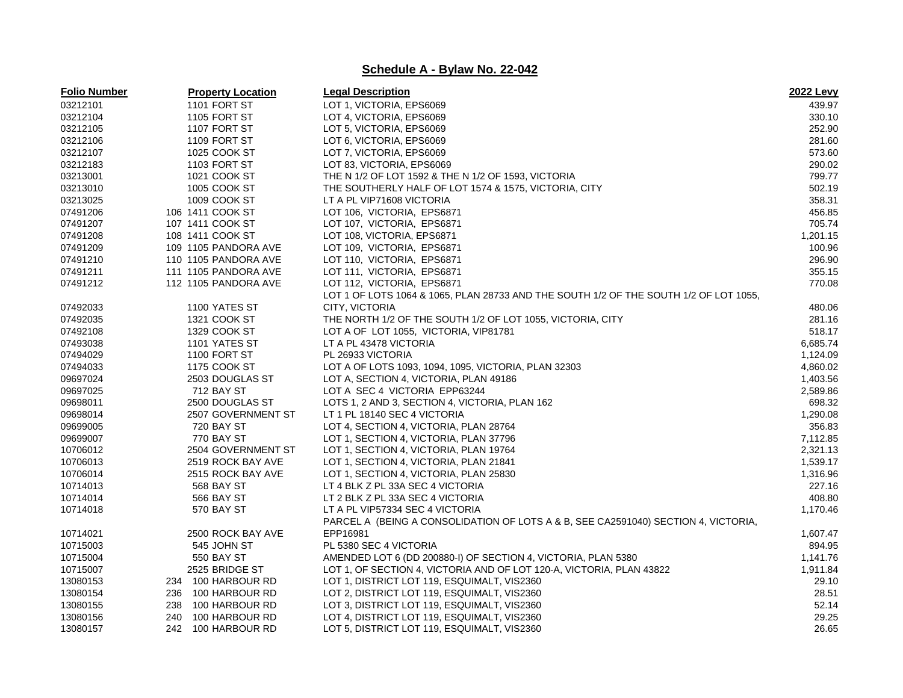## Schedule A - Bylaw No. 22-042

| Folio Number | Property Location | Legal Description | 2022 Levy |
|---|---|---|---|
| 03212101 | 1101 FORT ST | LOT 1, VICTORIA, EPS6069 | 439.97 |
| 03212104 | 1105 FORT ST | LOT 4, VICTORIA, EPS6069 | 330.10 |
| 03212105 | 1107 FORT ST | LOT 5, VICTORIA, EPS6069 | 252.90 |
| 03212106 | 1109 FORT ST | LOT 6, VICTORIA, EPS6069 | 281.60 |
| 03212107 | 1025 COOK ST | LOT 7, VICTORIA, EPS6069 | 573.60 |
| 03212183 | 1103 FORT ST | LOT 83, VICTORIA, EPS6069 | 290.02 |
| 03213001 | 1021 COOK ST | THE N 1/2 OF LOT 1592 & THE N 1/2 OF 1593, VICTORIA | 799.77 |
| 03213010 | 1005 COOK ST | THE SOUTHERLY HALF OF LOT 1574 & 1575, VICTORIA, CITY | 502.19 |
| 03213025 | 1009 COOK ST | LT A PL VIP71608 VICTORIA | 358.31 |
| 07491206 | 106 1411 COOK ST | LOT 106, VICTORIA, EPS6871 | 456.85 |
| 07491207 | 107 1411 COOK ST | LOT 107, VICTORIA, EPS6871 | 705.74 |
| 07491208 | 108 1411 COOK ST | LOT 108, VICTORIA, EPS6871 | 1,201.15 |
| 07491209 | 109 1105 PANDORA AVE | LOT 109, VICTORIA, EPS6871 | 100.96 |
| 07491210 | 110 1105 PANDORA AVE | LOT 110, VICTORIA, EPS6871 | 296.90 |
| 07491211 | 111 1105 PANDORA AVE | LOT 111, VICTORIA, EPS6871 | 355.15 |
| 07491212 | 112 1105 PANDORA AVE | LOT 112, VICTORIA, EPS6871 | 770.08 |
| 07492033 | 1100 YATES ST | LOT 1 OF LOTS 1064 & 1065, PLAN 28733 AND THE SOUTH 1/2 OF THE SOUTH 1/2 OF LOT 1055, CITY, VICTORIA | 480.06 |
| 07492035 | 1321 COOK ST | THE NORTH 1/2 OF THE SOUTH 1/2 OF LOT 1055, VICTORIA, CITY | 281.16 |
| 07492108 | 1329 COOK ST | LOT A OF LOT 1055, VICTORIA, VIP81781 | 518.17 |
| 07493038 | 1101 YATES ST | LT A PL 43478 VICTORIA | 6,685.74 |
| 07494029 | 1100 FORT ST | PL 26933 VICTORIA | 1,124.09 |
| 07494033 | 1175 COOK ST | LOT A OF LOTS 1093, 1094, 1095, VICTORIA, PLAN 32303 | 4,860.02 |
| 09697024 | 2503 DOUGLAS ST | LOT A, SECTION 4, VICTORIA, PLAN 49186 | 1,403.56 |
| 09697025 | 712 BAY ST | LOT A SEC 4 VICTORIA EPP63244 | 2,589.86 |
| 09698011 | 2500 DOUGLAS ST | LOTS 1, 2 AND 3, SECTION 4, VICTORIA, PLAN 162 | 698.32 |
| 09698014 | 2507 GOVERNMENT ST | LT 1 PL 18140 SEC 4 VICTORIA | 1,290.08 |
| 09699005 | 720 BAY ST | LOT 4, SECTION 4, VICTORIA, PLAN 28764 | 356.83 |
| 09699007 | 770 BAY ST | LOT 1, SECTION 4, VICTORIA, PLAN 37796 | 7,112.85 |
| 10706012 | 2504 GOVERNMENT ST | LOT 1, SECTION 4, VICTORIA, PLAN 19764 | 2,321.13 |
| 10706013 | 2519 ROCK BAY AVE | LOT 1, SECTION 4, VICTORIA, PLAN 21841 | 1,539.17 |
| 10706014 | 2515 ROCK BAY AVE | LOT 1, SECTION 4, VICTORIA, PLAN 25830 | 1,316.96 |
| 10714013 | 568 BAY ST | LT 4 BLK Z PL 33A SEC 4 VICTORIA | 227.16 |
| 10714014 | 566 BAY ST | LT 2 BLK Z PL 33A SEC 4 VICTORIA | 408.80 |
| 10714018 | 570 BAY ST | LT A PL VIP57334 SEC 4 VICTORIA | 1,170.46 |
| 10714021 | 2500 ROCK BAY AVE | PARCEL A (BEING A CONSOLIDATION OF LOTS A & B, SEE CA2591040) SECTION 4, VICTORIA, EPP16981 | 1,607.47 |
| 10715003 | 545 JOHN ST | PL 5380 SEC 4 VICTORIA | 894.95 |
| 10715004 | 550 BAY ST | AMENDED LOT 6 (DD 200880-I) OF SECTION 4, VICTORIA, PLAN 5380 | 1,141.76 |
| 10715007 | 2525 BRIDGE ST | LOT 1, OF SECTION 4, VICTORIA AND OF LOT 120-A, VICTORIA, PLAN 43822 | 1,911.84 |
| 13080153 | 234 100 HARBOUR RD | LOT 1, DISTRICT LOT 119, ESQUIMALT, VIS2360 | 29.10 |
| 13080154 | 236 100 HARBOUR RD | LOT 2, DISTRICT LOT 119, ESQUIMALT, VIS2360 | 28.51 |
| 13080155 | 238 100 HARBOUR RD | LOT 3, DISTRICT LOT 119, ESQUIMALT, VIS2360 | 52.14 |
| 13080156 | 240 100 HARBOUR RD | LOT 4, DISTRICT LOT 119, ESQUIMALT, VIS2360 | 29.25 |
| 13080157 | 242 100 HARBOUR RD | LOT 5, DISTRICT LOT 119, ESQUIMALT, VIS2360 | 26.65 |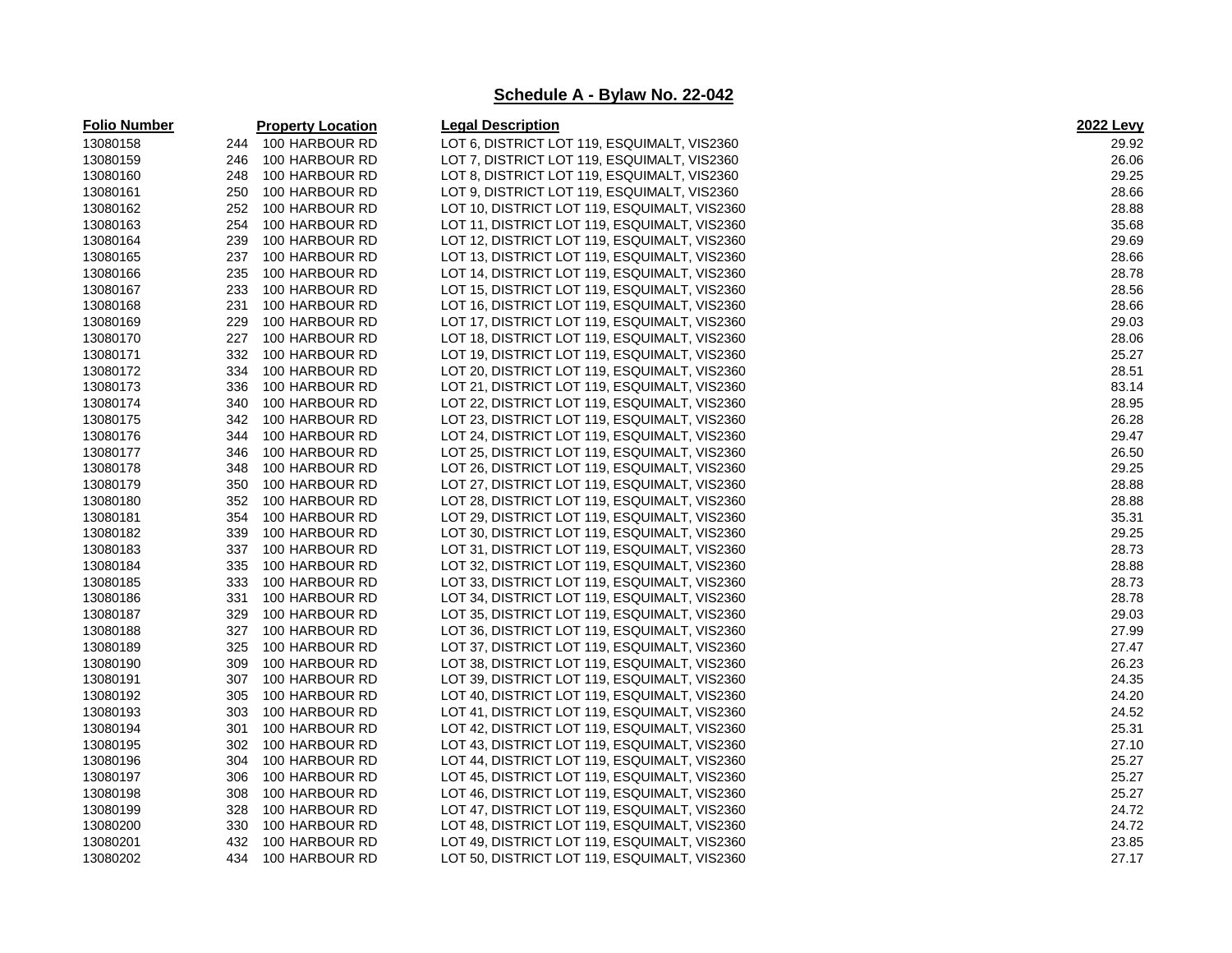## Schedule A - Bylaw No. 22-042

| Folio Number | Property Location | Legal Description | 2022 Levy |
|---|---|---|---|
| 13080158 | 244 100 HARBOUR RD | LOT 6, DISTRICT LOT 119, ESQUIMALT, VIS2360 | 29.92 |
| 13080159 | 246 100 HARBOUR RD | LOT 7, DISTRICT LOT 119, ESQUIMALT, VIS2360 | 26.06 |
| 13080160 | 248 100 HARBOUR RD | LOT 8, DISTRICT LOT 119, ESQUIMALT, VIS2360 | 29.25 |
| 13080161 | 250 100 HARBOUR RD | LOT 9, DISTRICT LOT 119, ESQUIMALT, VIS2360 | 28.66 |
| 13080162 | 252 100 HARBOUR RD | LOT 10, DISTRICT LOT 119, ESQUIMALT, VIS2360 | 28.88 |
| 13080163 | 254 100 HARBOUR RD | LOT 11, DISTRICT LOT 119, ESQUIMALT, VIS2360 | 35.68 |
| 13080164 | 239 100 HARBOUR RD | LOT 12, DISTRICT LOT 119, ESQUIMALT, VIS2360 | 29.69 |
| 13080165 | 237 100 HARBOUR RD | LOT 13, DISTRICT LOT 119, ESQUIMALT, VIS2360 | 28.66 |
| 13080166 | 235 100 HARBOUR RD | LOT 14, DISTRICT LOT 119, ESQUIMALT, VIS2360 | 28.78 |
| 13080167 | 233 100 HARBOUR RD | LOT 15, DISTRICT LOT 119, ESQUIMALT, VIS2360 | 28.56 |
| 13080168 | 231 100 HARBOUR RD | LOT 16, DISTRICT LOT 119, ESQUIMALT, VIS2360 | 28.66 |
| 13080169 | 229 100 HARBOUR RD | LOT 17, DISTRICT LOT 119, ESQUIMALT, VIS2360 | 29.03 |
| 13080170 | 227 100 HARBOUR RD | LOT 18, DISTRICT LOT 119, ESQUIMALT, VIS2360 | 28.06 |
| 13080171 | 332 100 HARBOUR RD | LOT 19, DISTRICT LOT 119, ESQUIMALT, VIS2360 | 25.27 |
| 13080172 | 334 100 HARBOUR RD | LOT 20, DISTRICT LOT 119, ESQUIMALT, VIS2360 | 28.51 |
| 13080173 | 336 100 HARBOUR RD | LOT 21, DISTRICT LOT 119, ESQUIMALT, VIS2360 | 83.14 |
| 13080174 | 340 100 HARBOUR RD | LOT 22, DISTRICT LOT 119, ESQUIMALT, VIS2360 | 28.95 |
| 13080175 | 342 100 HARBOUR RD | LOT 23, DISTRICT LOT 119, ESQUIMALT, VIS2360 | 26.28 |
| 13080176 | 344 100 HARBOUR RD | LOT 24, DISTRICT LOT 119, ESQUIMALT, VIS2360 | 29.47 |
| 13080177 | 346 100 HARBOUR RD | LOT 25, DISTRICT LOT 119, ESQUIMALT, VIS2360 | 26.50 |
| 13080178 | 348 100 HARBOUR RD | LOT 26, DISTRICT LOT 119, ESQUIMALT, VIS2360 | 29.25 |
| 13080179 | 350 100 HARBOUR RD | LOT 27, DISTRICT LOT 119, ESQUIMALT, VIS2360 | 28.88 |
| 13080180 | 352 100 HARBOUR RD | LOT 28, DISTRICT LOT 119, ESQUIMALT, VIS2360 | 28.88 |
| 13080181 | 354 100 HARBOUR RD | LOT 29, DISTRICT LOT 119, ESQUIMALT, VIS2360 | 35.31 |
| 13080182 | 339 100 HARBOUR RD | LOT 30, DISTRICT LOT 119, ESQUIMALT, VIS2360 | 29.25 |
| 13080183 | 337 100 HARBOUR RD | LOT 31, DISTRICT LOT 119, ESQUIMALT, VIS2360 | 28.73 |
| 13080184 | 335 100 HARBOUR RD | LOT 32, DISTRICT LOT 119, ESQUIMALT, VIS2360 | 28.88 |
| 13080185 | 333 100 HARBOUR RD | LOT 33, DISTRICT LOT 119, ESQUIMALT, VIS2360 | 28.73 |
| 13080186 | 331 100 HARBOUR RD | LOT 34, DISTRICT LOT 119, ESQUIMALT, VIS2360 | 28.78 |
| 13080187 | 329 100 HARBOUR RD | LOT 35, DISTRICT LOT 119, ESQUIMALT, VIS2360 | 29.03 |
| 13080188 | 327 100 HARBOUR RD | LOT 36, DISTRICT LOT 119, ESQUIMALT, VIS2360 | 27.99 |
| 13080189 | 325 100 HARBOUR RD | LOT 37, DISTRICT LOT 119, ESQUIMALT, VIS2360 | 27.47 |
| 13080190 | 309 100 HARBOUR RD | LOT 38, DISTRICT LOT 119, ESQUIMALT, VIS2360 | 26.23 |
| 13080191 | 307 100 HARBOUR RD | LOT 39, DISTRICT LOT 119, ESQUIMALT, VIS2360 | 24.35 |
| 13080192 | 305 100 HARBOUR RD | LOT 40, DISTRICT LOT 119, ESQUIMALT, VIS2360 | 24.20 |
| 13080193 | 303 100 HARBOUR RD | LOT 41, DISTRICT LOT 119, ESQUIMALT, VIS2360 | 24.52 |
| 13080194 | 301 100 HARBOUR RD | LOT 42, DISTRICT LOT 119, ESQUIMALT, VIS2360 | 25.31 |
| 13080195 | 302 100 HARBOUR RD | LOT 43, DISTRICT LOT 119, ESQUIMALT, VIS2360 | 27.10 |
| 13080196 | 304 100 HARBOUR RD | LOT 44, DISTRICT LOT 119, ESQUIMALT, VIS2360 | 25.27 |
| 13080197 | 306 100 HARBOUR RD | LOT 45, DISTRICT LOT 119, ESQUIMALT, VIS2360 | 25.27 |
| 13080198 | 308 100 HARBOUR RD | LOT 46, DISTRICT LOT 119, ESQUIMALT, VIS2360 | 25.27 |
| 13080199 | 328 100 HARBOUR RD | LOT 47, DISTRICT LOT 119, ESQUIMALT, VIS2360 | 24.72 |
| 13080200 | 330 100 HARBOUR RD | LOT 48, DISTRICT LOT 119, ESQUIMALT, VIS2360 | 24.72 |
| 13080201 | 432 100 HARBOUR RD | LOT 49, DISTRICT LOT 119, ESQUIMALT, VIS2360 | 23.85 |
| 13080202 | 434 100 HARBOUR RD | LOT 50, DISTRICT LOT 119, ESQUIMALT, VIS2360 | 27.17 |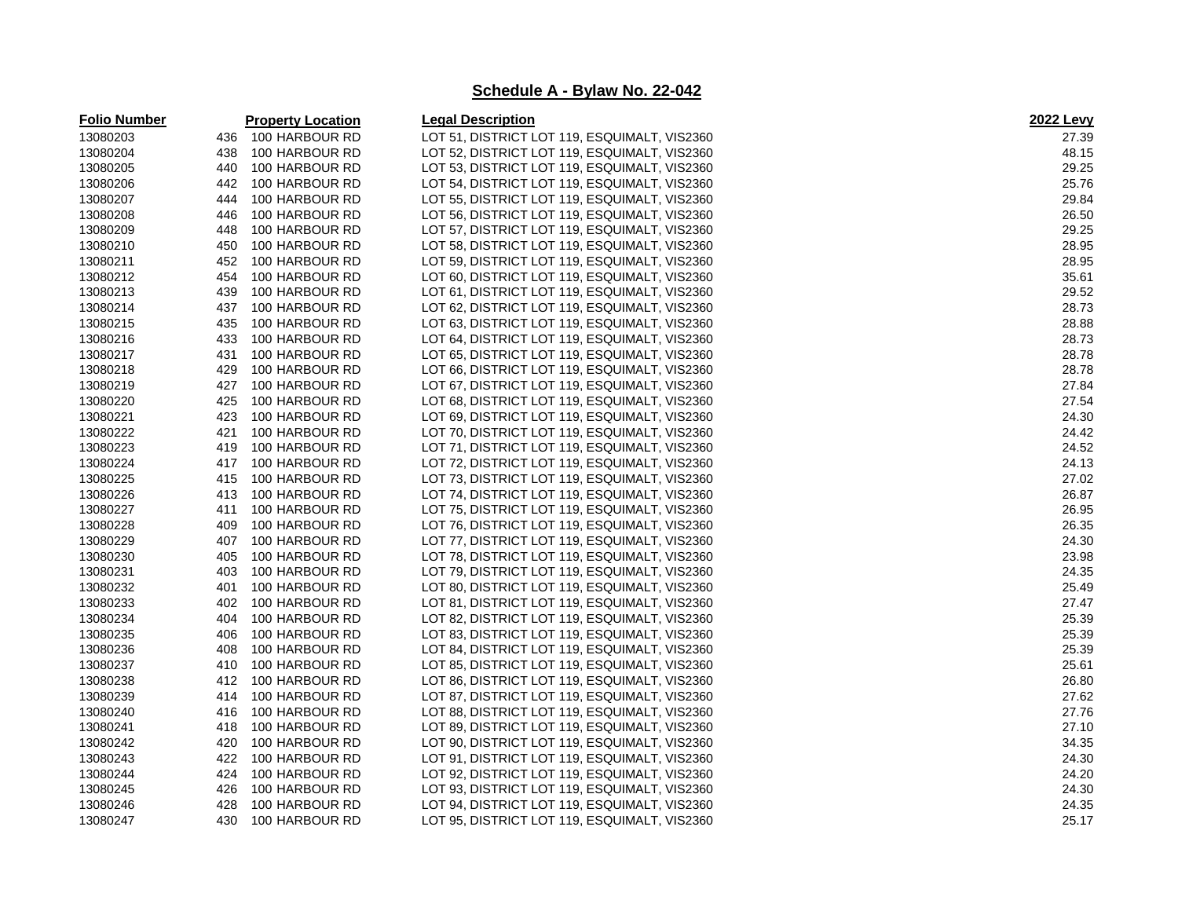## Schedule A - Bylaw No. 22-042

| Folio Number | Property Location | Legal Description | 2022 Levy |
|---|---|---|---|
| 13080203 | 436 100 HARBOUR RD | LOT 51, DISTRICT LOT 119, ESQUIMALT, VIS2360 | 27.39 |
| 13080204 | 438 100 HARBOUR RD | LOT 52, DISTRICT LOT 119, ESQUIMALT, VIS2360 | 48.15 |
| 13080205 | 440 100 HARBOUR RD | LOT 53, DISTRICT LOT 119, ESQUIMALT, VIS2360 | 29.25 |
| 13080206 | 442 100 HARBOUR RD | LOT 54, DISTRICT LOT 119, ESQUIMALT, VIS2360 | 25.76 |
| 13080207 | 444 100 HARBOUR RD | LOT 55, DISTRICT LOT 119, ESQUIMALT, VIS2360 | 29.84 |
| 13080208 | 446 100 HARBOUR RD | LOT 56, DISTRICT LOT 119, ESQUIMALT, VIS2360 | 26.50 |
| 13080209 | 448 100 HARBOUR RD | LOT 57, DISTRICT LOT 119, ESQUIMALT, VIS2360 | 29.25 |
| 13080210 | 450 100 HARBOUR RD | LOT 58, DISTRICT LOT 119, ESQUIMALT, VIS2360 | 28.95 |
| 13080211 | 452 100 HARBOUR RD | LOT 59, DISTRICT LOT 119, ESQUIMALT, VIS2360 | 28.95 |
| 13080212 | 454 100 HARBOUR RD | LOT 60, DISTRICT LOT 119, ESQUIMALT, VIS2360 | 35.61 |
| 13080213 | 439 100 HARBOUR RD | LOT 61, DISTRICT LOT 119, ESQUIMALT, VIS2360 | 29.52 |
| 13080214 | 437 100 HARBOUR RD | LOT 62, DISTRICT LOT 119, ESQUIMALT, VIS2360 | 28.73 |
| 13080215 | 435 100 HARBOUR RD | LOT 63, DISTRICT LOT 119, ESQUIMALT, VIS2360 | 28.88 |
| 13080216 | 433 100 HARBOUR RD | LOT 64, DISTRICT LOT 119, ESQUIMALT, VIS2360 | 28.73 |
| 13080217 | 431 100 HARBOUR RD | LOT 65, DISTRICT LOT 119, ESQUIMALT, VIS2360 | 28.78 |
| 13080218 | 429 100 HARBOUR RD | LOT 66, DISTRICT LOT 119, ESQUIMALT, VIS2360 | 28.78 |
| 13080219 | 427 100 HARBOUR RD | LOT 67, DISTRICT LOT 119, ESQUIMALT, VIS2360 | 27.84 |
| 13080220 | 425 100 HARBOUR RD | LOT 68, DISTRICT LOT 119, ESQUIMALT, VIS2360 | 27.54 |
| 13080221 | 423 100 HARBOUR RD | LOT 69, DISTRICT LOT 119, ESQUIMALT, VIS2360 | 24.30 |
| 13080222 | 421 100 HARBOUR RD | LOT 70, DISTRICT LOT 119, ESQUIMALT, VIS2360 | 24.42 |
| 13080223 | 419 100 HARBOUR RD | LOT 71, DISTRICT LOT 119, ESQUIMALT, VIS2360 | 24.52 |
| 13080224 | 417 100 HARBOUR RD | LOT 72, DISTRICT LOT 119, ESQUIMALT, VIS2360 | 24.13 |
| 13080225 | 415 100 HARBOUR RD | LOT 73, DISTRICT LOT 119, ESQUIMALT, VIS2360 | 27.02 |
| 13080226 | 413 100 HARBOUR RD | LOT 74, DISTRICT LOT 119, ESQUIMALT, VIS2360 | 26.87 |
| 13080227 | 411 100 HARBOUR RD | LOT 75, DISTRICT LOT 119, ESQUIMALT, VIS2360 | 26.95 |
| 13080228 | 409 100 HARBOUR RD | LOT 76, DISTRICT LOT 119, ESQUIMALT, VIS2360 | 26.35 |
| 13080229 | 407 100 HARBOUR RD | LOT 77, DISTRICT LOT 119, ESQUIMALT, VIS2360 | 24.30 |
| 13080230 | 405 100 HARBOUR RD | LOT 78, DISTRICT LOT 119, ESQUIMALT, VIS2360 | 23.98 |
| 13080231 | 403 100 HARBOUR RD | LOT 79, DISTRICT LOT 119, ESQUIMALT, VIS2360 | 24.35 |
| 13080232 | 401 100 HARBOUR RD | LOT 80, DISTRICT LOT 119, ESQUIMALT, VIS2360 | 25.49 |
| 13080233 | 402 100 HARBOUR RD | LOT 81, DISTRICT LOT 119, ESQUIMALT, VIS2360 | 27.47 |
| 13080234 | 404 100 HARBOUR RD | LOT 82, DISTRICT LOT 119, ESQUIMALT, VIS2360 | 25.39 |
| 13080235 | 406 100 HARBOUR RD | LOT 83, DISTRICT LOT 119, ESQUIMALT, VIS2360 | 25.39 |
| 13080236 | 408 100 HARBOUR RD | LOT 84, DISTRICT LOT 119, ESQUIMALT, VIS2360 | 25.39 |
| 13080237 | 410 100 HARBOUR RD | LOT 85, DISTRICT LOT 119, ESQUIMALT, VIS2360 | 25.61 |
| 13080238 | 412 100 HARBOUR RD | LOT 86, DISTRICT LOT 119, ESQUIMALT, VIS2360 | 26.80 |
| 13080239 | 414 100 HARBOUR RD | LOT 87, DISTRICT LOT 119, ESQUIMALT, VIS2360 | 27.62 |
| 13080240 | 416 100 HARBOUR RD | LOT 88, DISTRICT LOT 119, ESQUIMALT, VIS2360 | 27.76 |
| 13080241 | 418 100 HARBOUR RD | LOT 89, DISTRICT LOT 119, ESQUIMALT, VIS2360 | 27.10 |
| 13080242 | 420 100 HARBOUR RD | LOT 90, DISTRICT LOT 119, ESQUIMALT, VIS2360 | 34.35 |
| 13080243 | 422 100 HARBOUR RD | LOT 91, DISTRICT LOT 119, ESQUIMALT, VIS2360 | 24.30 |
| 13080244 | 424 100 HARBOUR RD | LOT 92, DISTRICT LOT 119, ESQUIMALT, VIS2360 | 24.20 |
| 13080245 | 426 100 HARBOUR RD | LOT 93, DISTRICT LOT 119, ESQUIMALT, VIS2360 | 24.30 |
| 13080246 | 428 100 HARBOUR RD | LOT 94, DISTRICT LOT 119, ESQUIMALT, VIS2360 | 24.35 |
| 13080247 | 430 100 HARBOUR RD | LOT 95, DISTRICT LOT 119, ESQUIMALT, VIS2360 | 25.17 |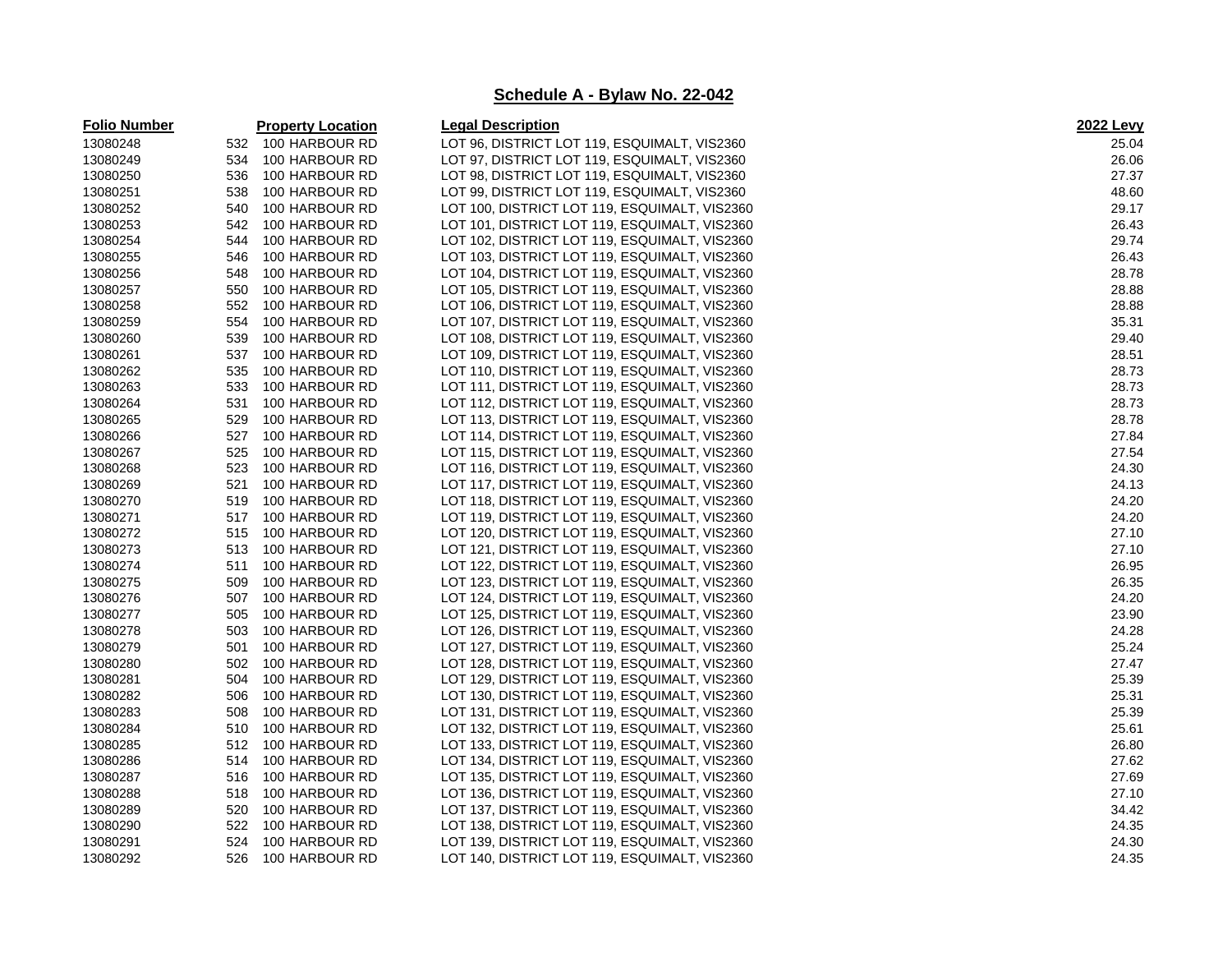## Schedule A - Bylaw No. 22-042

| Folio Number | Property Location | Legal Description | 2022 Levy |
|---|---|---|---|
| 13080248 | 532 100 HARBOUR RD | LOT 96, DISTRICT LOT 119, ESQUIMALT, VIS2360 | 25.04 |
| 13080249 | 534 100 HARBOUR RD | LOT 97, DISTRICT LOT 119, ESQUIMALT, VIS2360 | 26.06 |
| 13080250 | 536 100 HARBOUR RD | LOT 98, DISTRICT LOT 119, ESQUIMALT, VIS2360 | 27.37 |
| 13080251 | 538 100 HARBOUR RD | LOT 99, DISTRICT LOT 119, ESQUIMALT, VIS2360 | 48.60 |
| 13080252 | 540 100 HARBOUR RD | LOT 100, DISTRICT LOT 119, ESQUIMALT, VIS2360 | 29.17 |
| 13080253 | 542 100 HARBOUR RD | LOT 101, DISTRICT LOT 119, ESQUIMALT, VIS2360 | 26.43 |
| 13080254 | 544 100 HARBOUR RD | LOT 102, DISTRICT LOT 119, ESQUIMALT, VIS2360 | 29.74 |
| 13080255 | 546 100 HARBOUR RD | LOT 103, DISTRICT LOT 119, ESQUIMALT, VIS2360 | 26.43 |
| 13080256 | 548 100 HARBOUR RD | LOT 104, DISTRICT LOT 119, ESQUIMALT, VIS2360 | 28.78 |
| 13080257 | 550 100 HARBOUR RD | LOT 105, DISTRICT LOT 119, ESQUIMALT, VIS2360 | 28.88 |
| 13080258 | 552 100 HARBOUR RD | LOT 106, DISTRICT LOT 119, ESQUIMALT, VIS2360 | 28.88 |
| 13080259 | 554 100 HARBOUR RD | LOT 107, DISTRICT LOT 119, ESQUIMALT, VIS2360 | 35.31 |
| 13080260 | 539 100 HARBOUR RD | LOT 108, DISTRICT LOT 119, ESQUIMALT, VIS2360 | 29.40 |
| 13080261 | 537 100 HARBOUR RD | LOT 109, DISTRICT LOT 119, ESQUIMALT, VIS2360 | 28.51 |
| 13080262 | 535 100 HARBOUR RD | LOT 110, DISTRICT LOT 119, ESQUIMALT, VIS2360 | 28.73 |
| 13080263 | 533 100 HARBOUR RD | LOT 111, DISTRICT LOT 119, ESQUIMALT, VIS2360 | 28.73 |
| 13080264 | 531 100 HARBOUR RD | LOT 112, DISTRICT LOT 119, ESQUIMALT, VIS2360 | 28.73 |
| 13080265 | 529 100 HARBOUR RD | LOT 113, DISTRICT LOT 119, ESQUIMALT, VIS2360 | 28.78 |
| 13080266 | 527 100 HARBOUR RD | LOT 114, DISTRICT LOT 119, ESQUIMALT, VIS2360 | 27.84 |
| 13080267 | 525 100 HARBOUR RD | LOT 115, DISTRICT LOT 119, ESQUIMALT, VIS2360 | 27.54 |
| 13080268 | 523 100 HARBOUR RD | LOT 116, DISTRICT LOT 119, ESQUIMALT, VIS2360 | 24.30 |
| 13080269 | 521 100 HARBOUR RD | LOT 117, DISTRICT LOT 119, ESQUIMALT, VIS2360 | 24.13 |
| 13080270 | 519 100 HARBOUR RD | LOT 118, DISTRICT LOT 119, ESQUIMALT, VIS2360 | 24.20 |
| 13080271 | 517 100 HARBOUR RD | LOT 119, DISTRICT LOT 119, ESQUIMALT, VIS2360 | 24.20 |
| 13080272 | 515 100 HARBOUR RD | LOT 120, DISTRICT LOT 119, ESQUIMALT, VIS2360 | 27.10 |
| 13080273 | 513 100 HARBOUR RD | LOT 121, DISTRICT LOT 119, ESQUIMALT, VIS2360 | 27.10 |
| 13080274 | 511 100 HARBOUR RD | LOT 122, DISTRICT LOT 119, ESQUIMALT, VIS2360 | 26.95 |
| 13080275 | 509 100 HARBOUR RD | LOT 123, DISTRICT LOT 119, ESQUIMALT, VIS2360 | 26.35 |
| 13080276 | 507 100 HARBOUR RD | LOT 124, DISTRICT LOT 119, ESQUIMALT, VIS2360 | 24.20 |
| 13080277 | 505 100 HARBOUR RD | LOT 125, DISTRICT LOT 119, ESQUIMALT, VIS2360 | 23.90 |
| 13080278 | 503 100 HARBOUR RD | LOT 126, DISTRICT LOT 119, ESQUIMALT, VIS2360 | 24.28 |
| 13080279 | 501 100 HARBOUR RD | LOT 127, DISTRICT LOT 119, ESQUIMALT, VIS2360 | 25.24 |
| 13080280 | 502 100 HARBOUR RD | LOT 128, DISTRICT LOT 119, ESQUIMALT, VIS2360 | 27.47 |
| 13080281 | 504 100 HARBOUR RD | LOT 129, DISTRICT LOT 119, ESQUIMALT, VIS2360 | 25.39 |
| 13080282 | 506 100 HARBOUR RD | LOT 130, DISTRICT LOT 119, ESQUIMALT, VIS2360 | 25.31 |
| 13080283 | 508 100 HARBOUR RD | LOT 131, DISTRICT LOT 119, ESQUIMALT, VIS2360 | 25.39 |
| 13080284 | 510 100 HARBOUR RD | LOT 132, DISTRICT LOT 119, ESQUIMALT, VIS2360 | 25.61 |
| 13080285 | 512 100 HARBOUR RD | LOT 133, DISTRICT LOT 119, ESQUIMALT, VIS2360 | 26.80 |
| 13080286 | 514 100 HARBOUR RD | LOT 134, DISTRICT LOT 119, ESQUIMALT, VIS2360 | 27.62 |
| 13080287 | 516 100 HARBOUR RD | LOT 135, DISTRICT LOT 119, ESQUIMALT, VIS2360 | 27.69 |
| 13080288 | 518 100 HARBOUR RD | LOT 136, DISTRICT LOT 119, ESQUIMALT, VIS2360 | 27.10 |
| 13080289 | 520 100 HARBOUR RD | LOT 137, DISTRICT LOT 119, ESQUIMALT, VIS2360 | 34.42 |
| 13080290 | 522 100 HARBOUR RD | LOT 138, DISTRICT LOT 119, ESQUIMALT, VIS2360 | 24.35 |
| 13080291 | 524 100 HARBOUR RD | LOT 139, DISTRICT LOT 119, ESQUIMALT, VIS2360 | 24.30 |
| 13080292 | 526 100 HARBOUR RD | LOT 140, DISTRICT LOT 119, ESQUIMALT, VIS2360 | 24.35 |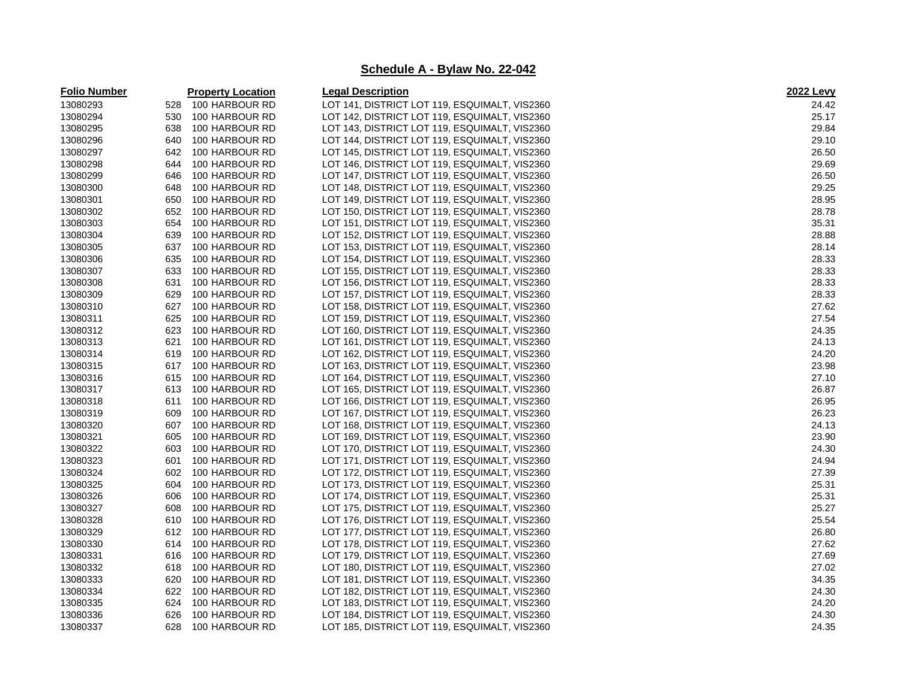## Schedule A - Bylaw No. 22-042

| Folio Number | Property Location | | Legal Description | 2022 Levy |
|---|---|---|---|---|
| 13080293 | 528 | 100 HARBOUR RD | LOT 141, DISTRICT LOT 119, ESQUIMALT, VIS2360 | 24.42 |
| 13080294 | 530 | 100 HARBOUR RD | LOT 142, DISTRICT LOT 119, ESQUIMALT, VIS2360 | 25.17 |
| 13080295 | 638 | 100 HARBOUR RD | LOT 143, DISTRICT LOT 119, ESQUIMALT, VIS2360 | 29.84 |
| 13080296 | 640 | 100 HARBOUR RD | LOT 144, DISTRICT LOT 119, ESQUIMALT, VIS2360 | 29.10 |
| 13080297 | 642 | 100 HARBOUR RD | LOT 145, DISTRICT LOT 119, ESQUIMALT, VIS2360 | 26.50 |
| 13080298 | 644 | 100 HARBOUR RD | LOT 146, DISTRICT LOT 119, ESQUIMALT, VIS2360 | 29.69 |
| 13080299 | 646 | 100 HARBOUR RD | LOT 147, DISTRICT LOT 119, ESQUIMALT, VIS2360 | 26.50 |
| 13080300 | 648 | 100 HARBOUR RD | LOT 148, DISTRICT LOT 119, ESQUIMALT, VIS2360 | 29.25 |
| 13080301 | 650 | 100 HARBOUR RD | LOT 149, DISTRICT LOT 119, ESQUIMALT, VIS2360 | 28.95 |
| 13080302 | 652 | 100 HARBOUR RD | LOT 150, DISTRICT LOT 119, ESQUIMALT, VIS2360 | 28.78 |
| 13080303 | 654 | 100 HARBOUR RD | LOT 151, DISTRICT LOT 119, ESQUIMALT, VIS2360 | 35.31 |
| 13080304 | 639 | 100 HARBOUR RD | LOT 152, DISTRICT LOT 119, ESQUIMALT, VIS2360 | 28.88 |
| 13080305 | 637 | 100 HARBOUR RD | LOT 153, DISTRICT LOT 119, ESQUIMALT, VIS2360 | 28.14 |
| 13080306 | 635 | 100 HARBOUR RD | LOT 154, DISTRICT LOT 119, ESQUIMALT, VIS2360 | 28.33 |
| 13080307 | 633 | 100 HARBOUR RD | LOT 155, DISTRICT LOT 119, ESQUIMALT, VIS2360 | 28.33 |
| 13080308 | 631 | 100 HARBOUR RD | LOT 156, DISTRICT LOT 119, ESQUIMALT, VIS2360 | 28.33 |
| 13080309 | 629 | 100 HARBOUR RD | LOT 157, DISTRICT LOT 119, ESQUIMALT, VIS2360 | 28.33 |
| 13080310 | 627 | 100 HARBOUR RD | LOT 158, DISTRICT LOT 119, ESQUIMALT, VIS2360 | 27.62 |
| 13080311 | 625 | 100 HARBOUR RD | LOT 159, DISTRICT LOT 119, ESQUIMALT, VIS2360 | 27.54 |
| 13080312 | 623 | 100 HARBOUR RD | LOT 160, DISTRICT LOT 119, ESQUIMALT, VIS2360 | 24.35 |
| 13080313 | 621 | 100 HARBOUR RD | LOT 161, DISTRICT LOT 119, ESQUIMALT, VIS2360 | 24.13 |
| 13080314 | 619 | 100 HARBOUR RD | LOT 162, DISTRICT LOT 119, ESQUIMALT, VIS2360 | 24.20 |
| 13080315 | 617 | 100 HARBOUR RD | LOT 163, DISTRICT LOT 119, ESQUIMALT, VIS2360 | 23.98 |
| 13080316 | 615 | 100 HARBOUR RD | LOT 164, DISTRICT LOT 119, ESQUIMALT, VIS2360 | 27.10 |
| 13080317 | 613 | 100 HARBOUR RD | LOT 165, DISTRICT LOT 119, ESQUIMALT, VIS2360 | 26.87 |
| 13080318 | 611 | 100 HARBOUR RD | LOT 166, DISTRICT LOT 119, ESQUIMALT, VIS2360 | 26.95 |
| 13080319 | 609 | 100 HARBOUR RD | LOT 167, DISTRICT LOT 119, ESQUIMALT, VIS2360 | 26.23 |
| 13080320 | 607 | 100 HARBOUR RD | LOT 168, DISTRICT LOT 119, ESQUIMALT, VIS2360 | 24.13 |
| 13080321 | 605 | 100 HARBOUR RD | LOT 169, DISTRICT LOT 119, ESQUIMALT, VIS2360 | 23.90 |
| 13080322 | 603 | 100 HARBOUR RD | LOT 170, DISTRICT LOT 119, ESQUIMALT, VIS2360 | 24.30 |
| 13080323 | 601 | 100 HARBOUR RD | LOT 171, DISTRICT LOT 119, ESQUIMALT, VIS2360 | 24.94 |
| 13080324 | 602 | 100 HARBOUR RD | LOT 172, DISTRICT LOT 119, ESQUIMALT, VIS2360 | 27.39 |
| 13080325 | 604 | 100 HARBOUR RD | LOT 173, DISTRICT LOT 119, ESQUIMALT, VIS2360 | 25.31 |
| 13080326 | 606 | 100 HARBOUR RD | LOT 174, DISTRICT LOT 119, ESQUIMALT, VIS2360 | 25.31 |
| 13080327 | 608 | 100 HARBOUR RD | LOT 175, DISTRICT LOT 119, ESQUIMALT, VIS2360 | 25.27 |
| 13080328 | 610 | 100 HARBOUR RD | LOT 176, DISTRICT LOT 119, ESQUIMALT, VIS2360 | 25.54 |
| 13080329 | 612 | 100 HARBOUR RD | LOT 177, DISTRICT LOT 119, ESQUIMALT, VIS2360 | 26.80 |
| 13080330 | 614 | 100 HARBOUR RD | LOT 178, DISTRICT LOT 119, ESQUIMALT, VIS2360 | 27.62 |
| 13080331 | 616 | 100 HARBOUR RD | LOT 179, DISTRICT LOT 119, ESQUIMALT, VIS2360 | 27.69 |
| 13080332 | 618 | 100 HARBOUR RD | LOT 180, DISTRICT LOT 119, ESQUIMALT, VIS2360 | 27.02 |
| 13080333 | 620 | 100 HARBOUR RD | LOT 181, DISTRICT LOT 119, ESQUIMALT, VIS2360 | 34.35 |
| 13080334 | 622 | 100 HARBOUR RD | LOT 182, DISTRICT LOT 119, ESQUIMALT, VIS2360 | 24.30 |
| 13080335 | 624 | 100 HARBOUR RD | LOT 183, DISTRICT LOT 119, ESQUIMALT, VIS2360 | 24.20 |
| 13080336 | 626 | 100 HARBOUR RD | LOT 184, DISTRICT LOT 119, ESQUIMALT, VIS2360 | 24.30 |
| 13080337 | 628 | 100 HARBOUR RD | LOT 185, DISTRICT LOT 119, ESQUIMALT, VIS2360 | 24.35 |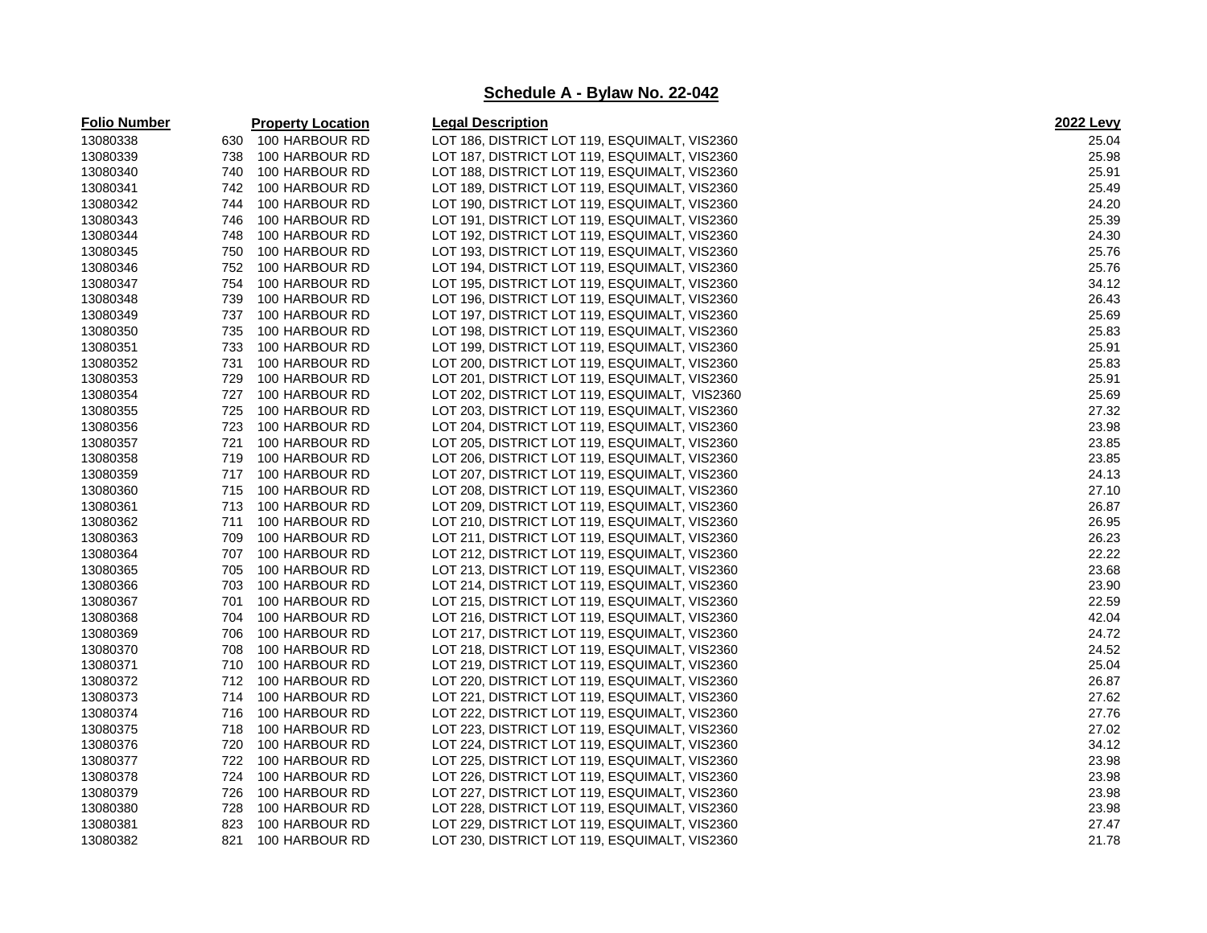## Schedule A - Bylaw No. 22-042

| Folio Number | Property Location | Legal Description | 2022 Levy |
|---|---|---|---|
| 13080338 | 630 100 HARBOUR RD | LOT 186, DISTRICT LOT 119, ESQUIMALT, VIS2360 | 25.04 |
| 13080339 | 738 100 HARBOUR RD | LOT 187, DISTRICT LOT 119, ESQUIMALT, VIS2360 | 25.98 |
| 13080340 | 740 100 HARBOUR RD | LOT 188, DISTRICT LOT 119, ESQUIMALT, VIS2360 | 25.91 |
| 13080341 | 742 100 HARBOUR RD | LOT 189, DISTRICT LOT 119, ESQUIMALT, VIS2360 | 25.49 |
| 13080342 | 744 100 HARBOUR RD | LOT 190, DISTRICT LOT 119, ESQUIMALT, VIS2360 | 24.20 |
| 13080343 | 746 100 HARBOUR RD | LOT 191, DISTRICT LOT 119, ESQUIMALT, VIS2360 | 25.39 |
| 13080344 | 748 100 HARBOUR RD | LOT 192, DISTRICT LOT 119, ESQUIMALT, VIS2360 | 24.30 |
| 13080345 | 750 100 HARBOUR RD | LOT 193, DISTRICT LOT 119, ESQUIMALT, VIS2360 | 25.76 |
| 13080346 | 752 100 HARBOUR RD | LOT 194, DISTRICT LOT 119, ESQUIMALT, VIS2360 | 25.76 |
| 13080347 | 754 100 HARBOUR RD | LOT 195, DISTRICT LOT 119, ESQUIMALT, VIS2360 | 34.12 |
| 13080348 | 739 100 HARBOUR RD | LOT 196, DISTRICT LOT 119, ESQUIMALT, VIS2360 | 26.43 |
| 13080349 | 737 100 HARBOUR RD | LOT 197, DISTRICT LOT 119, ESQUIMALT, VIS2360 | 25.69 |
| 13080350 | 735 100 HARBOUR RD | LOT 198, DISTRICT LOT 119, ESQUIMALT, VIS2360 | 25.83 |
| 13080351 | 733 100 HARBOUR RD | LOT 199, DISTRICT LOT 119, ESQUIMALT, VIS2360 | 25.91 |
| 13080352 | 731 100 HARBOUR RD | LOT 200, DISTRICT LOT 119, ESQUIMALT, VIS2360 | 25.83 |
| 13080353 | 729 100 HARBOUR RD | LOT 201, DISTRICT LOT 119, ESQUIMALT, VIS2360 | 25.91 |
| 13080354 | 727 100 HARBOUR RD | LOT 202, DISTRICT LOT 119, ESQUIMALT, VIS2360 | 25.69 |
| 13080355 | 725 100 HARBOUR RD | LOT 203, DISTRICT LOT 119, ESQUIMALT, VIS2360 | 27.32 |
| 13080356 | 723 100 HARBOUR RD | LOT 204, DISTRICT LOT 119, ESQUIMALT, VIS2360 | 23.98 |
| 13080357 | 721 100 HARBOUR RD | LOT 205, DISTRICT LOT 119, ESQUIMALT, VIS2360 | 23.85 |
| 13080358 | 719 100 HARBOUR RD | LOT 206, DISTRICT LOT 119, ESQUIMALT, VIS2360 | 23.85 |
| 13080359 | 717 100 HARBOUR RD | LOT 207, DISTRICT LOT 119, ESQUIMALT, VIS2360 | 24.13 |
| 13080360 | 715 100 HARBOUR RD | LOT 208, DISTRICT LOT 119, ESQUIMALT, VIS2360 | 27.10 |
| 13080361 | 713 100 HARBOUR RD | LOT 209, DISTRICT LOT 119, ESQUIMALT, VIS2360 | 26.87 |
| 13080362 | 711 100 HARBOUR RD | LOT 210, DISTRICT LOT 119, ESQUIMALT, VIS2360 | 26.95 |
| 13080363 | 709 100 HARBOUR RD | LOT 211, DISTRICT LOT 119, ESQUIMALT, VIS2360 | 26.23 |
| 13080364 | 707 100 HARBOUR RD | LOT 212, DISTRICT LOT 119, ESQUIMALT, VIS2360 | 22.22 |
| 13080365 | 705 100 HARBOUR RD | LOT 213, DISTRICT LOT 119, ESQUIMALT, VIS2360 | 23.68 |
| 13080366 | 703 100 HARBOUR RD | LOT 214, DISTRICT LOT 119, ESQUIMALT, VIS2360 | 23.90 |
| 13080367 | 701 100 HARBOUR RD | LOT 215, DISTRICT LOT 119, ESQUIMALT, VIS2360 | 22.59 |
| 13080368 | 704 100 HARBOUR RD | LOT 216, DISTRICT LOT 119, ESQUIMALT, VIS2360 | 42.04 |
| 13080369 | 706 100 HARBOUR RD | LOT 217, DISTRICT LOT 119, ESQUIMALT, VIS2360 | 24.72 |
| 13080370 | 708 100 HARBOUR RD | LOT 218, DISTRICT LOT 119, ESQUIMALT, VIS2360 | 24.52 |
| 13080371 | 710 100 HARBOUR RD | LOT 219, DISTRICT LOT 119, ESQUIMALT, VIS2360 | 25.04 |
| 13080372 | 712 100 HARBOUR RD | LOT 220, DISTRICT LOT 119, ESQUIMALT, VIS2360 | 26.87 |
| 13080373 | 714 100 HARBOUR RD | LOT 221, DISTRICT LOT 119, ESQUIMALT, VIS2360 | 27.62 |
| 13080374 | 716 100 HARBOUR RD | LOT 222, DISTRICT LOT 119, ESQUIMALT, VIS2360 | 27.76 |
| 13080375 | 718 100 HARBOUR RD | LOT 223, DISTRICT LOT 119, ESQUIMALT, VIS2360 | 27.02 |
| 13080376 | 720 100 HARBOUR RD | LOT 224, DISTRICT LOT 119, ESQUIMALT, VIS2360 | 34.12 |
| 13080377 | 722 100 HARBOUR RD | LOT 225, DISTRICT LOT 119, ESQUIMALT, VIS2360 | 23.98 |
| 13080378 | 724 100 HARBOUR RD | LOT 226, DISTRICT LOT 119, ESQUIMALT, VIS2360 | 23.98 |
| 13080379 | 726 100 HARBOUR RD | LOT 227, DISTRICT LOT 119, ESQUIMALT, VIS2360 | 23.98 |
| 13080380 | 728 100 HARBOUR RD | LOT 228, DISTRICT LOT 119, ESQUIMALT, VIS2360 | 23.98 |
| 13080381 | 823 100 HARBOUR RD | LOT 229, DISTRICT LOT 119, ESQUIMALT, VIS2360 | 27.47 |
| 13080382 | 821 100 HARBOUR RD | LOT 230, DISTRICT LOT 119, ESQUIMALT, VIS2360 | 21.78 |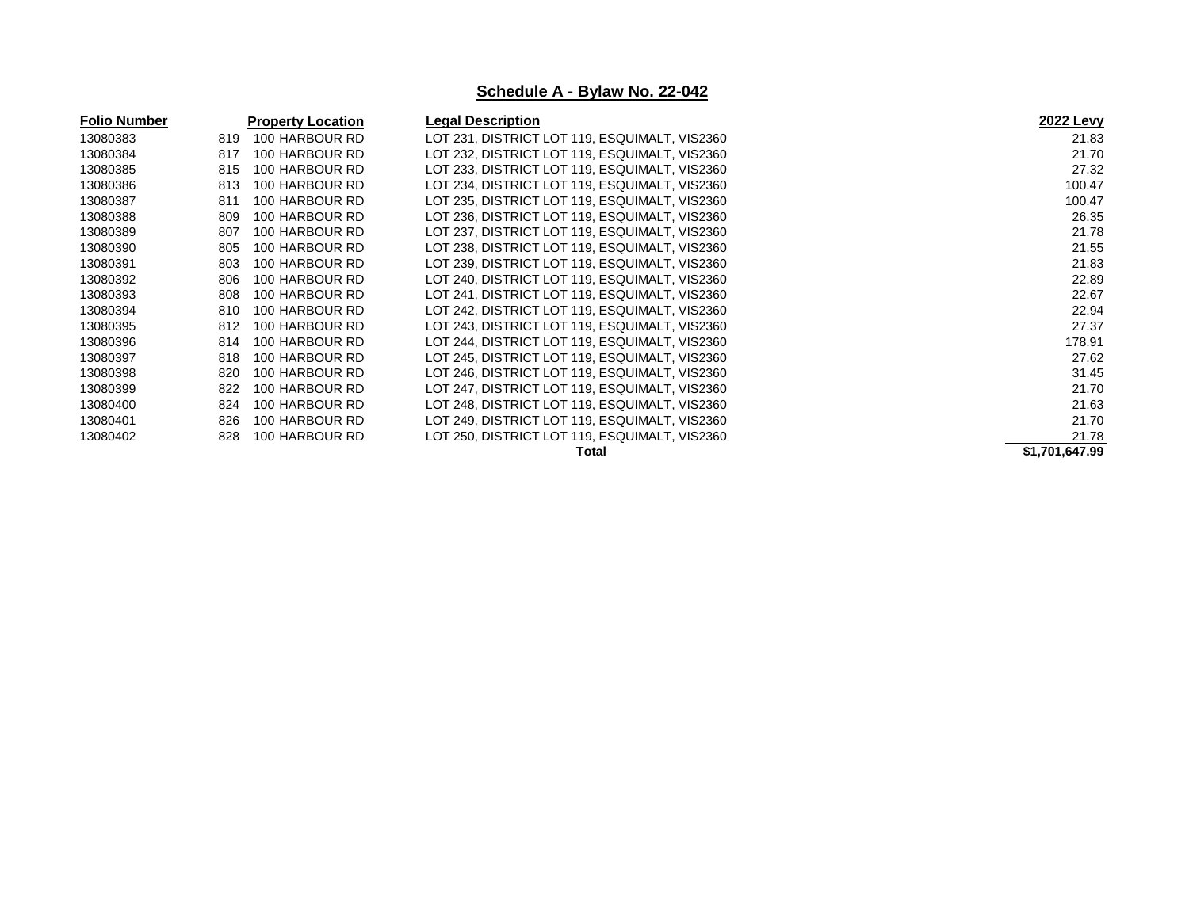## Schedule A - Bylaw No. 22-042

| Folio Number | Property Location | | Legal Description | 2022 Levy |
|---|---|---|---|---|
| 13080383 | 819 | 100 HARBOUR RD | LOT 231, DISTRICT LOT 119, ESQUIMALT, VIS2360 | 21.83 |
| 13080384 | 817 | 100 HARBOUR RD | LOT 232, DISTRICT LOT 119, ESQUIMALT, VIS2360 | 21.70 |
| 13080385 | 815 | 100 HARBOUR RD | LOT 233, DISTRICT LOT 119, ESQUIMALT, VIS2360 | 27.32 |
| 13080386 | 813 | 100 HARBOUR RD | LOT 234, DISTRICT LOT 119, ESQUIMALT, VIS2360 | 100.47 |
| 13080387 | 811 | 100 HARBOUR RD | LOT 235, DISTRICT LOT 119, ESQUIMALT, VIS2360 | 100.47 |
| 13080388 | 809 | 100 HARBOUR RD | LOT 236, DISTRICT LOT 119, ESQUIMALT, VIS2360 | 26.35 |
| 13080389 | 807 | 100 HARBOUR RD | LOT 237, DISTRICT LOT 119, ESQUIMALT, VIS2360 | 21.78 |
| 13080390 | 805 | 100 HARBOUR RD | LOT 238, DISTRICT LOT 119, ESQUIMALT, VIS2360 | 21.55 |
| 13080391 | 803 | 100 HARBOUR RD | LOT 239, DISTRICT LOT 119, ESQUIMALT, VIS2360 | 21.83 |
| 13080392 | 806 | 100 HARBOUR RD | LOT 240, DISTRICT LOT 119, ESQUIMALT, VIS2360 | 22.89 |
| 13080393 | 808 | 100 HARBOUR RD | LOT 241, DISTRICT LOT 119, ESQUIMALT, VIS2360 | 22.67 |
| 13080394 | 810 | 100 HARBOUR RD | LOT 242, DISTRICT LOT 119, ESQUIMALT, VIS2360 | 22.94 |
| 13080395 | 812 | 100 HARBOUR RD | LOT 243, DISTRICT LOT 119, ESQUIMALT, VIS2360 | 27.37 |
| 13080396 | 814 | 100 HARBOUR RD | LOT 244, DISTRICT LOT 119, ESQUIMALT, VIS2360 | 178.91 |
| 13080397 | 818 | 100 HARBOUR RD | LOT 245, DISTRICT LOT 119, ESQUIMALT, VIS2360 | 27.62 |
| 13080398 | 820 | 100 HARBOUR RD | LOT 246, DISTRICT LOT 119, ESQUIMALT, VIS2360 | 31.45 |
| 13080399 | 822 | 100 HARBOUR RD | LOT 247, DISTRICT LOT 119, ESQUIMALT, VIS2360 | 21.70 |
| 13080400 | 824 | 100 HARBOUR RD | LOT 248, DISTRICT LOT 119, ESQUIMALT, VIS2360 | 21.63 |
| 13080401 | 826 | 100 HARBOUR RD | LOT 249, DISTRICT LOT 119, ESQUIMALT, VIS2360 | 21.70 |
| 13080402 | 828 | 100 HARBOUR RD | LOT 250, DISTRICT LOT 119, ESQUIMALT, VIS2360 | 21.78 |
| | | | **Total** | **$1,701,647.99** |